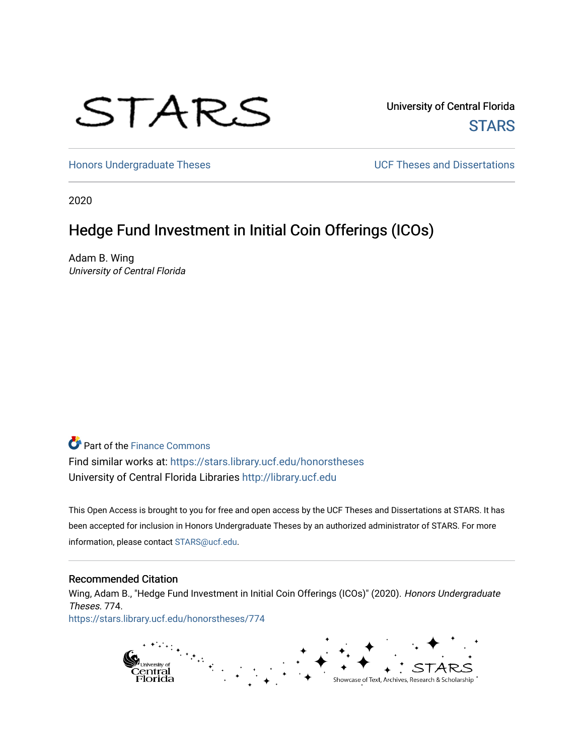STARS

University of Central Florida
STARS

Honors Undergraduate Theses

UCF Theses and Dissertations

2020

# Hedge Fund Investment in Initial Coin Offerings (ICOs)

Adam B. Wing
*University of Central Florida*

Part of the Finance Commons
Find similar works at: https://stars.library.ucf.edu/honorstheses
University of Central Florida Libraries http://library.ucf.edu

This Open Access is brought to you for free and open access by the UCF Theses and Dissertations at STARS. It has been accepted for inclusion in Honors Undergraduate Theses by an authorized administrator of STARS. For more information, please contact STARS@ucf.edu.

## Recommended Citation

Wing, Adam B., "Hedge Fund Investment in Initial Coin Offerings (ICOs)" (2020). *Honors Undergraduate Theses*. 774.
https://stars.library.ucf.edu/honorstheses/774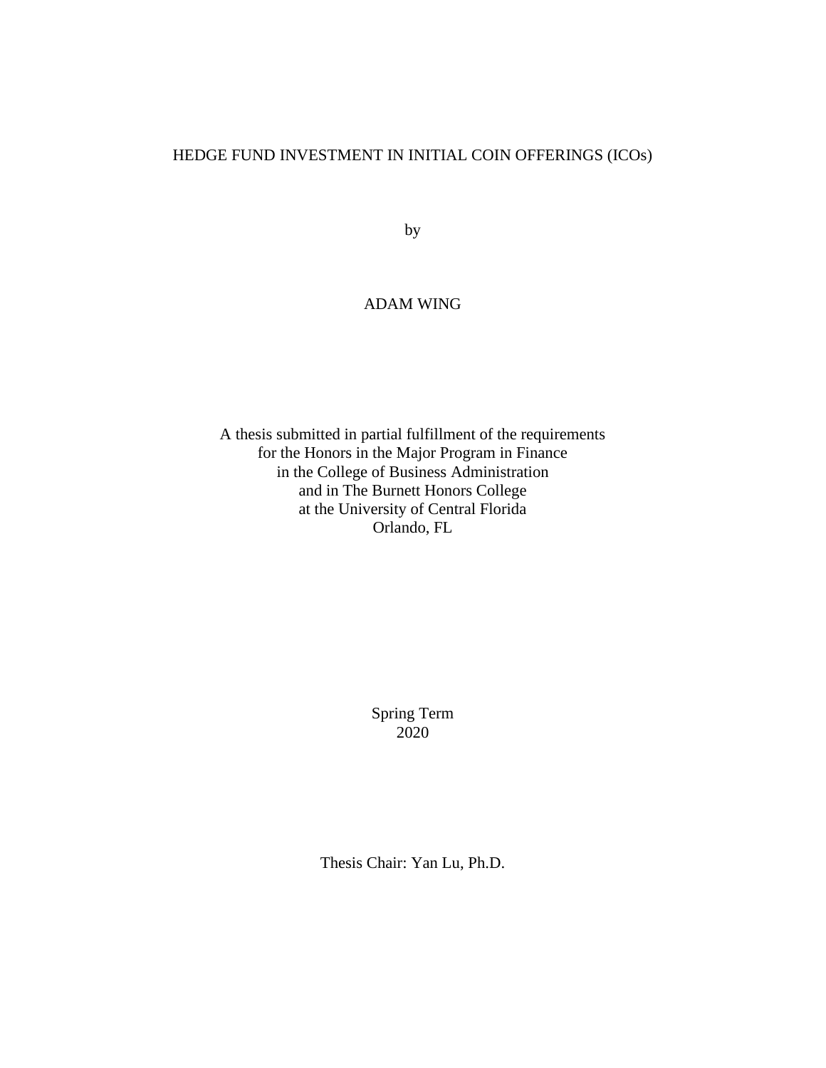# HEDGE FUND INVESTMENT IN INITIAL COIN OFFERINGS (ICOs)

by

ADAM WING

A thesis submitted in partial fulfillment of the requirements
for the Honors in the Major Program in Finance
in the College of Business Administration
and in The Burnett Honors College
at the University of Central Florida
Orlando, FL

Spring Term
2020

Thesis Chair: Yan Lu, Ph.D.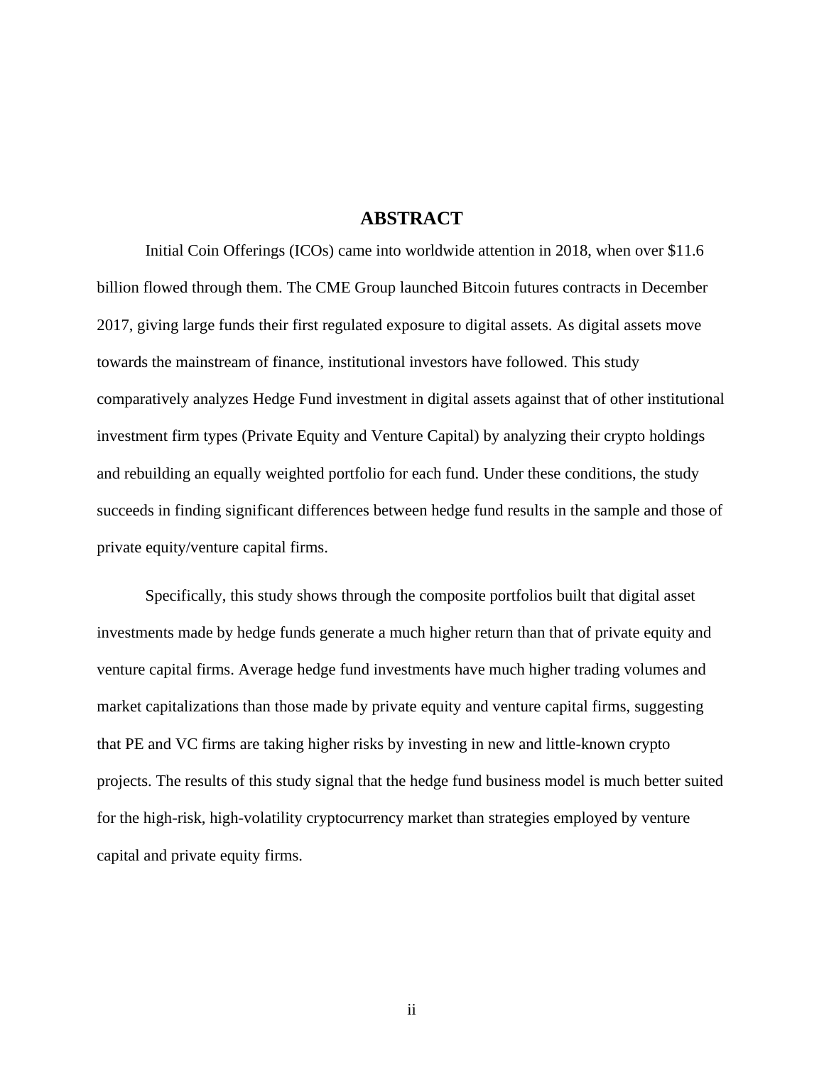# ABSTRACT

Initial Coin Offerings (ICOs) came into worldwide attention in 2018, when over $11.6 billion flowed through them. The CME Group launched Bitcoin futures contracts in December 2017, giving large funds their first regulated exposure to digital assets. As digital assets move towards the mainstream of finance, institutional investors have followed. This study comparatively analyzes Hedge Fund investment in digital assets against that of other institutional investment firm types (Private Equity and Venture Capital) by analyzing their crypto holdings and rebuilding an equally weighted portfolio for each fund. Under these conditions, the study succeeds in finding significant differences between hedge fund results in the sample and those of private equity/venture capital firms.

Specifically, this study shows through the composite portfolios built that digital asset investments made by hedge funds generate a much higher return than that of private equity and venture capital firms. Average hedge fund investments have much higher trading volumes and market capitalizations than those made by private equity and venture capital firms, suggesting that PE and VC firms are taking higher risks by investing in new and little-known crypto projects. The results of this study signal that the hedge fund business model is much better suited for the high-risk, high-volatility cryptocurrency market than strategies employed by venture capital and private equity firms.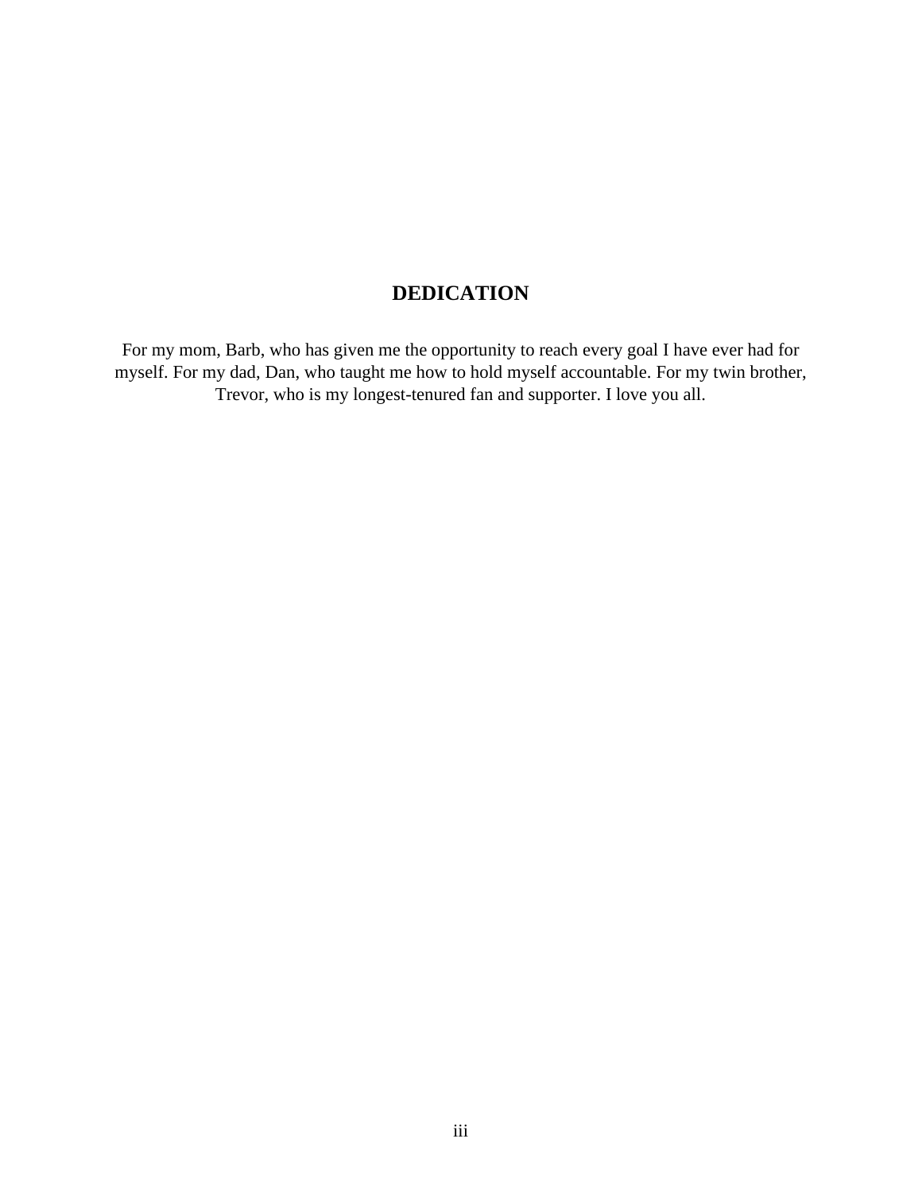# DEDICATION

For my mom, Barb, who has given me the opportunity to reach every goal I have ever had for myself. For my dad, Dan, who taught me how to hold myself accountable. For my twin brother, Trevor, who is my longest-tenured fan and supporter. I love you all.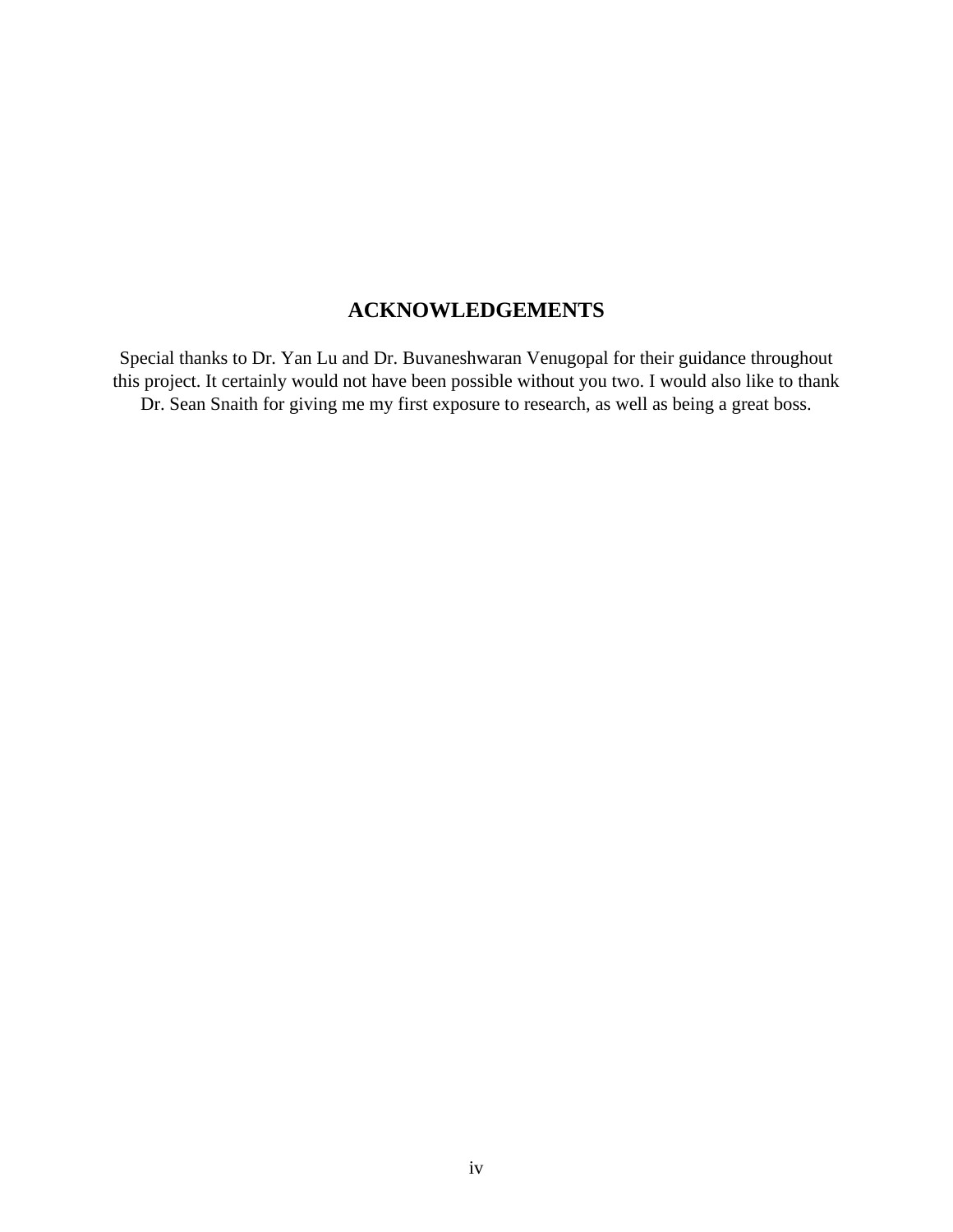# ACKNOWLEDGEMENTS

Special thanks to Dr. Yan Lu and Dr. Buvaneshwaran Venugopal for their guidance throughout this project. It certainly would not have been possible without you two. I would also like to thank Dr. Sean Snaith for giving me my first exposure to research, as well as being a great boss.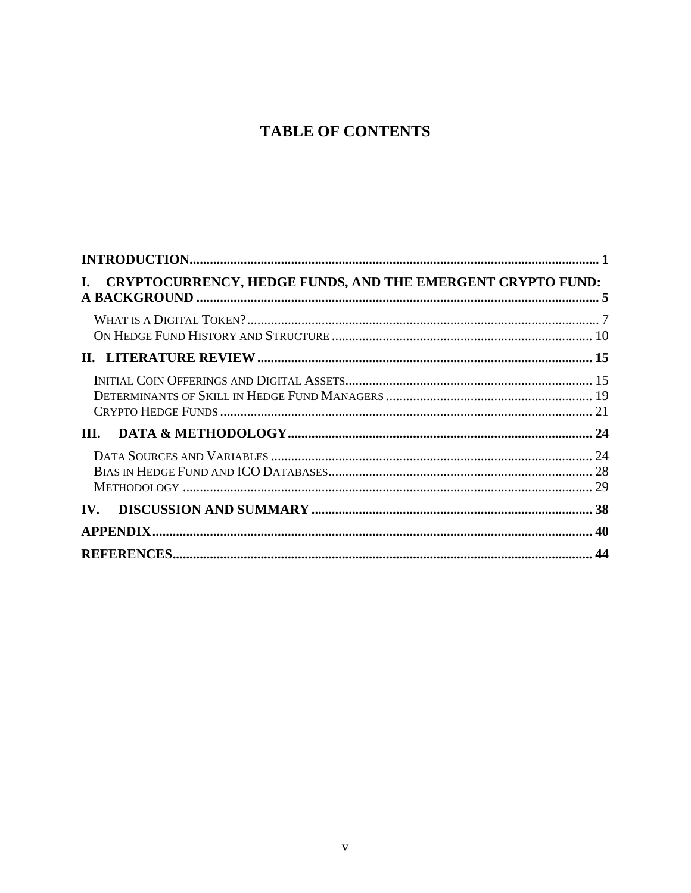# TABLE OF CONTENTS

**INTRODUCTION** ........................................................................................................................ 1

**I. CRYPTOCURRENCY, HEDGE FUNDS, AND THE EMERGENT CRYPTO FUND: A BACKGROUND** ........................................................................................................................ 5

- What is a Digital Token? ........................................................................................................ 7
- On Hedge Fund History and Structure ........................................................................... 10

**II. LITERATURE REVIEW** ........................................................................................................ 15

- Initial Coin Offerings and Digital Assets ........................................................................ 15
- Determinants of Skill in Hedge Fund Managers ............................................................ 19
- Crypto Hedge Funds ............................................................................................................ 21

**III. DATA & METHODOLOGY** ................................................................................................ 24

- Data Sources and Variables ................................................................................................ 24
- Bias in Hedge Fund and ICO Databases ........................................................................... 28
- Methodology ......................................................................................................................... 29

**IV. DISCUSSION AND SUMMARY** ......................................................................................... 38

**APPENDIX** ................................................................................................................................ 40

**REFERENCES** ........................................................................................................................... 44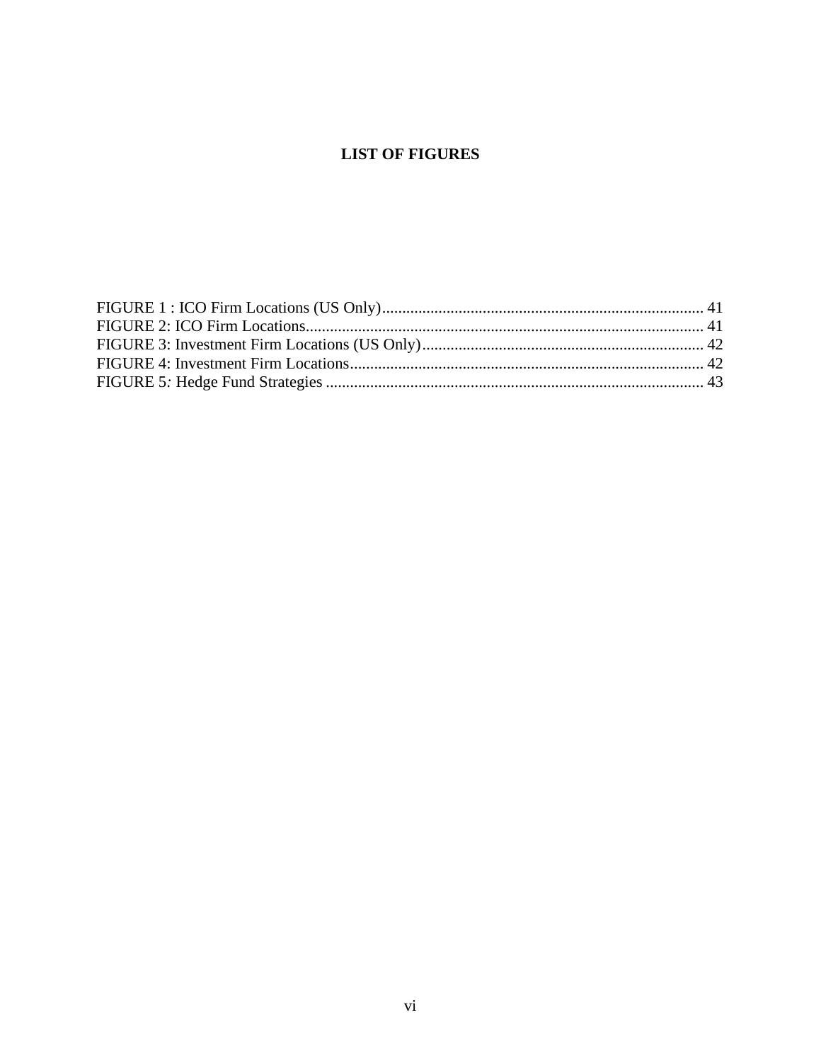# LIST OF FIGURES

FIGURE 1 : ICO Firm Locations (US Only)................................................................................ 41
FIGURE 2: ICO Firm Locations.................................................................................................. 41
FIGURE 3: Investment Firm Locations (US Only)...................................................................... 42
FIGURE 4: Investment Firm Locations........................................................................................ 42
FIGURE 5*:* Hedge Fund Strategies .............................................................................................. 43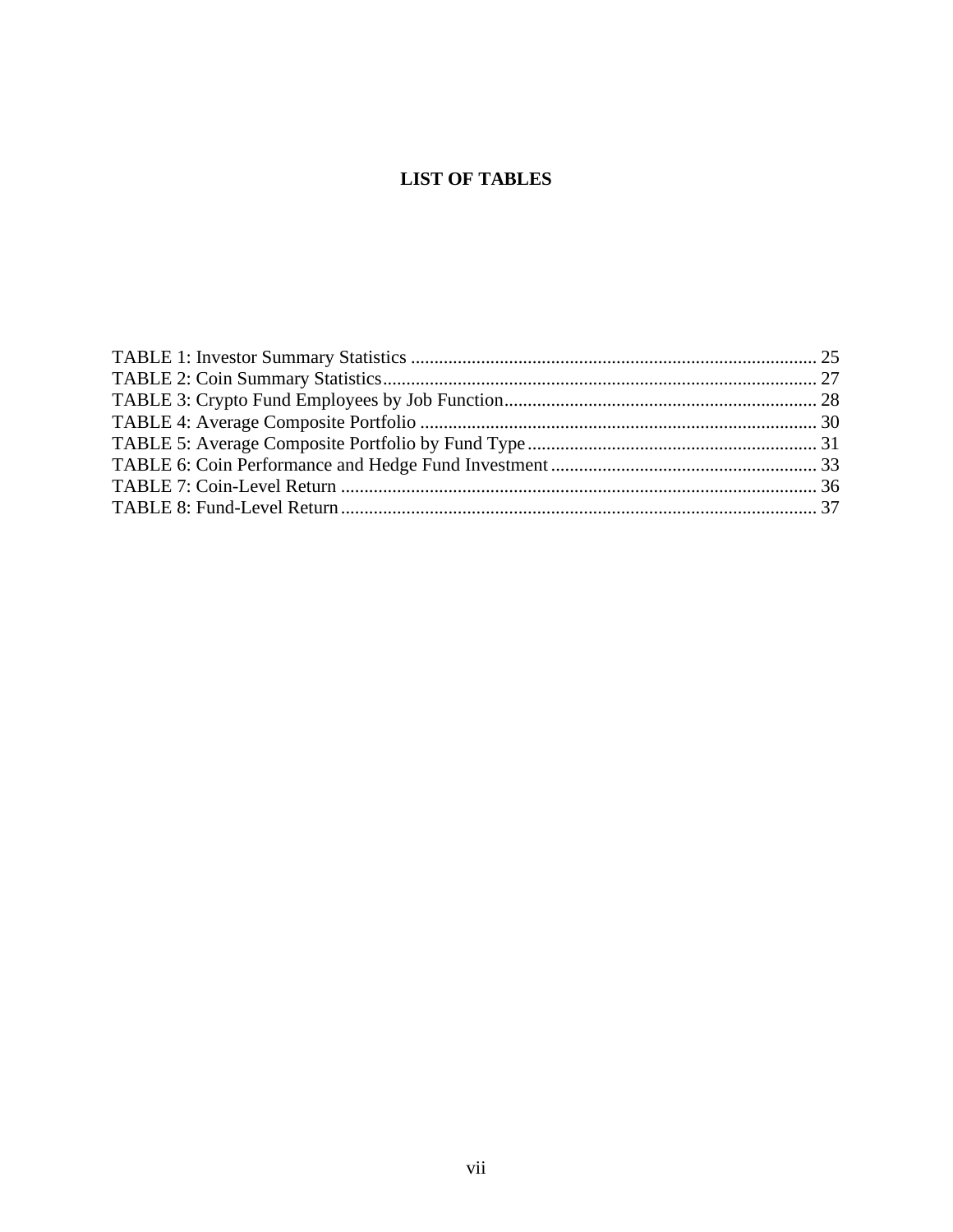# LIST OF TABLES

TABLE 1: Investor Summary Statistics ..................................................................................... 25
TABLE 2: Coin Summary Statistics........................................................................................... 27
TABLE 3: Crypto Fund Employees by Job Function.................................................................. 28
TABLE 4: Average Composite Portfolio .................................................................................... 30
TABLE 5: Average Composite Portfolio by Fund Type............................................................. 31
TABLE 6: Coin Performance and Hedge Fund Investment......................................................... 33
TABLE 7: Coin-Level Return ..................................................................................................... 36
TABLE 8: Fund-Level Return..................................................................................................... 37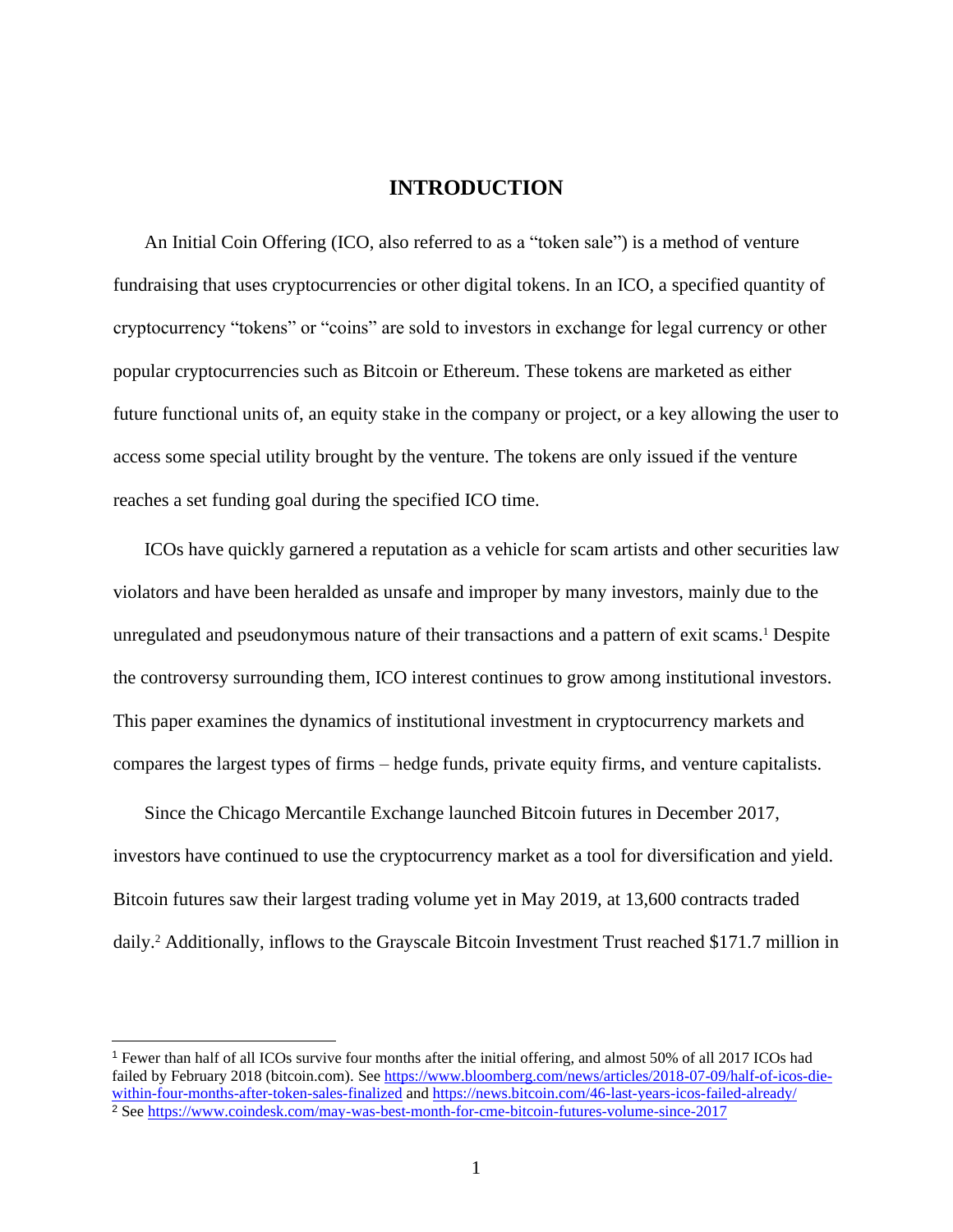# INTRODUCTION

An Initial Coin Offering (ICO, also referred to as a "token sale") is a method of venture fundraising that uses cryptocurrencies or other digital tokens. In an ICO, a specified quantity of cryptocurrency "tokens" or "coins" are sold to investors in exchange for legal currency or other popular cryptocurrencies such as Bitcoin or Ethereum. These tokens are marketed as either future functional units of, an equity stake in the company or project, or a key allowing the user to access some special utility brought by the venture. The tokens are only issued if the venture reaches a set funding goal during the specified ICO time.

ICOs have quickly garnered a reputation as a vehicle for scam artists and other securities law violators and have been heralded as unsafe and improper by many investors, mainly due to the unregulated and pseudonymous nature of their transactions and a pattern of exit scams.[1] Despite the controversy surrounding them, ICO interest continues to grow among institutional investors. This paper examines the dynamics of institutional investment in cryptocurrency markets and compares the largest types of firms – hedge funds, private equity firms, and venture capitalists.

Since the Chicago Mercantile Exchange launched Bitcoin futures in December 2017, investors have continued to use the cryptocurrency market as a tool for diversification and yield. Bitcoin futures saw their largest trading volume yet in May 2019, at 13,600 contracts traded daily.[2] Additionally, inflows to the Grayscale Bitcoin Investment Trust reached $171.7 million in

---

[1] Fewer than half of all ICOs survive four months after the initial offering, and almost 50% of all 2017 ICOs had failed by February 2018 (bitcoin.com). See https://www.bloomberg.com/news/articles/2018-07-09/half-of-icos-die-within-four-months-after-token-sales-finalized and https://news.bitcoin.com/46-last-years-icos-failed-already/

[2] See https://www.coindesk.com/may-was-best-month-for-cme-bitcoin-futures-volume-since-2017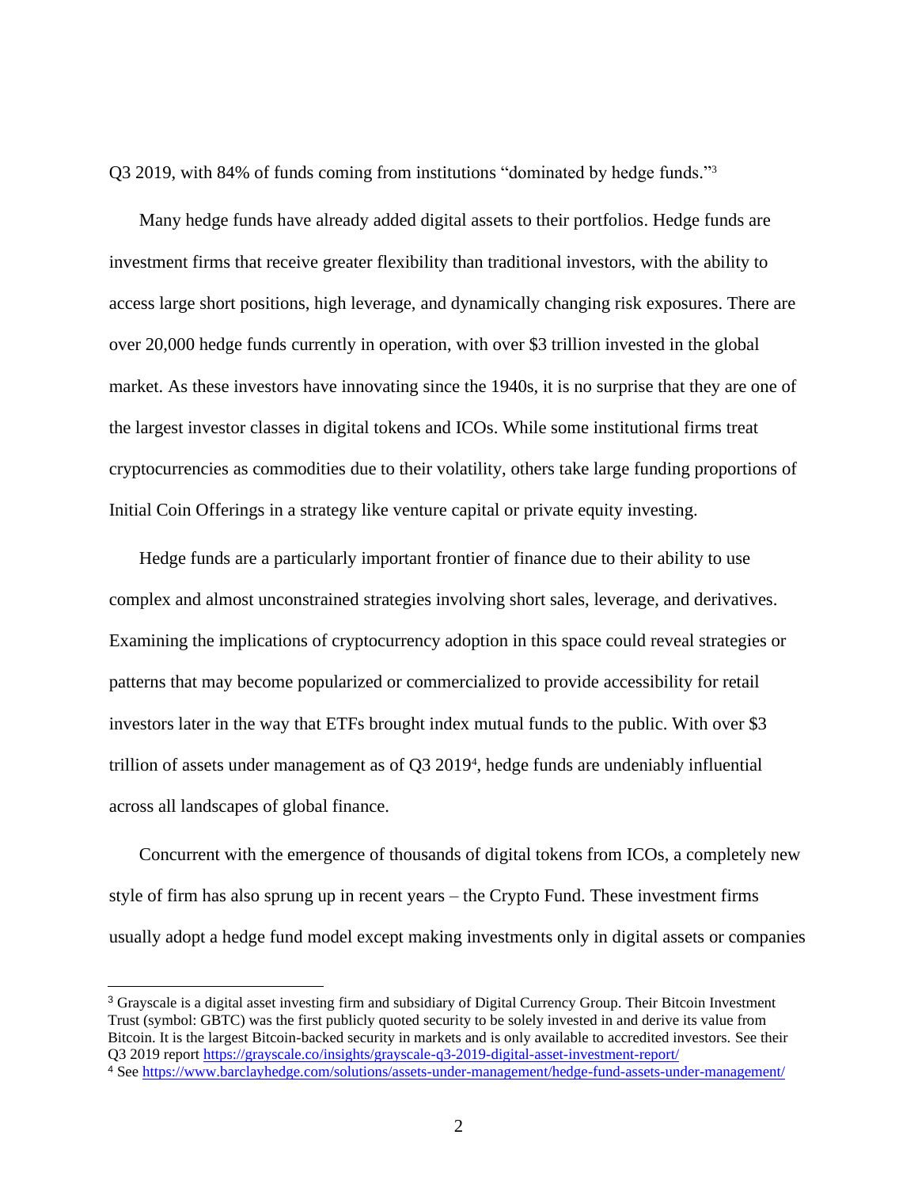Q3 2019, with 84% of funds coming from institutions "dominated by hedge funds."[3]

Many hedge funds have already added digital assets to their portfolios. Hedge funds are investment firms that receive greater flexibility than traditional investors, with the ability to access large short positions, high leverage, and dynamically changing risk exposures. There are over 20,000 hedge funds currently in operation, with over $3 trillion invested in the global market. As these investors have innovating since the 1940s, it is no surprise that they are one of the largest investor classes in digital tokens and ICOs. While some institutional firms treat cryptocurrencies as commodities due to their volatility, others take large funding proportions of Initial Coin Offerings in a strategy like venture capital or private equity investing.

Hedge funds are a particularly important frontier of finance due to their ability to use complex and almost unconstrained strategies involving short sales, leverage, and derivatives. Examining the implications of cryptocurrency adoption in this space could reveal strategies or patterns that may become popularized or commercialized to provide accessibility for retail investors later in the way that ETFs brought index mutual funds to the public. With over $3 trillion of assets under management as of Q3 2019[4], hedge funds are undeniably influential across all landscapes of global finance.

Concurrent with the emergence of thousands of digital tokens from ICOs, a completely new style of firm has also sprung up in recent years – the Crypto Fund. These investment firms usually adopt a hedge fund model except making investments only in digital assets or companies

[3] Grayscale is a digital asset investing firm and subsidiary of Digital Currency Group. Their Bitcoin Investment Trust (symbol: GBTC) was the first publicly quoted security to be solely invested in and derive its value from Bitcoin. It is the largest Bitcoin-backed security in markets and is only available to accredited investors. See their Q3 2019 report https://grayscale.co/insights/grayscale-q3-2019-digital-asset-investment-report/

[4] See https://www.barclayhedge.com/solutions/assets-under-management/hedge-fund-assets-under-management/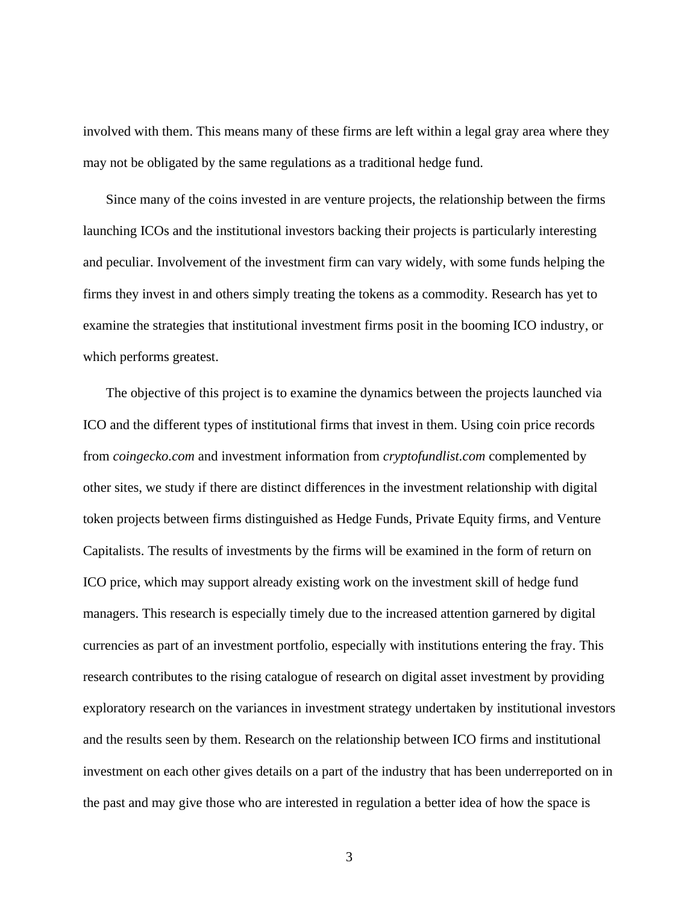involved with them. This means many of these firms are left within a legal gray area where they may not be obligated by the same regulations as a traditional hedge fund.

Since many of the coins invested in are venture projects, the relationship between the firms launching ICOs and the institutional investors backing their projects is particularly interesting and peculiar. Involvement of the investment firm can vary widely, with some funds helping the firms they invest in and others simply treating the tokens as a commodity. Research has yet to examine the strategies that institutional investment firms posit in the booming ICO industry, or which performs greatest.

The objective of this project is to examine the dynamics between the projects launched via ICO and the different types of institutional firms that invest in them. Using coin price records from *coingecko.com* and investment information from *cryptofundlist.com* complemented by other sites, we study if there are distinct differences in the investment relationship with digital token projects between firms distinguished as Hedge Funds, Private Equity firms, and Venture Capitalists. The results of investments by the firms will be examined in the form of return on ICO price, which may support already existing work on the investment skill of hedge fund managers. This research is especially timely due to the increased attention garnered by digital currencies as part of an investment portfolio, especially with institutions entering the fray. This research contributes to the rising catalogue of research on digital asset investment by providing exploratory research on the variances in investment strategy undertaken by institutional investors and the results seen by them. Research on the relationship between ICO firms and institutional investment on each other gives details on a part of the industry that has been underreported on in the past and may give those who are interested in regulation a better idea of how the space is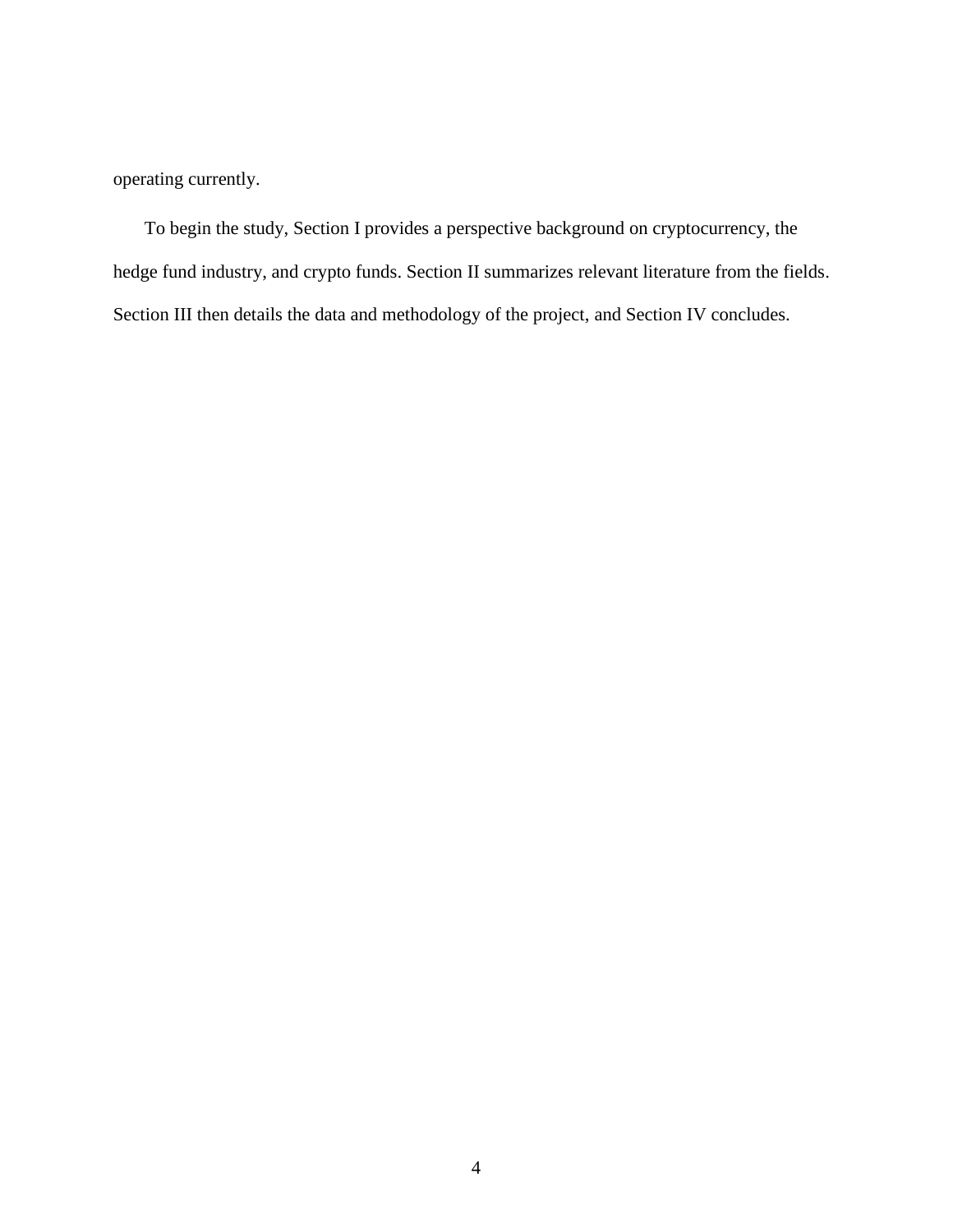operating currently.

To begin the study, Section I provides a perspective background on cryptocurrency, the hedge fund industry, and crypto funds. Section II summarizes relevant literature from the fields. Section III then details the data and methodology of the project, and Section IV concludes.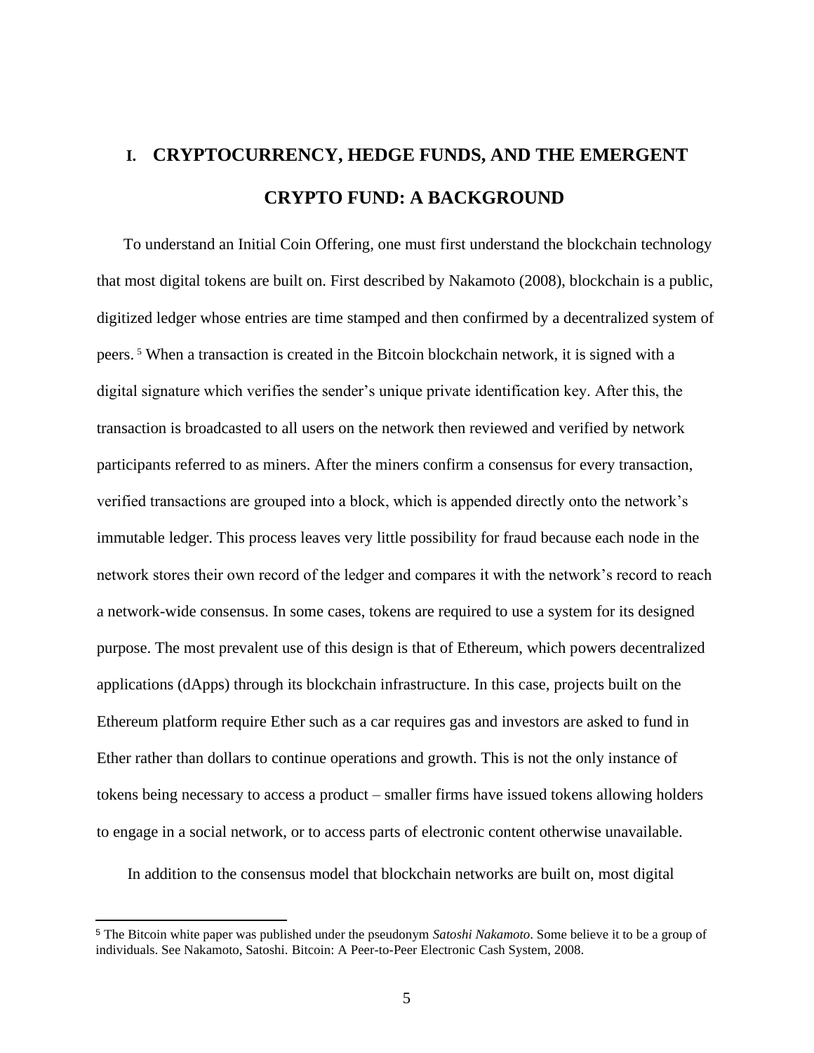# I. CRYPTOCURRENCY, HEDGE FUNDS, AND THE EMERGENT CRYPTO FUND: A BACKGROUND

To understand an Initial Coin Offering, one must first understand the blockchain technology that most digital tokens are built on. First described by Nakamoto (2008), blockchain is a public, digitized ledger whose entries are time stamped and then confirmed by a decentralized system of peers. [5] When a transaction is created in the Bitcoin blockchain network, it is signed with a digital signature which verifies the sender's unique private identification key. After this, the transaction is broadcasted to all users on the network then reviewed and verified by network participants referred to as miners. After the miners confirm a consensus for every transaction, verified transactions are grouped into a block, which is appended directly onto the network's immutable ledger. This process leaves very little possibility for fraud because each node in the network stores their own record of the ledger and compares it with the network's record to reach a network-wide consensus. In some cases, tokens are required to use a system for its designed purpose. The most prevalent use of this design is that of Ethereum, which powers decentralized applications (dApps) through its blockchain infrastructure. In this case, projects built on the Ethereum platform require Ether such as a car requires gas and investors are asked to fund in Ether rather than dollars to continue operations and growth. This is not the only instance of tokens being necessary to access a product – smaller firms have issued tokens allowing holders to engage in a social network, or to access parts of electronic content otherwise unavailable.

In addition to the consensus model that blockchain networks are built on, most digital

---

[5] The Bitcoin white paper was published under the pseudonym *Satoshi Nakamoto*. Some believe it to be a group of individuals. See Nakamoto, Satoshi. Bitcoin: A Peer-to-Peer Electronic Cash System, 2008.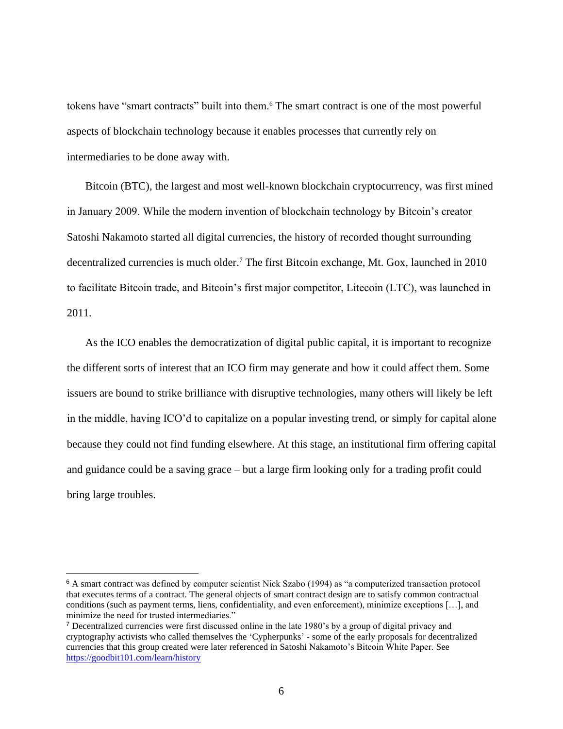tokens have "smart contracts" built into them.[6] The smart contract is one of the most powerful aspects of blockchain technology because it enables processes that currently rely on intermediaries to be done away with.

Bitcoin (BTC), the largest and most well-known blockchain cryptocurrency, was first mined in January 2009. While the modern invention of blockchain technology by Bitcoin's creator Satoshi Nakamoto started all digital currencies, the history of recorded thought surrounding decentralized currencies is much older.[7] The first Bitcoin exchange, Mt. Gox, launched in 2010 to facilitate Bitcoin trade, and Bitcoin's first major competitor, Litecoin (LTC), was launched in 2011.

As the ICO enables the democratization of digital public capital, it is important to recognize the different sorts of interest that an ICO firm may generate and how it could affect them. Some issuers are bound to strike brilliance with disruptive technologies, many others will likely be left in the middle, having ICO'd to capitalize on a popular investing trend, or simply for capital alone because they could not find funding elsewhere. At this stage, an institutional firm offering capital and guidance could be a saving grace – but a large firm looking only for a trading profit could bring large troubles.

---

[6] A smart contract was defined by computer scientist Nick Szabo (1994) as "a computerized transaction protocol that executes terms of a contract. The general objects of smart contract design are to satisfy common contractual conditions (such as payment terms, liens, confidentiality, and even enforcement), minimize exceptions […], and minimize the need for trusted intermediaries."

[7] Decentralized currencies were first discussed online in the late 1980's by a group of digital privacy and cryptography activists who called themselves the 'Cypherpunks' - some of the early proposals for decentralized currencies that this group created were later referenced in Satoshi Nakamoto's Bitcoin White Paper. See https://goodbit101.com/learn/history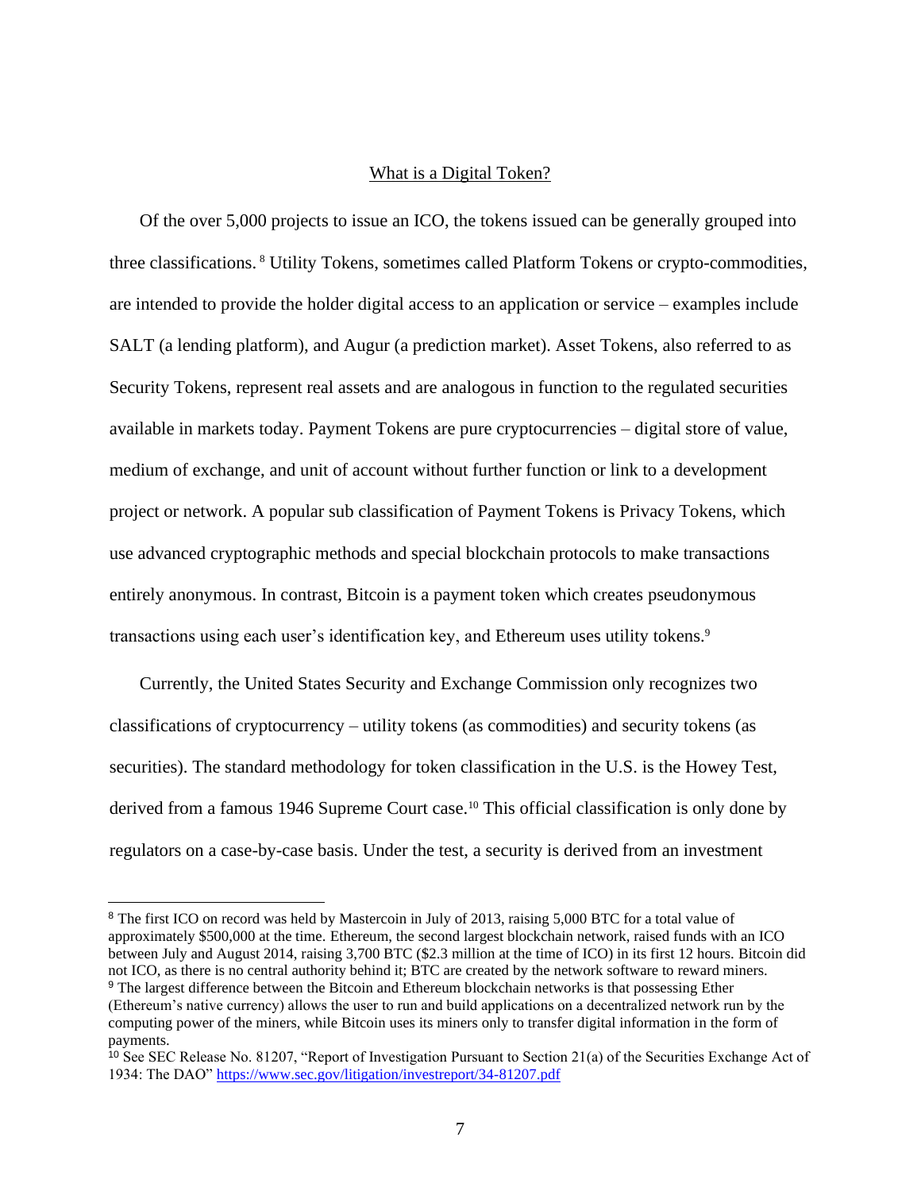## What is a Digital Token?

Of the over 5,000 projects to issue an ICO, the tokens issued can be generally grouped into three classifications. [8] Utility Tokens, sometimes called Platform Tokens or crypto-commodities, are intended to provide the holder digital access to an application or service – examples include SALT (a lending platform), and Augur (a prediction market). Asset Tokens, also referred to as Security Tokens, represent real assets and are analogous in function to the regulated securities available in markets today. Payment Tokens are pure cryptocurrencies – digital store of value, medium of exchange, and unit of account without further function or link to a development project or network. A popular sub classification of Payment Tokens is Privacy Tokens, which use advanced cryptographic methods and special blockchain protocols to make transactions entirely anonymous. In contrast, Bitcoin is a payment token which creates pseudonymous transactions using each user's identification key, and Ethereum uses utility tokens.[9]

Currently, the United States Security and Exchange Commission only recognizes two classifications of cryptocurrency – utility tokens (as commodities) and security tokens (as securities). The standard methodology for token classification in the U.S. is the Howey Test, derived from a famous 1946 Supreme Court case.[10] This official classification is only done by regulators on a case-by-case basis. Under the test, a security is derived from an investment

---

[8] The first ICO on record was held by Mastercoin in July of 2013, raising 5,000 BTC for a total value of approximately $500,000 at the time. Ethereum, the second largest blockchain network, raised funds with an ICO between July and August 2014, raising 3,700 BTC ($2.3 million at the time of ICO) in its first 12 hours. Bitcoin did not ICO, as there is no central authority behind it; BTC are created by the network software to reward miners.

[9] The largest difference between the Bitcoin and Ethereum blockchain networks is that possessing Ether (Ethereum's native currency) allows the user to run and build applications on a decentralized network run by the computing power of the miners, while Bitcoin uses its miners only to transfer digital information in the form of payments.

[10] See SEC Release No. 81207, "Report of Investigation Pursuant to Section 21(a) of the Securities Exchange Act of 1934: The DAO" https://www.sec.gov/litigation/investreport/34-81207.pdf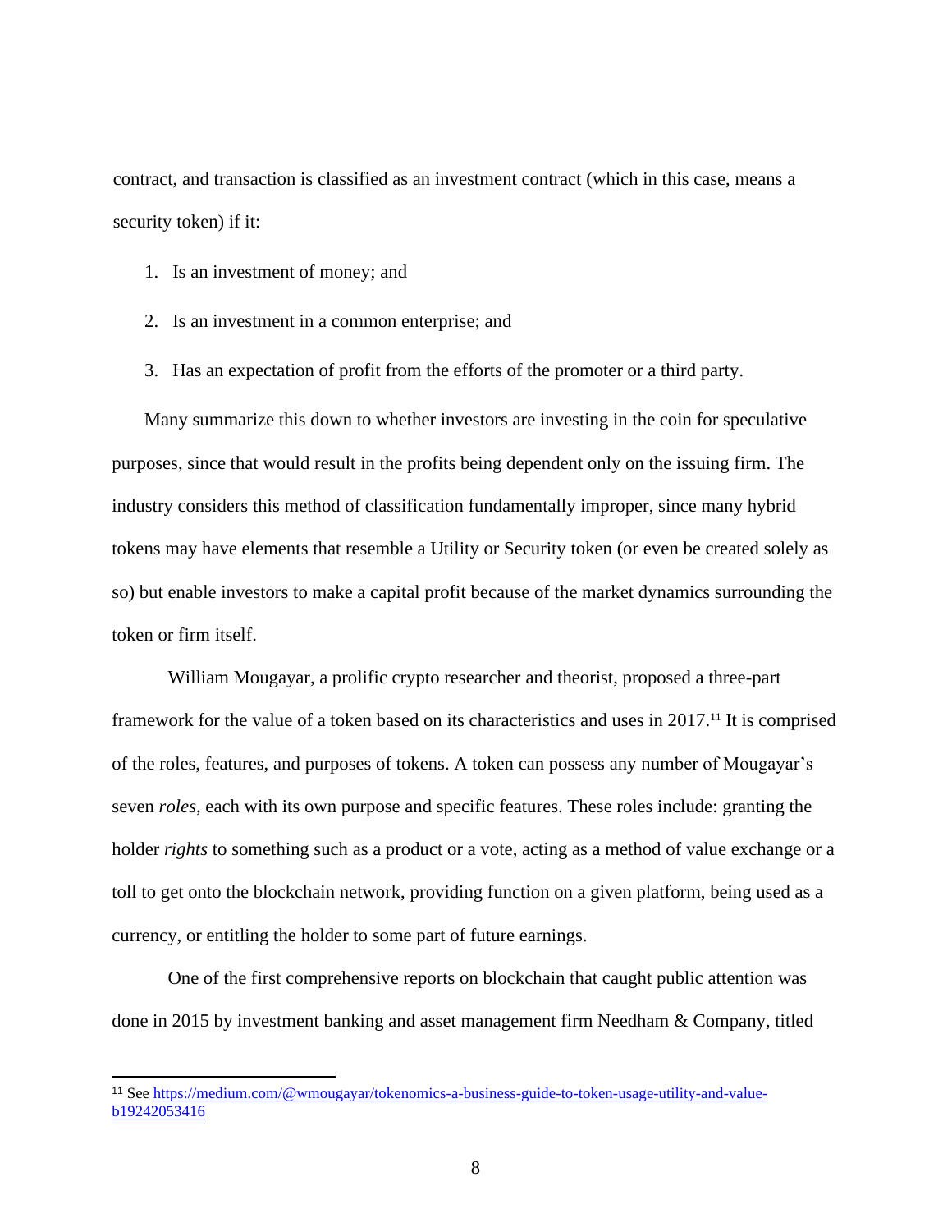contract, and transaction is classified as an investment contract (which in this case, means a security token) if it:

1. Is an investment of money; and
2. Is an investment in a common enterprise; and
3. Has an expectation of profit from the efforts of the promoter or a third party.

Many summarize this down to whether investors are investing in the coin for speculative purposes, since that would result in the profits being dependent only on the issuing firm. The industry considers this method of classification fundamentally improper, since many hybrid tokens may have elements that resemble a Utility or Security token (or even be created solely as so) but enable investors to make a capital profit because of the market dynamics surrounding the token or firm itself.

William Mougayar, a prolific crypto researcher and theorist, proposed a three-part framework for the value of a token based on its characteristics and uses in 2017.[11] It is comprised of the roles, features, and purposes of tokens. A token can possess any number of Mougayar's seven *roles*, each with its own purpose and specific features. These roles include: granting the holder *rights* to something such as a product or a vote, acting as a method of value exchange or a toll to get onto the blockchain network, providing function on a given platform, being used as a currency, or entitling the holder to some part of future earnings.

One of the first comprehensive reports on blockchain that caught public attention was done in 2015 by investment banking and asset management firm Needham & Company, titled

[11] See https://medium.com/@wmougayar/tokenomics-a-business-guide-to-token-usage-utility-and-value-b19242053416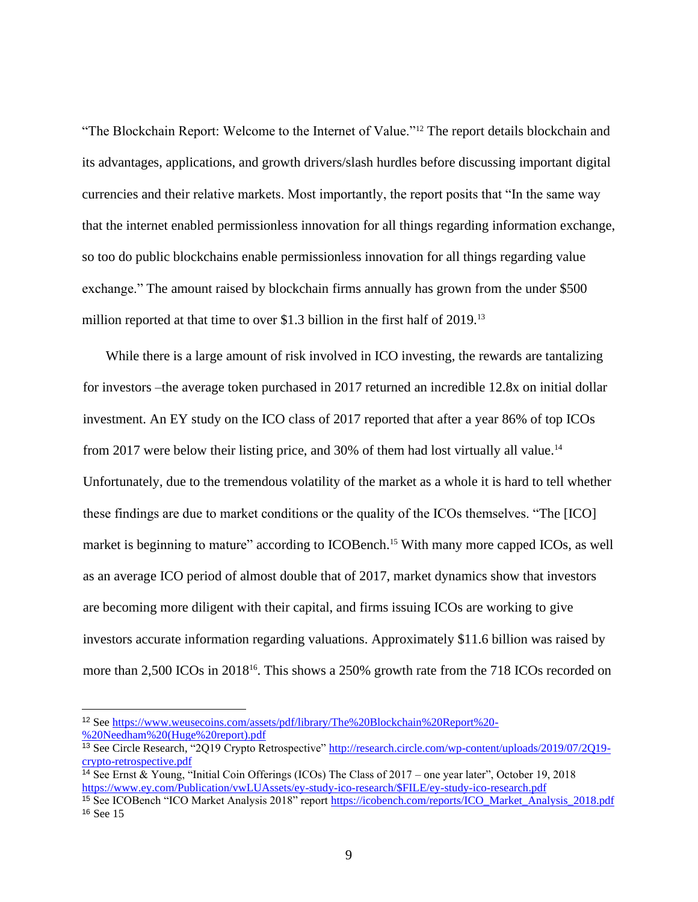"The Blockchain Report: Welcome to the Internet of Value."[12] The report details blockchain and its advantages, applications, and growth drivers/slash hurdles before discussing important digital currencies and their relative markets. Most importantly, the report posits that "In the same way that the internet enabled permissionless innovation for all things regarding information exchange, so too do public blockchains enable permissionless innovation for all things regarding value exchange." The amount raised by blockchain firms annually has grown from the under $500 million reported at that time to over $1.3 billion in the first half of 2019.[13]

While there is a large amount of risk involved in ICO investing, the rewards are tantalizing for investors –the average token purchased in 2017 returned an incredible 12.8x on initial dollar investment. An EY study on the ICO class of 2017 reported that after a year 86% of top ICOs from 2017 were below their listing price, and 30% of them had lost virtually all value.[14] Unfortunately, due to the tremendous volatility of the market as a whole it is hard to tell whether these findings are due to market conditions or the quality of the ICOs themselves. "The [ICO] market is beginning to mature" according to ICOBench.[15] With many more capped ICOs, as well as an average ICO period of almost double that of 2017, market dynamics show that investors are becoming more diligent with their capital, and firms issuing ICOs are working to give investors accurate information regarding valuations. Approximately $11.6 billion was raised by more than 2,500 ICOs in 2018[16]. This shows a 250% growth rate from the 718 ICOs recorded on

---

[12] See https://www.weusecoins.com/assets/pdf/library/The%20Blockchain%20Report%20-%20Needham%20(Huge%20report).pdf

[13] See Circle Research, "2Q19 Crypto Retrospective" http://research.circle.com/wp-content/uploads/2019/07/2Q19-crypto-retrospective.pdf

[14] See Ernst & Young, "Initial Coin Offerings (ICOs) The Class of 2017 – one year later", October 19, 2018 https://www.ey.com/Publication/vwLUAssets/ey-study-ico-research/$FILE/ey-study-ico-research.pdf

[15] See ICOBench "ICO Market Analysis 2018" report https://icobench.com/reports/ICO_Market_Analysis_2018.pdf

[16] See 15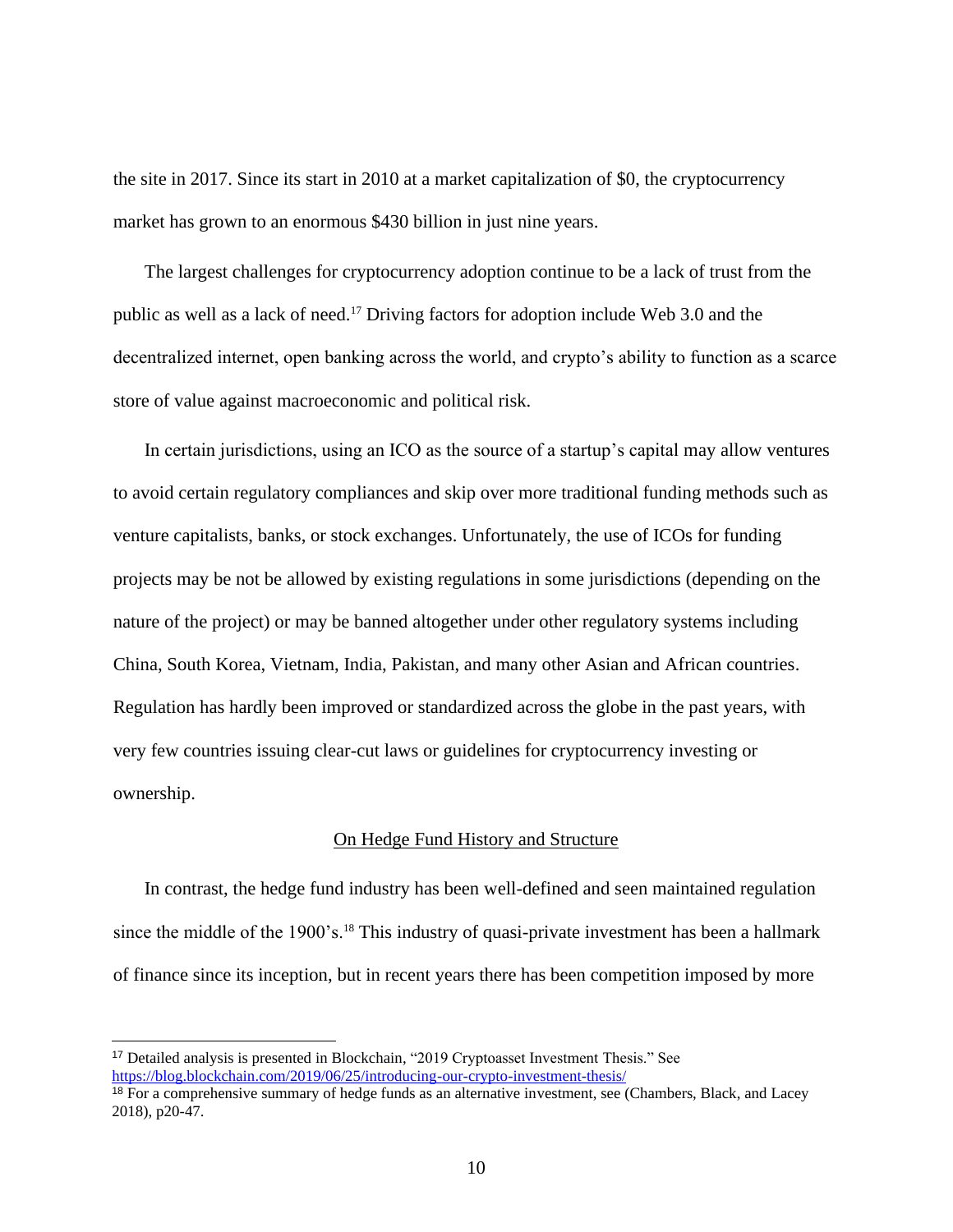the site in 2017. Since its start in 2010 at a market capitalization of $0, the cryptocurrency market has grown to an enormous $430 billion in just nine years.

The largest challenges for cryptocurrency adoption continue to be a lack of trust from the public as well as a lack of need.[17] Driving factors for adoption include Web 3.0 and the decentralized internet, open banking across the world, and crypto's ability to function as a scarce store of value against macroeconomic and political risk.

In certain jurisdictions, using an ICO as the source of a startup's capital may allow ventures to avoid certain regulatory compliances and skip over more traditional funding methods such as venture capitalists, banks, or stock exchanges. Unfortunately, the use of ICOs for funding projects may be not be allowed by existing regulations in some jurisdictions (depending on the nature of the project) or may be banned altogether under other regulatory systems including China, South Korea, Vietnam, India, Pakistan, and many other Asian and African countries. Regulation has hardly been improved or standardized across the globe in the past years, with very few countries issuing clear-cut laws or guidelines for cryptocurrency investing or ownership.

## On Hedge Fund History and Structure

In contrast, the hedge fund industry has been well-defined and seen maintained regulation since the middle of the 1900's.[18] This industry of quasi-private investment has been a hallmark of finance since its inception, but in recent years there has been competition imposed by more

---

[17] Detailed analysis is presented in Blockchain, "2019 Cryptoasset Investment Thesis." See https://blog.blockchain.com/2019/06/25/introducing-our-crypto-investment-thesis/

[18] For a comprehensive summary of hedge funds as an alternative investment, see (Chambers, Black, and Lacey 2018), p20-47.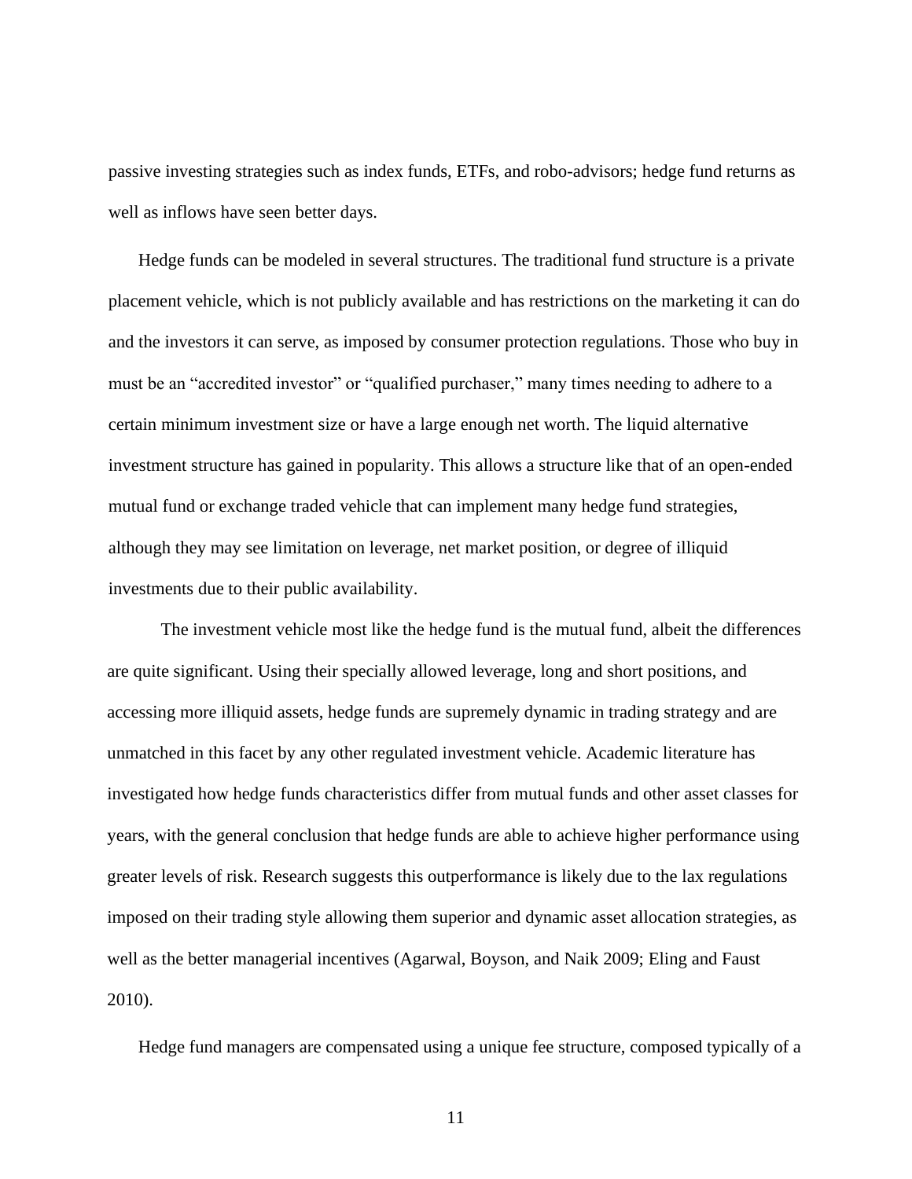passive investing strategies such as index funds, ETFs, and robo-advisors; hedge fund returns as well as inflows have seen better days.

Hedge funds can be modeled in several structures. The traditional fund structure is a private placement vehicle, which is not publicly available and has restrictions on the marketing it can do and the investors it can serve, as imposed by consumer protection regulations. Those who buy in must be an "accredited investor" or "qualified purchaser," many times needing to adhere to a certain minimum investment size or have a large enough net worth. The liquid alternative investment structure has gained in popularity. This allows a structure like that of an open-ended mutual fund or exchange traded vehicle that can implement many hedge fund strategies, although they may see limitation on leverage, net market position, or degree of illiquid investments due to their public availability.

The investment vehicle most like the hedge fund is the mutual fund, albeit the differences are quite significant. Using their specially allowed leverage, long and short positions, and accessing more illiquid assets, hedge funds are supremely dynamic in trading strategy and are unmatched in this facet by any other regulated investment vehicle. Academic literature has investigated how hedge funds characteristics differ from mutual funds and other asset classes for years, with the general conclusion that hedge funds are able to achieve higher performance using greater levels of risk. Research suggests this outperformance is likely due to the lax regulations imposed on their trading style allowing them superior and dynamic asset allocation strategies, as well as the better managerial incentives (Agarwal, Boyson, and Naik 2009; Eling and Faust 2010).

Hedge fund managers are compensated using a unique fee structure, composed typically of a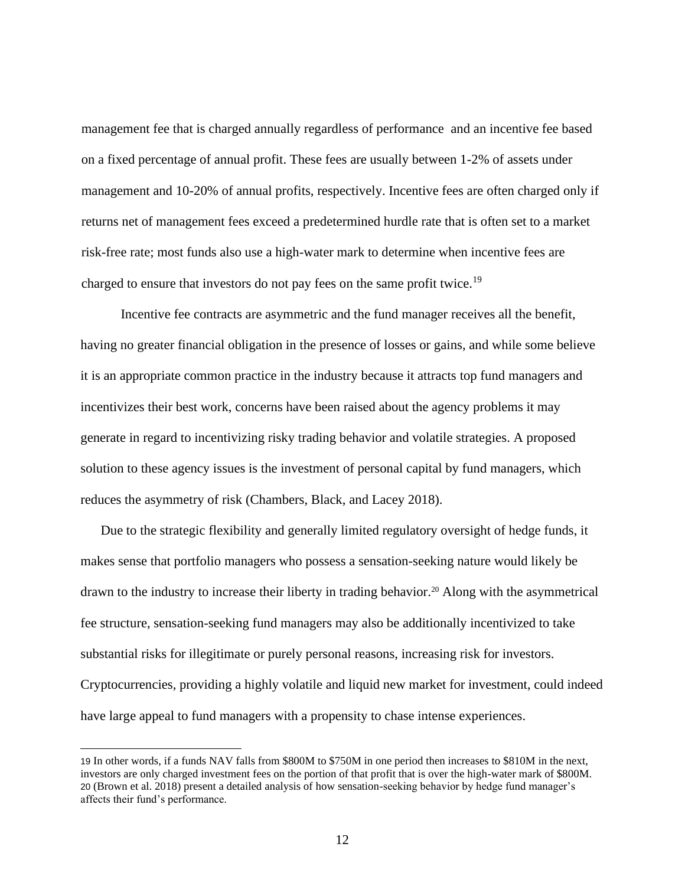management fee that is charged annually regardless of performance and an incentive fee based on a fixed percentage of annual profit. These fees are usually between 1-2% of assets under management and 10-20% of annual profits, respectively. Incentive fees are often charged only if returns net of management fees exceed a predetermined hurdle rate that is often set to a market risk-free rate; most funds also use a high-water mark to determine when incentive fees are charged to ensure that investors do not pay fees on the same profit twice.[19]

Incentive fee contracts are asymmetric and the fund manager receives all the benefit, having no greater financial obligation in the presence of losses or gains, and while some believe it is an appropriate common practice in the industry because it attracts top fund managers and incentivizes their best work, concerns have been raised about the agency problems it may generate in regard to incentivizing risky trading behavior and volatile strategies. A proposed solution to these agency issues is the investment of personal capital by fund managers, which reduces the asymmetry of risk (Chambers, Black, and Lacey 2018).

Due to the strategic flexibility and generally limited regulatory oversight of hedge funds, it makes sense that portfolio managers who possess a sensation-seeking nature would likely be drawn to the industry to increase their liberty in trading behavior.[20] Along with the asymmetrical fee structure, sensation-seeking fund managers may also be additionally incentivized to take substantial risks for illegitimate or purely personal reasons, increasing risk for investors. Cryptocurrencies, providing a highly volatile and liquid new market for investment, could indeed have large appeal to fund managers with a propensity to chase intense experiences.

---

19 In other words, if a funds NAV falls from $800M to $750M in one period then increases to $810M in the next, investors are only charged investment fees on the portion of that profit that is over the high-water mark of $800M.

20 (Brown et al. 2018) present a detailed analysis of how sensation-seeking behavior by hedge fund manager's affects their fund's performance.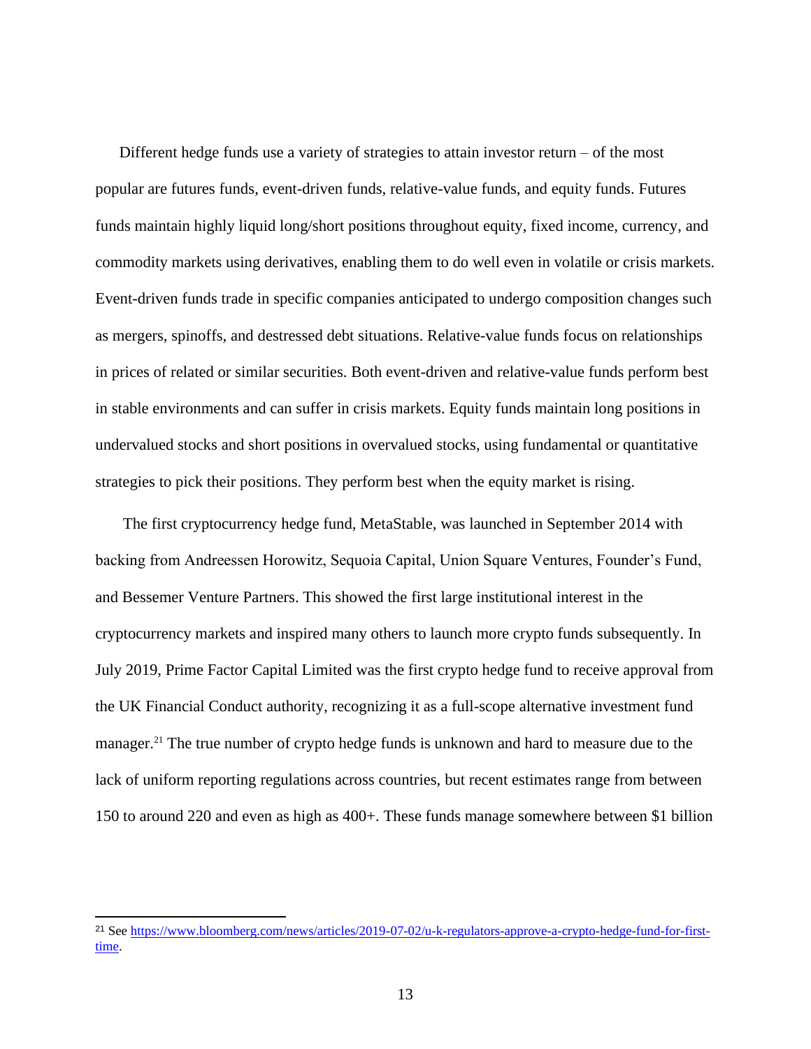Different hedge funds use a variety of strategies to attain investor return – of the most popular are futures funds, event-driven funds, relative-value funds, and equity funds. Futures funds maintain highly liquid long/short positions throughout equity, fixed income, currency, and commodity markets using derivatives, enabling them to do well even in volatile or crisis markets. Event-driven funds trade in specific companies anticipated to undergo composition changes such as mergers, spinoffs, and destressed debt situations. Relative-value funds focus on relationships in prices of related or similar securities. Both event-driven and relative-value funds perform best in stable environments and can suffer in crisis markets. Equity funds maintain long positions in undervalued stocks and short positions in overvalued stocks, using fundamental or quantitative strategies to pick their positions. They perform best when the equity market is rising.

The first cryptocurrency hedge fund, MetaStable, was launched in September 2014 with backing from Andreessen Horowitz, Sequoia Capital, Union Square Ventures, Founder's Fund, and Bessemer Venture Partners. This showed the first large institutional interest in the cryptocurrency markets and inspired many others to launch more crypto funds subsequently. In July 2019, Prime Factor Capital Limited was the first crypto hedge fund to receive approval from the UK Financial Conduct authority, recognizing it as a full-scope alternative investment fund manager.[21] The true number of crypto hedge funds is unknown and hard to measure due to the lack of uniform reporting regulations across countries, but recent estimates range from between 150 to around 220 and even as high as 400+. These funds manage somewhere between $1 billion

[21] See https://www.bloomberg.com/news/articles/2019-07-02/u-k-regulators-approve-a-crypto-hedge-fund-for-first-time.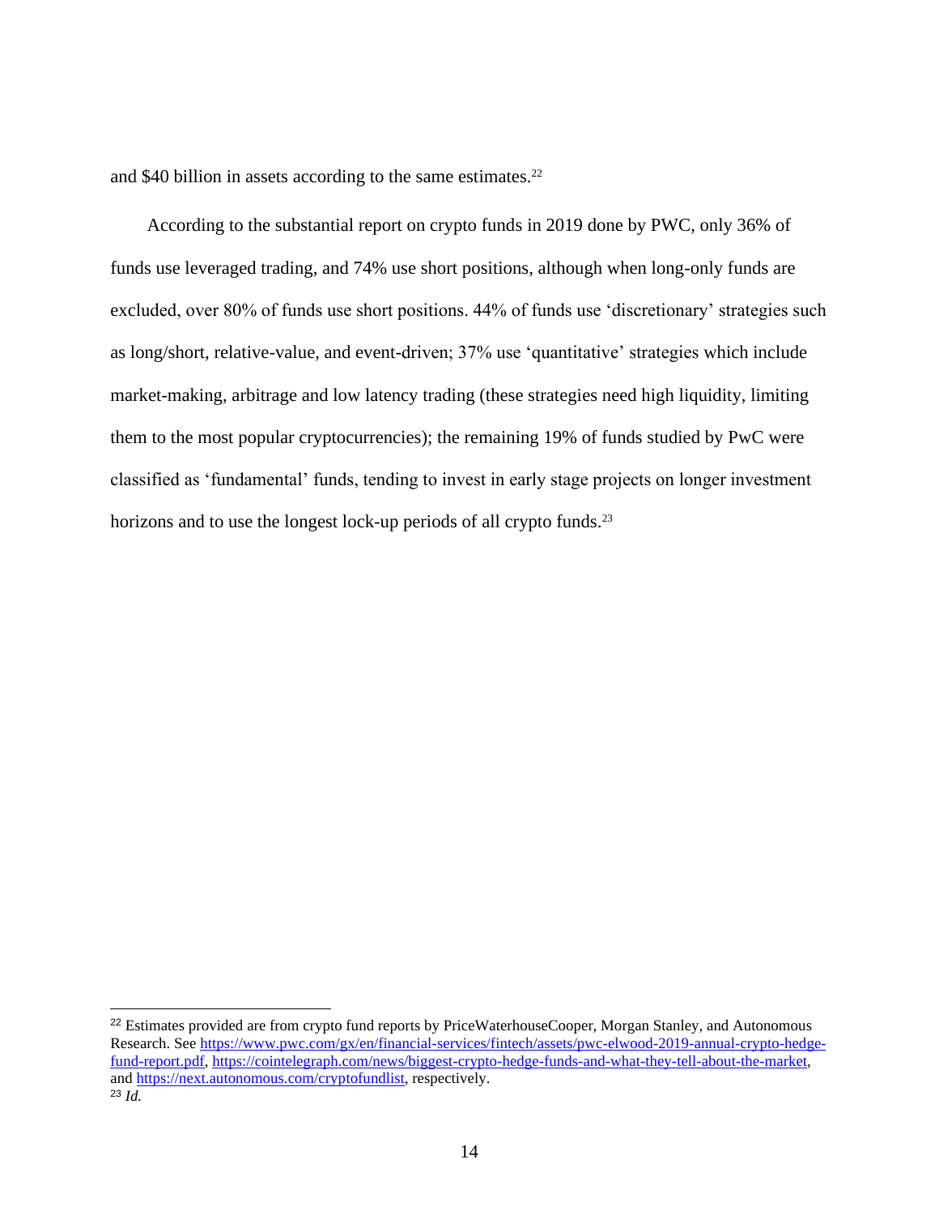and $40 billion in assets according to the same estimates.[22]

According to the substantial report on crypto funds in 2019 done by PWC, only 36% of funds use leveraged trading, and 74% use short positions, although when long-only funds are excluded, over 80% of funds use short positions. 44% of funds use 'discretionary' strategies such as long/short, relative-value, and event-driven; 37% use 'quantitative' strategies which include market-making, arbitrage and low latency trading (these strategies need high liquidity, limiting them to the most popular cryptocurrencies); the remaining 19% of funds studied by PwC were classified as 'fundamental' funds, tending to invest in early stage projects on longer investment horizons and to use the longest lock-up periods of all crypto funds.[23]

---

[22] Estimates provided are from crypto fund reports by PriceWaterhouseCooper, Morgan Stanley, and Autonomous Research. See https://www.pwc.com/gx/en/financial-services/fintech/assets/pwc-elwood-2019-annual-crypto-hedge-fund-report.pdf, https://cointelegraph.com/news/biggest-crypto-hedge-funds-and-what-they-tell-about-the-market, and https://next.autonomous.com/cryptofundlist, respectively.

[23] *Id.*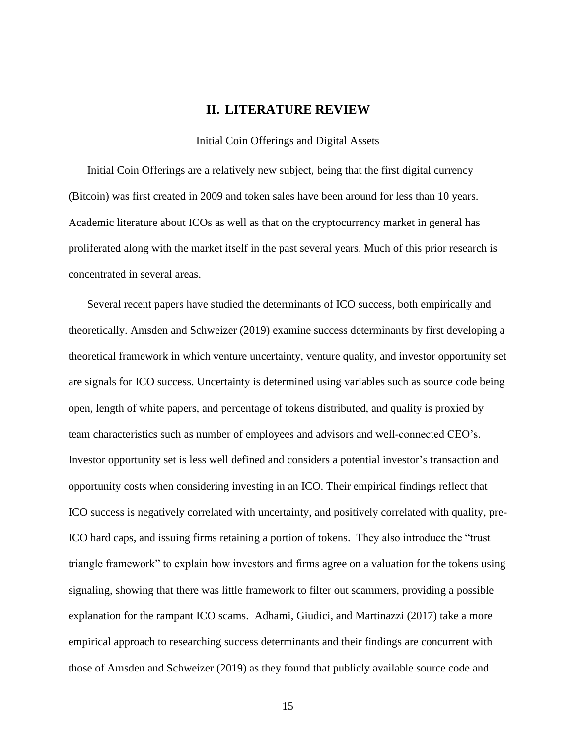# II. LITERATURE REVIEW

## Initial Coin Offerings and Digital Assets

Initial Coin Offerings are a relatively new subject, being that the first digital currency (Bitcoin) was first created in 2009 and token sales have been around for less than 10 years. Academic literature about ICOs as well as that on the cryptocurrency market in general has proliferated along with the market itself in the past several years. Much of this prior research is concentrated in several areas.

Several recent papers have studied the determinants of ICO success, both empirically and theoretically. Amsden and Schweizer (2019) examine success determinants by first developing a theoretical framework in which venture uncertainty, venture quality, and investor opportunity set are signals for ICO success. Uncertainty is determined using variables such as source code being open, length of white papers, and percentage of tokens distributed, and quality is proxied by team characteristics such as number of employees and advisors and well-connected CEO's. Investor opportunity set is less well defined and considers a potential investor's transaction and opportunity costs when considering investing in an ICO. Their empirical findings reflect that ICO success is negatively correlated with uncertainty, and positively correlated with quality, pre-ICO hard caps, and issuing firms retaining a portion of tokens. They also introduce the "trust triangle framework" to explain how investors and firms agree on a valuation for the tokens using signaling, showing that there was little framework to filter out scammers, providing a possible explanation for the rampant ICO scams. Adhami, Giudici, and Martinazzi (2017) take a more empirical approach to researching success determinants and their findings are concurrent with those of Amsden and Schweizer (2019) as they found that publicly available source code and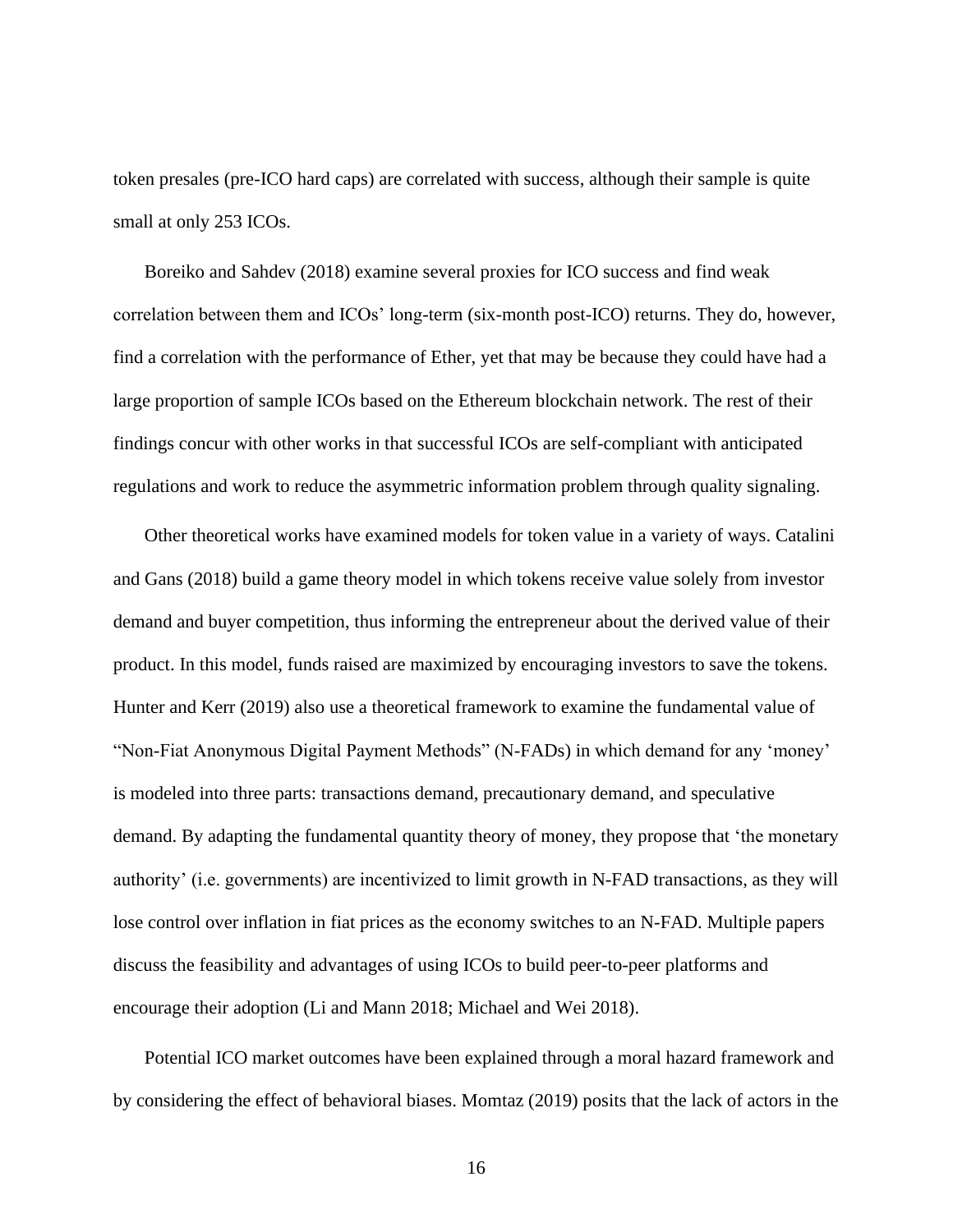token presales (pre-ICO hard caps) are correlated with success, although their sample is quite small at only 253 ICOs.

Boreiko and Sahdev (2018) examine several proxies for ICO success and find weak correlation between them and ICOs' long-term (six-month post-ICO) returns. They do, however, find a correlation with the performance of Ether, yet that may be because they could have had a large proportion of sample ICOs based on the Ethereum blockchain network. The rest of their findings concur with other works in that successful ICOs are self-compliant with anticipated regulations and work to reduce the asymmetric information problem through quality signaling.

Other theoretical works have examined models for token value in a variety of ways. Catalini and Gans (2018) build a game theory model in which tokens receive value solely from investor demand and buyer competition, thus informing the entrepreneur about the derived value of their product. In this model, funds raised are maximized by encouraging investors to save the tokens. Hunter and Kerr (2019) also use a theoretical framework to examine the fundamental value of "Non-Fiat Anonymous Digital Payment Methods" (N-FADs) in which demand for any 'money' is modeled into three parts: transactions demand, precautionary demand, and speculative demand. By adapting the fundamental quantity theory of money, they propose that 'the monetary authority' (i.e. governments) are incentivized to limit growth in N-FAD transactions, as they will lose control over inflation in fiat prices as the economy switches to an N-FAD. Multiple papers discuss the feasibility and advantages of using ICOs to build peer-to-peer platforms and encourage their adoption (Li and Mann 2018; Michael and Wei 2018).

Potential ICO market outcomes have been explained through a moral hazard framework and by considering the effect of behavioral biases. Momtaz (2019) posits that the lack of actors in the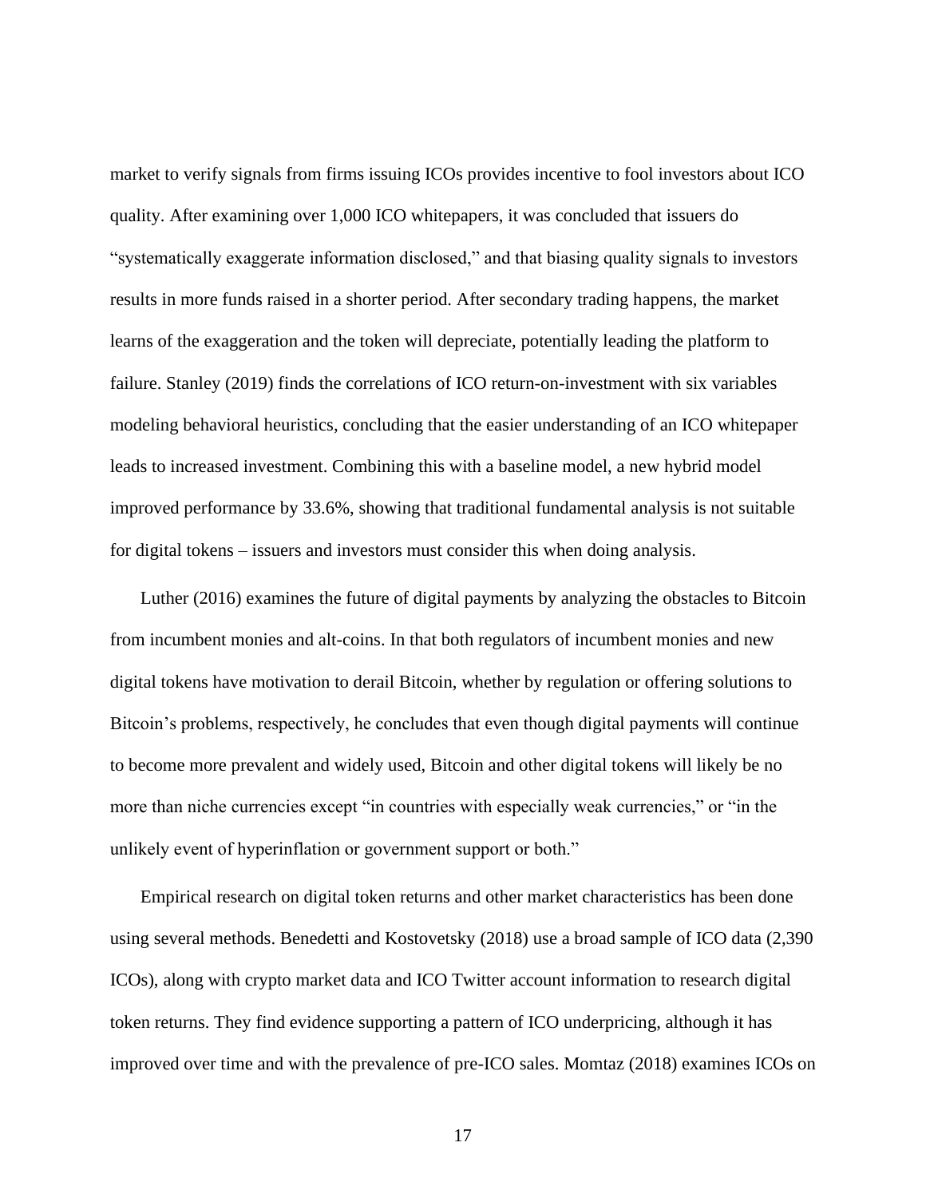market to verify signals from firms issuing ICOs provides incentive to fool investors about ICO quality. After examining over 1,000 ICO whitepapers, it was concluded that issuers do "systematically exaggerate information disclosed," and that biasing quality signals to investors results in more funds raised in a shorter period. After secondary trading happens, the market learns of the exaggeration and the token will depreciate, potentially leading the platform to failure. Stanley (2019) finds the correlations of ICO return-on-investment with six variables modeling behavioral heuristics, concluding that the easier understanding of an ICO whitepaper leads to increased investment. Combining this with a baseline model, a new hybrid model improved performance by 33.6%, showing that traditional fundamental analysis is not suitable for digital tokens – issuers and investors must consider this when doing analysis.

Luther (2016) examines the future of digital payments by analyzing the obstacles to Bitcoin from incumbent monies and alt-coins. In that both regulators of incumbent monies and new digital tokens have motivation to derail Bitcoin, whether by regulation or offering solutions to Bitcoin's problems, respectively, he concludes that even though digital payments will continue to become more prevalent and widely used, Bitcoin and other digital tokens will likely be no more than niche currencies except "in countries with especially weak currencies," or "in the unlikely event of hyperinflation or government support or both."

Empirical research on digital token returns and other market characteristics has been done using several methods. Benedetti and Kostovetsky (2018) use a broad sample of ICO data (2,390 ICOs), along with crypto market data and ICO Twitter account information to research digital token returns. They find evidence supporting a pattern of ICO underpricing, although it has improved over time and with the prevalence of pre-ICO sales. Momtaz (2018) examines ICOs on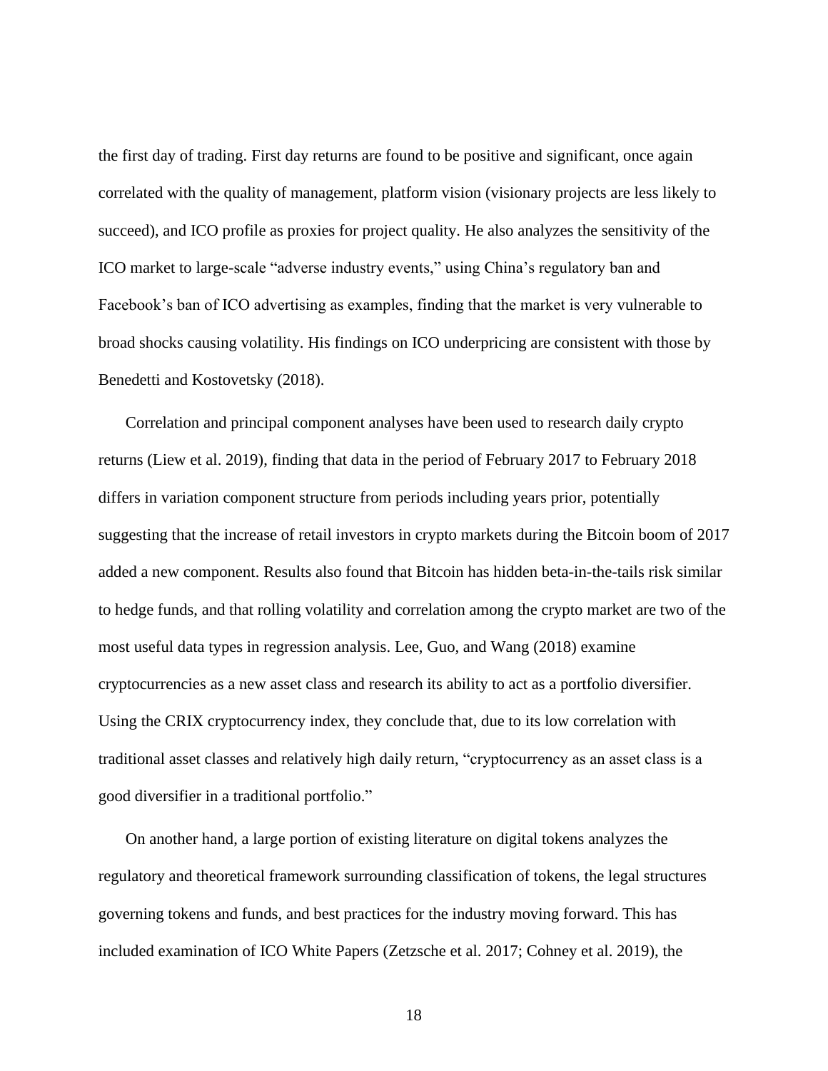the first day of trading. First day returns are found to be positive and significant, once again correlated with the quality of management, platform vision (visionary projects are less likely to succeed), and ICO profile as proxies for project quality. He also analyzes the sensitivity of the ICO market to large-scale "adverse industry events," using China's regulatory ban and Facebook's ban of ICO advertising as examples, finding that the market is very vulnerable to broad shocks causing volatility. His findings on ICO underpricing are consistent with those by Benedetti and Kostovetsky (2018).

Correlation and principal component analyses have been used to research daily crypto returns (Liew et al. 2019), finding that data in the period of February 2017 to February 2018 differs in variation component structure from periods including years prior, potentially suggesting that the increase of retail investors in crypto markets during the Bitcoin boom of 2017 added a new component. Results also found that Bitcoin has hidden beta-in-the-tails risk similar to hedge funds, and that rolling volatility and correlation among the crypto market are two of the most useful data types in regression analysis. Lee, Guo, and Wang (2018) examine cryptocurrencies as a new asset class and research its ability to act as a portfolio diversifier. Using the CRIX cryptocurrency index, they conclude that, due to its low correlation with traditional asset classes and relatively high daily return, "cryptocurrency as an asset class is a good diversifier in a traditional portfolio."

On another hand, a large portion of existing literature on digital tokens analyzes the regulatory and theoretical framework surrounding classification of tokens, the legal structures governing tokens and funds, and best practices for the industry moving forward. This has included examination of ICO White Papers (Zetzsche et al. 2017; Cohney et al. 2019), the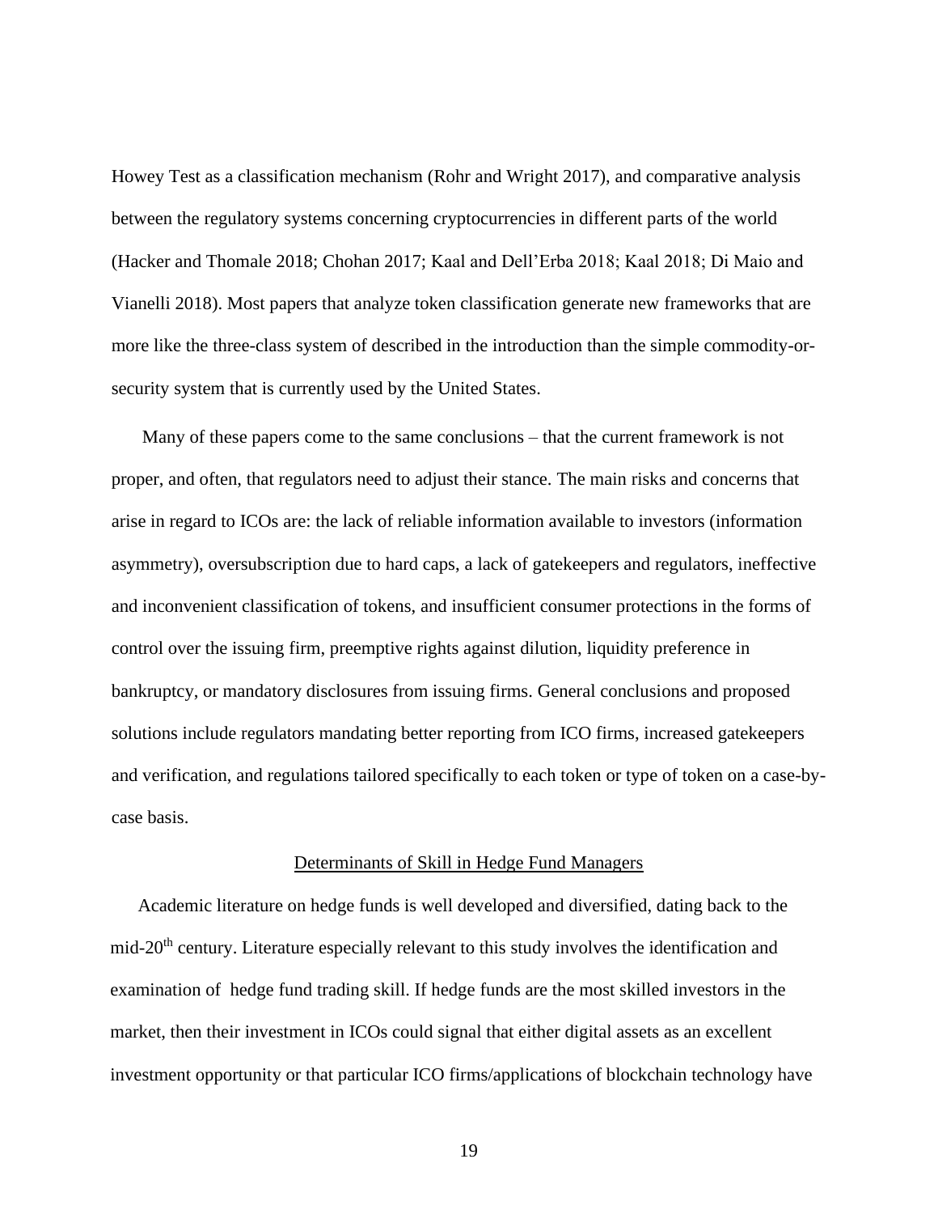Howey Test as a classification mechanism (Rohr and Wright 2017), and comparative analysis between the regulatory systems concerning cryptocurrencies in different parts of the world (Hacker and Thomale 2018; Chohan 2017; Kaal and Dell'Erba 2018; Kaal 2018; Di Maio and Vianelli 2018). Most papers that analyze token classification generate new frameworks that are more like the three-class system of described in the introduction than the simple commodity-or-security system that is currently used by the United States.

Many of these papers come to the same conclusions – that the current framework is not proper, and often, that regulators need to adjust their stance. The main risks and concerns that arise in regard to ICOs are: the lack of reliable information available to investors (information asymmetry), oversubscription due to hard caps, a lack of gatekeepers and regulators, ineffective and inconvenient classification of tokens, and insufficient consumer protections in the forms of control over the issuing firm, preemptive rights against dilution, liquidity preference in bankruptcy, or mandatory disclosures from issuing firms. General conclusions and proposed solutions include regulators mandating better reporting from ICO firms, increased gatekeepers and verification, and regulations tailored specifically to each token or type of token on a case-by-case basis.

## Determinants of Skill in Hedge Fund Managers

Academic literature on hedge funds is well developed and diversified, dating back to the mid-20th century. Literature especially relevant to this study involves the identification and examination of hedge fund trading skill. If hedge funds are the most skilled investors in the market, then their investment in ICOs could signal that either digital assets as an excellent investment opportunity or that particular ICO firms/applications of blockchain technology have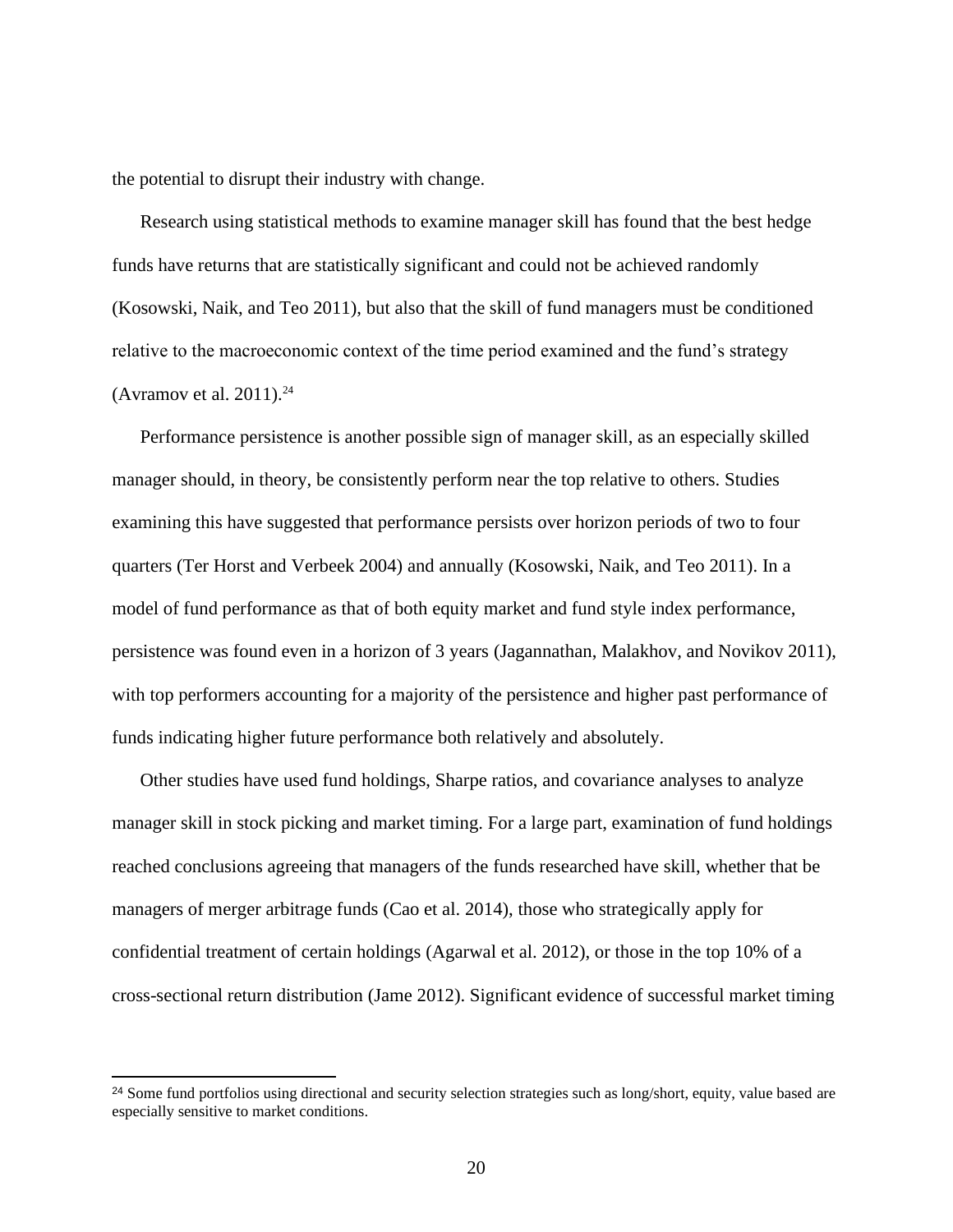the potential to disrupt their industry with change.

Research using statistical methods to examine manager skill has found that the best hedge funds have returns that are statistically significant and could not be achieved randomly (Kosowski, Naik, and Teo 2011), but also that the skill of fund managers must be conditioned relative to the macroeconomic context of the time period examined and the fund's strategy (Avramov et al. 2011).[24]

Performance persistence is another possible sign of manager skill, as an especially skilled manager should, in theory, be consistently perform near the top relative to others. Studies examining this have suggested that performance persists over horizon periods of two to four quarters (Ter Horst and Verbeek 2004) and annually (Kosowski, Naik, and Teo 2011). In a model of fund performance as that of both equity market and fund style index performance, persistence was found even in a horizon of 3 years (Jagannathan, Malakhov, and Novikov 2011), with top performers accounting for a majority of the persistence and higher past performance of funds indicating higher future performance both relatively and absolutely.

Other studies have used fund holdings, Sharpe ratios, and covariance analyses to analyze manager skill in stock picking and market timing. For a large part, examination of fund holdings reached conclusions agreeing that managers of the funds researched have skill, whether that be managers of merger arbitrage funds (Cao et al. 2014), those who strategically apply for confidential treatment of certain holdings (Agarwal et al. 2012), or those in the top 10% of a cross-sectional return distribution (Jame 2012). Significant evidence of successful market timing

---

[24] Some fund portfolios using directional and security selection strategies such as long/short, equity, value based are especially sensitive to market conditions.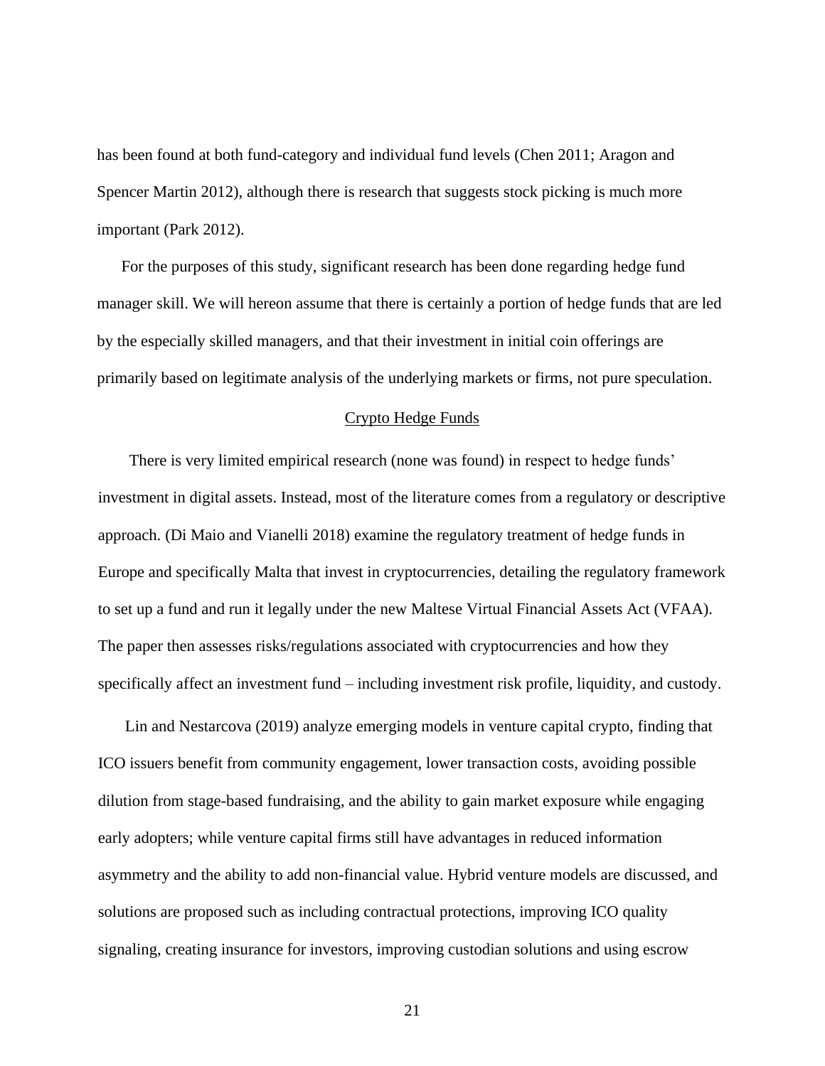has been found at both fund-category and individual fund levels (Chen 2011; Aragon and Spencer Martin 2012), although there is research that suggests stock picking is much more important (Park 2012).

For the purposes of this study, significant research has been done regarding hedge fund manager skill. We will hereon assume that there is certainly a portion of hedge funds that are led by the especially skilled managers, and that their investment in initial coin offerings are primarily based on legitimate analysis of the underlying markets or firms, not pure speculation.

## Crypto Hedge Funds

There is very limited empirical research (none was found) in respect to hedge funds' investment in digital assets. Instead, most of the literature comes from a regulatory or descriptive approach. (Di Maio and Vianelli 2018) examine the regulatory treatment of hedge funds in Europe and specifically Malta that invest in cryptocurrencies, detailing the regulatory framework to set up a fund and run it legally under the new Maltese Virtual Financial Assets Act (VFAA). The paper then assesses risks/regulations associated with cryptocurrencies and how they specifically affect an investment fund – including investment risk profile, liquidity, and custody.

Lin and Nestarcova (2019) analyze emerging models in venture capital crypto, finding that ICO issuers benefit from community engagement, lower transaction costs, avoiding possible dilution from stage-based fundraising, and the ability to gain market exposure while engaging early adopters; while venture capital firms still have advantages in reduced information asymmetry and the ability to add non-financial value. Hybrid venture models are discussed, and solutions are proposed such as including contractual protections, improving ICO quality signaling, creating insurance for investors, improving custodian solutions and using escrow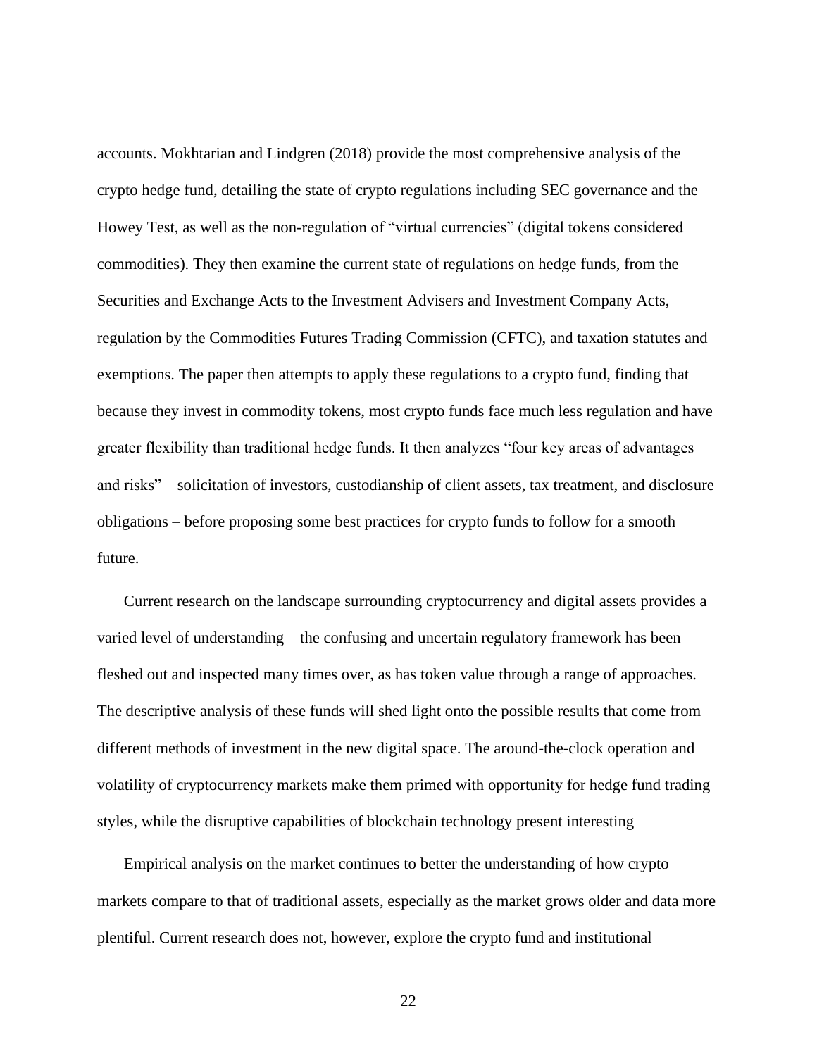accounts. Mokhtarian and Lindgren (2018) provide the most comprehensive analysis of the crypto hedge fund, detailing the state of crypto regulations including SEC governance and the Howey Test, as well as the non-regulation of "virtual currencies" (digital tokens considered commodities). They then examine the current state of regulations on hedge funds, from the Securities and Exchange Acts to the Investment Advisers and Investment Company Acts, regulation by the Commodities Futures Trading Commission (CFTC), and taxation statutes and exemptions. The paper then attempts to apply these regulations to a crypto fund, finding that because they invest in commodity tokens, most crypto funds face much less regulation and have greater flexibility than traditional hedge funds. It then analyzes "four key areas of advantages and risks" – solicitation of investors, custodianship of client assets, tax treatment, and disclosure obligations – before proposing some best practices for crypto funds to follow for a smooth future.

Current research on the landscape surrounding cryptocurrency and digital assets provides a varied level of understanding – the confusing and uncertain regulatory framework has been fleshed out and inspected many times over, as has token value through a range of approaches. The descriptive analysis of these funds will shed light onto the possible results that come from different methods of investment in the new digital space. The around-the-clock operation and volatility of cryptocurrency markets make them primed with opportunity for hedge fund trading styles, while the disruptive capabilities of blockchain technology present interesting

Empirical analysis on the market continues to better the understanding of how crypto markets compare to that of traditional assets, especially as the market grows older and data more plentiful. Current research does not, however, explore the crypto fund and institutional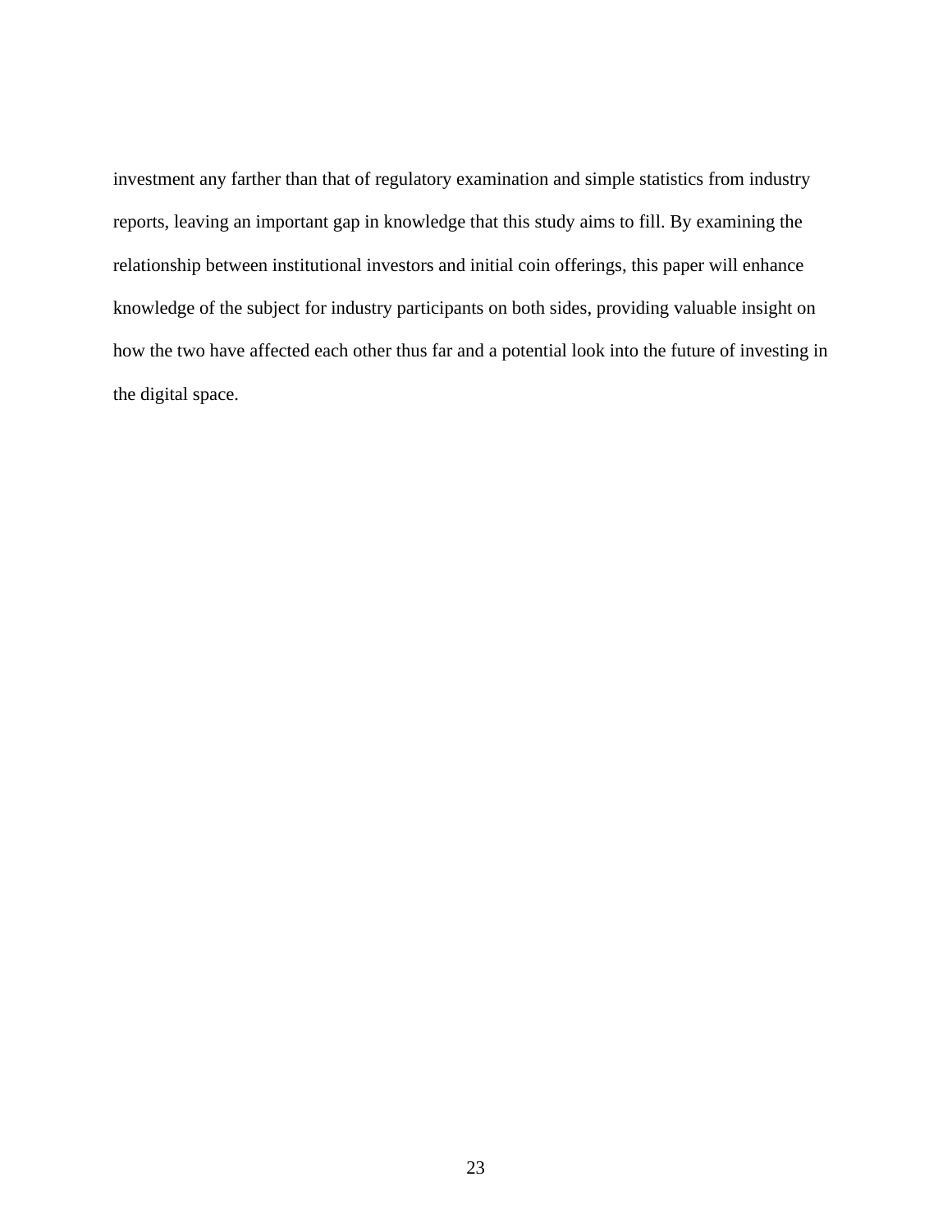investment any farther than that of regulatory examination and simple statistics from industry reports, leaving an important gap in knowledge that this study aims to fill. By examining the relationship between institutional investors and initial coin offerings, this paper will enhance knowledge of the subject for industry participants on both sides, providing valuable insight on how the two have affected each other thus far and a potential look into the future of investing in the digital space.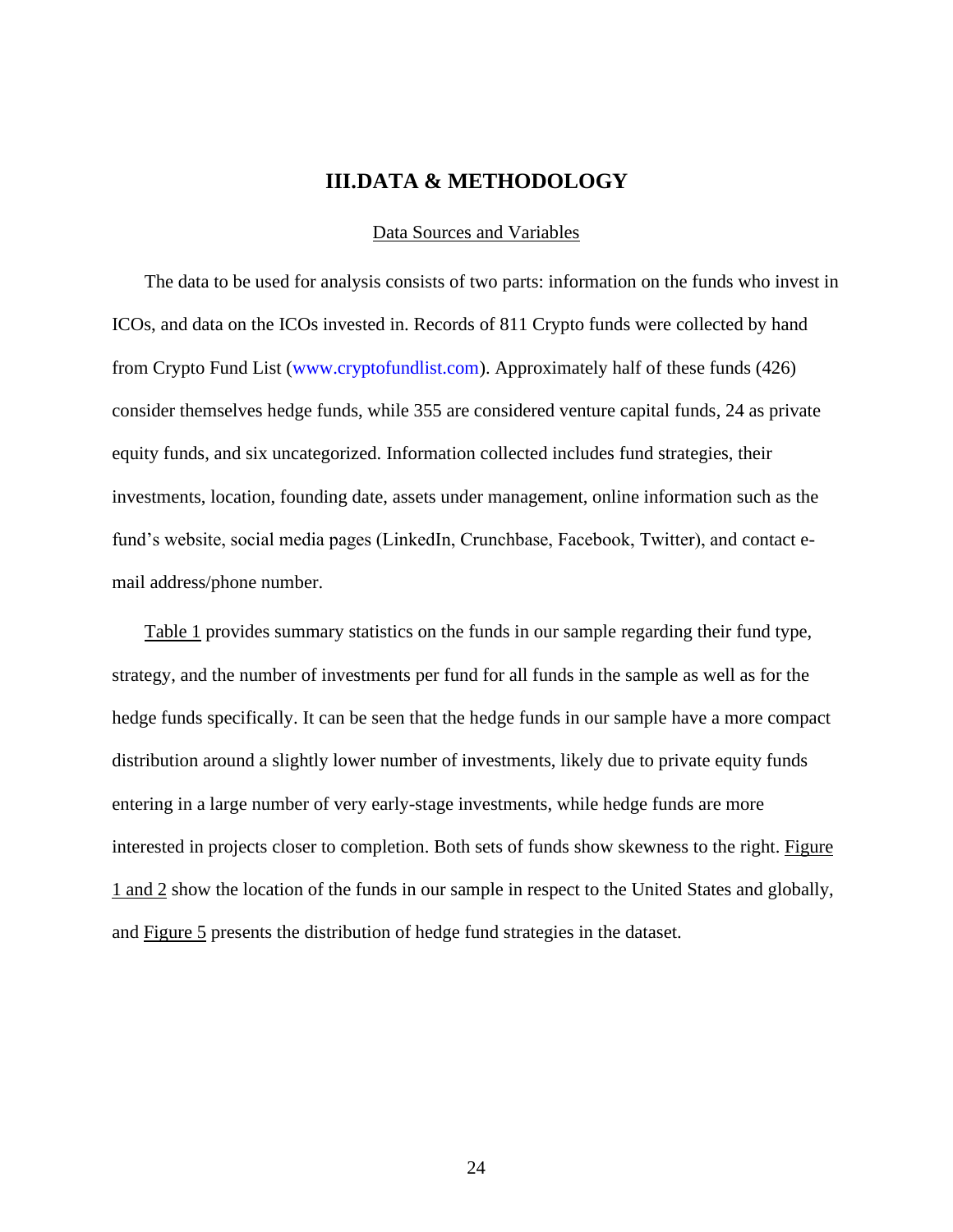## III.DATA & METHODOLOGY

### Data Sources and Variables

The data to be used for analysis consists of two parts: information on the funds who invest in ICOs, and data on the ICOs invested in. Records of 811 Crypto funds were collected by hand from Crypto Fund List (www.cryptofundlist.com). Approximately half of these funds (426) consider themselves hedge funds, while 355 are considered venture capital funds, 24 as private equity funds, and six uncategorized. Information collected includes fund strategies, their investments, location, founding date, assets under management, online information such as the fund's website, social media pages (LinkedIn, Crunchbase, Facebook, Twitter), and contact e-mail address/phone number.

Table 1 provides summary statistics on the funds in our sample regarding their fund type, strategy, and the number of investments per fund for all funds in the sample as well as for the hedge funds specifically. It can be seen that the hedge funds in our sample have a more compact distribution around a slightly lower number of investments, likely due to private equity funds entering in a large number of very early-stage investments, while hedge funds are more interested in projects closer to completion. Both sets of funds show skewness to the right. Figure 1 and 2 show the location of the funds in our sample in respect to the United States and globally, and Figure 5 presents the distribution of hedge fund strategies in the dataset.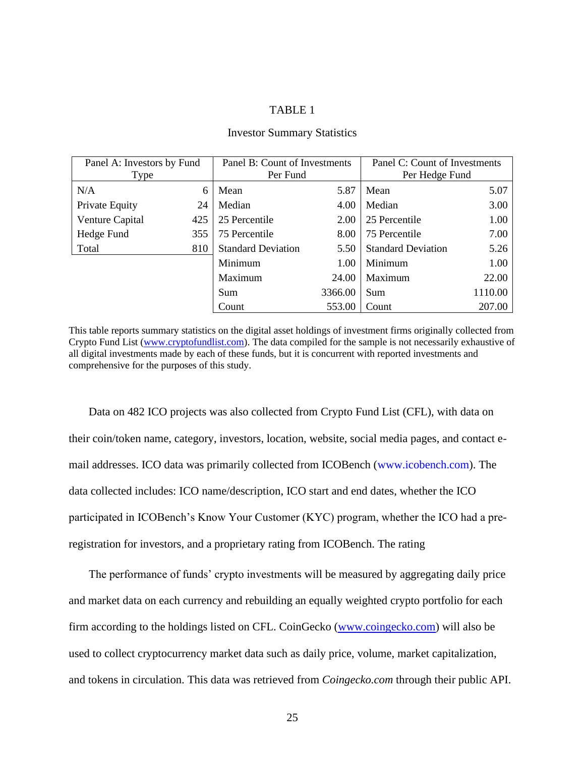TABLE 1

Investor Summary Statistics

| Panel A: Investors by Fund Type | | Panel B: Count of Investments Per Fund | | Panel C: Count of Investments Per Hedge Fund | |
|---|---|---|---|---|---|
| N/A | 6 | Mean | 5.87 | Mean | 5.07 |
| Private Equity | 24 | Median | 4.00 | Median | 3.00 |
| Venture Capital | 425 | 25 Percentile | 2.00 | 25 Percentile | 1.00 |
| Hedge Fund | 355 | 75 Percentile | 8.00 | 75 Percentile | 7.00 |
| Total | 810 | Standard Deviation | 5.50 | Standard Deviation | 5.26 |
| | | Minimum | 1.00 | Minimum | 1.00 |
| | | Maximum | 24.00 | Maximum | 22.00 |
| | | Sum | 3366.00 | Sum | 1110.00 |
| | | Count | 553.00 | Count | 207.00 |

This table reports summary statistics on the digital asset holdings of investment firms originally collected from Crypto Fund List (www.cryptofundlist.com). The data compiled for the sample is not necessarily exhaustive of all digital investments made by each of these funds, but it is concurrent with reported investments and comprehensive for the purposes of this study.

Data on 482 ICO projects was also collected from Crypto Fund List (CFL), with data on their coin/token name, category, investors, location, website, social media pages, and contact e-mail addresses. ICO data was primarily collected from ICOBench (www.icobench.com). The data collected includes: ICO name/description, ICO start and end dates, whether the ICO participated in ICOBench's Know Your Customer (KYC) program, whether the ICO had a pre-registration for investors, and a proprietary rating from ICOBench. The rating

The performance of funds' crypto investments will be measured by aggregating daily price and market data on each currency and rebuilding an equally weighted crypto portfolio for each firm according to the holdings listed on CFL. CoinGecko (www.coingecko.com) will also be used to collect cryptocurrency market data such as daily price, volume, market capitalization, and tokens in circulation. This data was retrieved from *Coingecko.com* through their public API.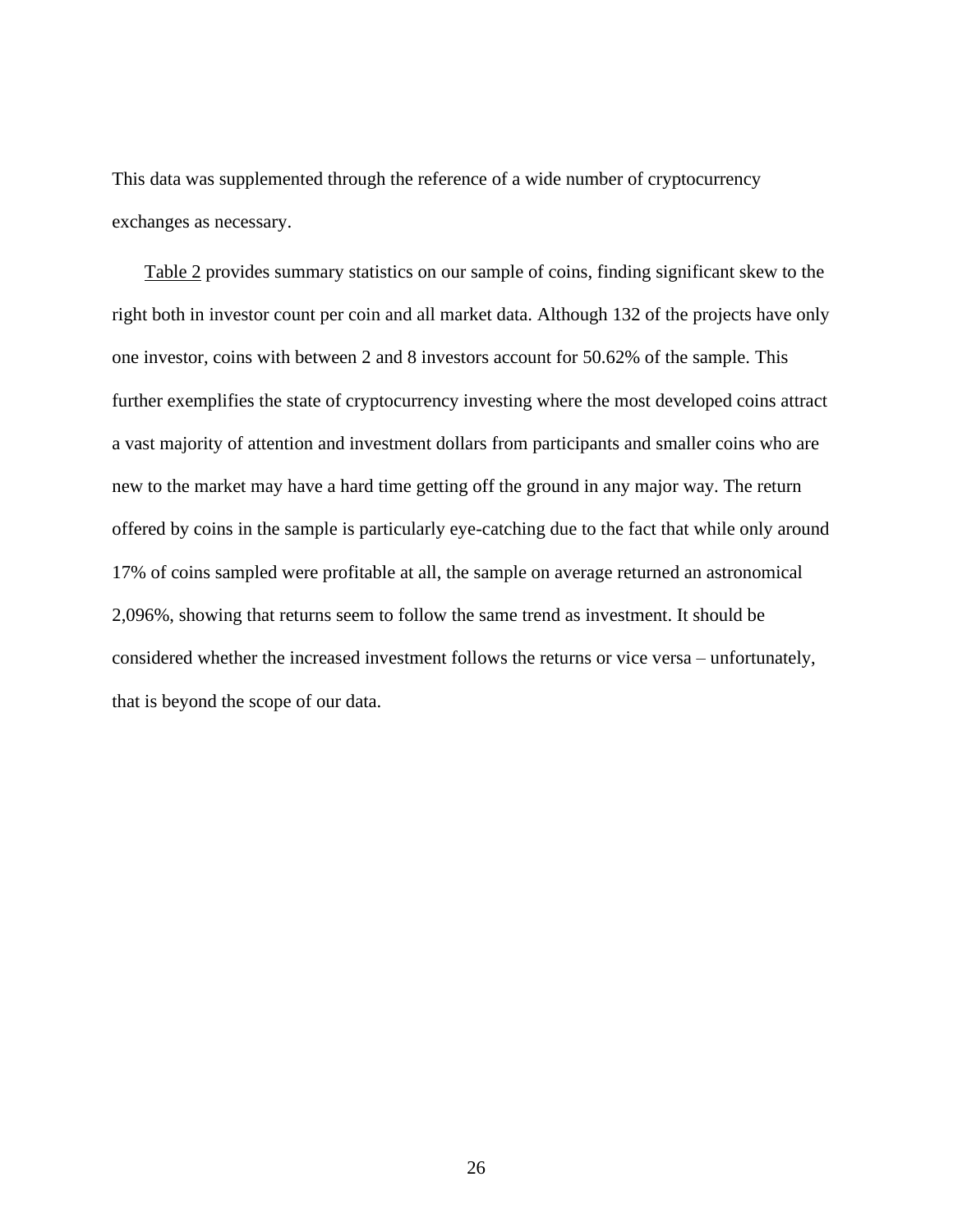This data was supplemented through the reference of a wide number of cryptocurrency exchanges as necessary.

Table 2 provides summary statistics on our sample of coins, finding significant skew to the right both in investor count per coin and all market data. Although 132 of the projects have only one investor, coins with between 2 and 8 investors account for 50.62% of the sample. This further exemplifies the state of cryptocurrency investing where the most developed coins attract a vast majority of attention and investment dollars from participants and smaller coins who are new to the market may have a hard time getting off the ground in any major way. The return offered by coins in the sample is particularly eye-catching due to the fact that while only around 17% of coins sampled were profitable at all, the sample on average returned an astronomical 2,096%, showing that returns seem to follow the same trend as investment. It should be considered whether the increased investment follows the returns or vice versa – unfortunately, that is beyond the scope of our data.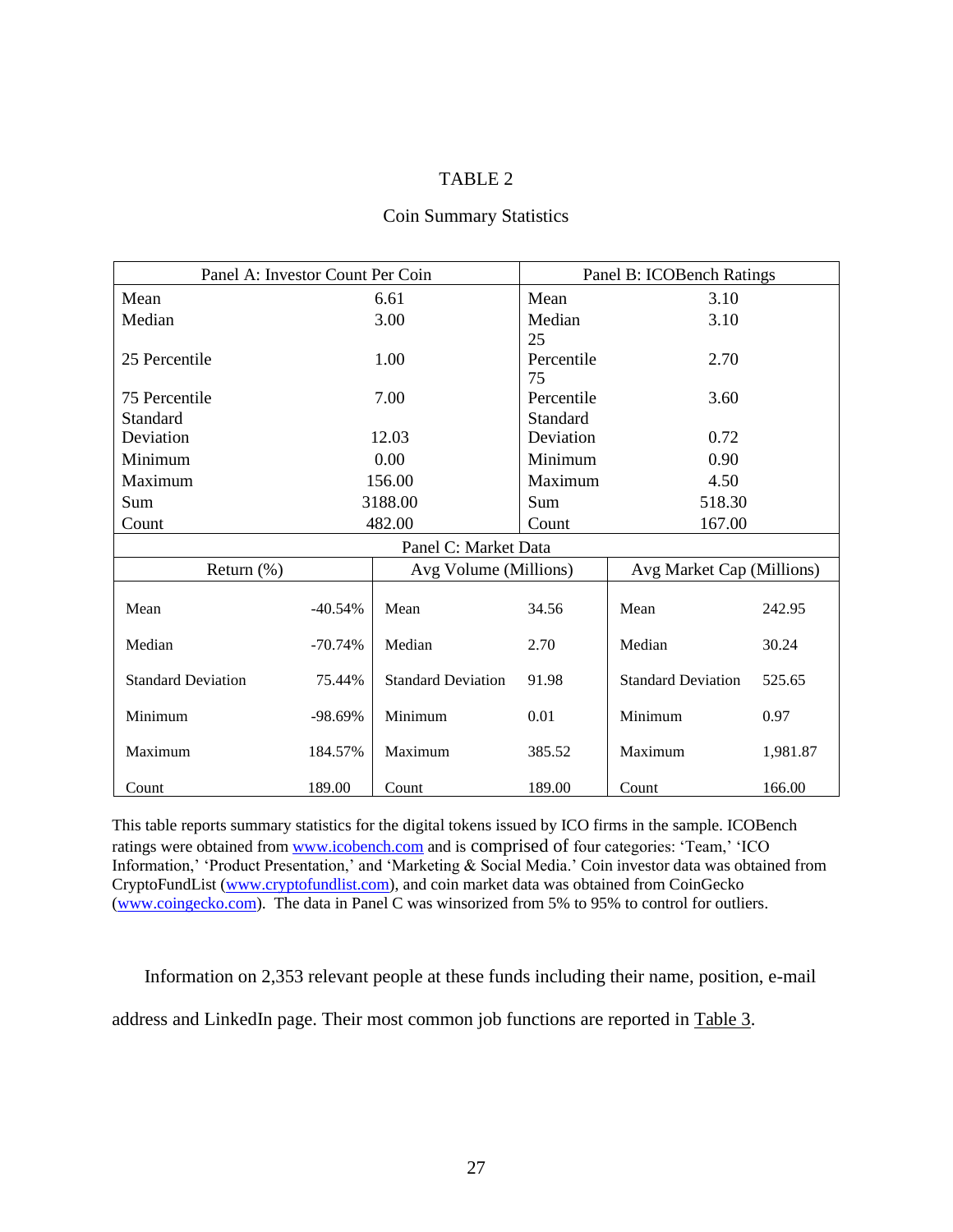TABLE 2

Coin Summary Statistics

| Panel A: Investor Count Per Coin | | Panel B: ICOBench Ratings | |
|---|---|---|---|
| Mean | 6.61 | Mean | 3.10 |
| Median | 3.00 | Median | 3.10 |
| 25 Percentile | 1.00 | 25 Percentile | 2.70 |
| 75 Percentile | 7.00 | 75 Percentile | 3.60 |
| Standard Deviation | 12.03 | Standard Deviation | 0.72 |
| Minimum | 0.00 | Minimum | 0.90 |
| Maximum | 156.00 | Maximum | 4.50 |
| Sum | 3188.00 | Sum | 518.30 |
| Count | 482.00 | Count | 167.00 |

| Panel C: Market Data | | | | | |
|---|---|---|---|---|---|
| Return (%) | | Avg Volume (Millions) | | Avg Market Cap (Millions) | |
| Mean | -40.54% | Mean | 34.56 | Mean | 242.95 |
| Median | -70.74% | Median | 2.70 | Median | 30.24 |
| Standard Deviation | 75.44% | Standard Deviation | 91.98 | Standard Deviation | 525.65 |
| Minimum | -98.69% | Minimum | 0.01 | Minimum | 0.97 |
| Maximum | 184.57% | Maximum | 385.52 | Maximum | 1,981.87 |
| Count | 189.00 | Count | 189.00 | Count | 166.00 |

This table reports summary statistics for the digital tokens issued by ICO firms in the sample. ICOBench ratings were obtained from www.icobench.com and is comprised of four categories: 'Team,' 'ICO Information,' 'Product Presentation,' and 'Marketing & Social Media.' Coin investor data was obtained from CryptoFundList (www.cryptofundlist.com), and coin market data was obtained from CoinGecko (www.coingecko.com). The data in Panel C was winsorized from 5% to 95% to control for outliers.

Information on 2,353 relevant people at these funds including their name, position, e-mail address and LinkedIn page. Their most common job functions are reported in Table 3.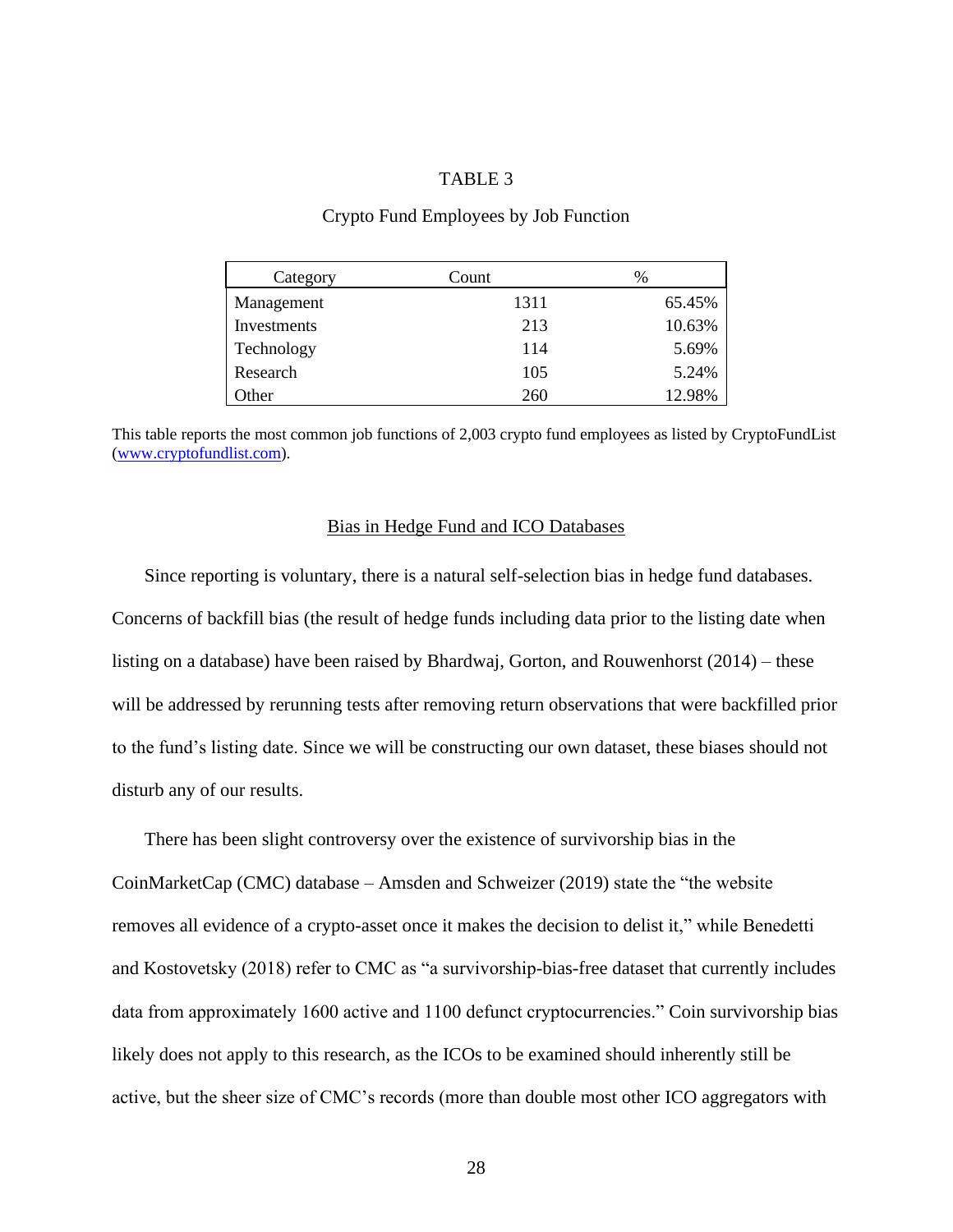TABLE 3

Crypto Fund Employees by Job Function

| Category | Count | % |
|---|---|---|
| Management | 1311 | 65.45% |
| Investments | 213 | 10.63% |
| Technology | 114 | 5.69% |
| Research | 105 | 5.24% |
| Other | 260 | 12.98% |

This table reports the most common job functions of 2,003 crypto fund employees as listed by CryptoFundList (www.cryptofundlist.com).

## Bias in Hedge Fund and ICO Databases

Since reporting is voluntary, there is a natural self-selection bias in hedge fund databases. Concerns of backfill bias (the result of hedge funds including data prior to the listing date when listing on a database) have been raised by Bhardwaj, Gorton, and Rouwenhorst (2014) – these will be addressed by rerunning tests after removing return observations that were backfilled prior to the fund's listing date. Since we will be constructing our own dataset, these biases should not disturb any of our results.

There has been slight controversy over the existence of survivorship bias in the CoinMarketCap (CMC) database – Amsden and Schweizer (2019) state the "the website removes all evidence of a crypto-asset once it makes the decision to delist it," while Benedetti and Kostovetsky (2018) refer to CMC as "a survivorship-bias-free dataset that currently includes data from approximately 1600 active and 1100 defunct cryptocurrencies." Coin survivorship bias likely does not apply to this research, as the ICOs to be examined should inherently still be active, but the sheer size of CMC's records (more than double most other ICO aggregators with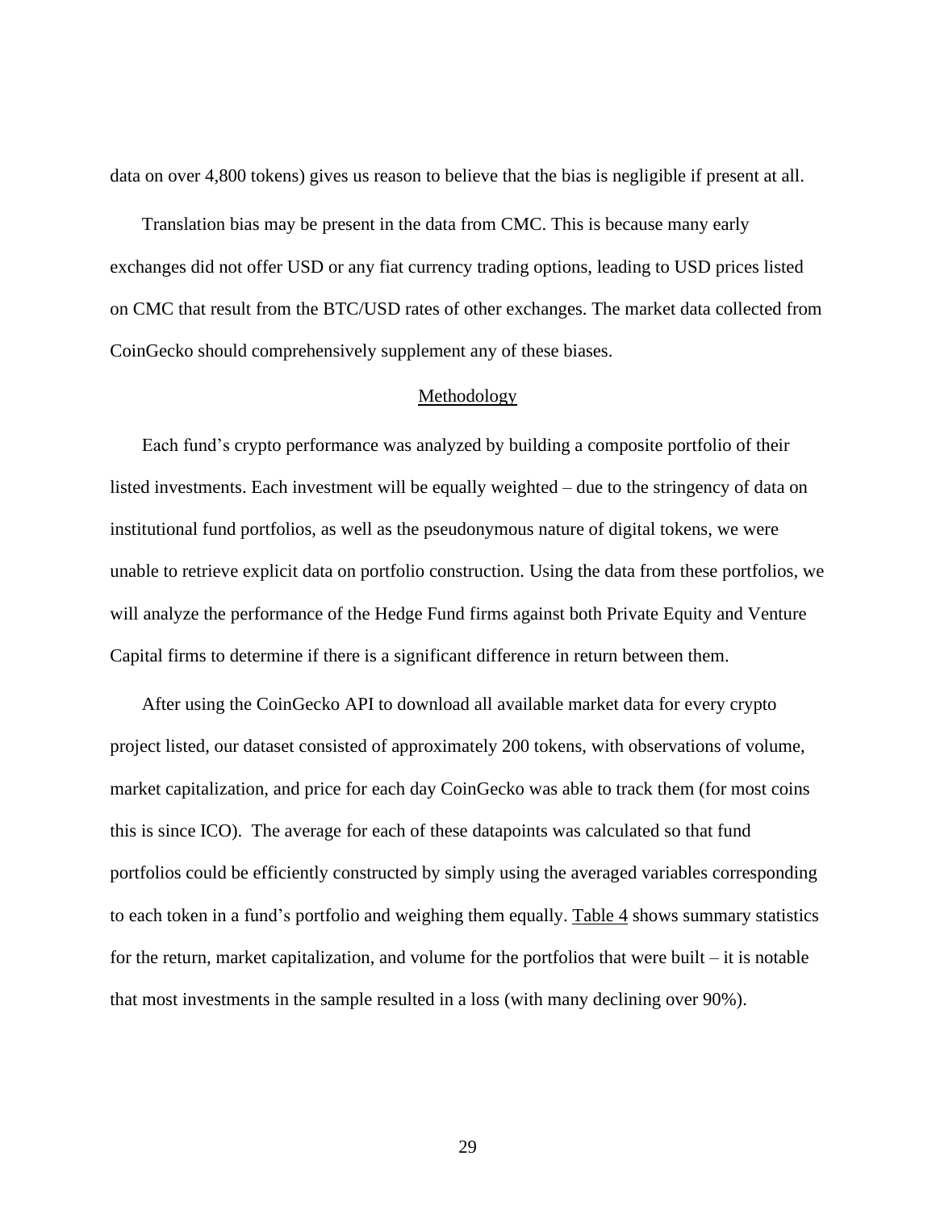data on over 4,800 tokens) gives us reason to believe that the bias is negligible if present at all.

Translation bias may be present in the data from CMC. This is because many early exchanges did not offer USD or any fiat currency trading options, leading to USD prices listed on CMC that result from the BTC/USD rates of other exchanges. The market data collected from CoinGecko should comprehensively supplement any of these biases.

## Methodology

Each fund's crypto performance was analyzed by building a composite portfolio of their listed investments. Each investment will be equally weighted – due to the stringency of data on institutional fund portfolios, as well as the pseudonymous nature of digital tokens, we were unable to retrieve explicit data on portfolio construction. Using the data from these portfolios, we will analyze the performance of the Hedge Fund firms against both Private Equity and Venture Capital firms to determine if there is a significant difference in return between them.

After using the CoinGecko API to download all available market data for every crypto project listed, our dataset consisted of approximately 200 tokens, with observations of volume, market capitalization, and price for each day CoinGecko was able to track them (for most coins this is since ICO). The average for each of these datapoints was calculated so that fund portfolios could be efficiently constructed by simply using the averaged variables corresponding to each token in a fund's portfolio and weighing them equally. Table 4 shows summary statistics for the return, market capitalization, and volume for the portfolios that were built – it is notable that most investments in the sample resulted in a loss (with many declining over 90%).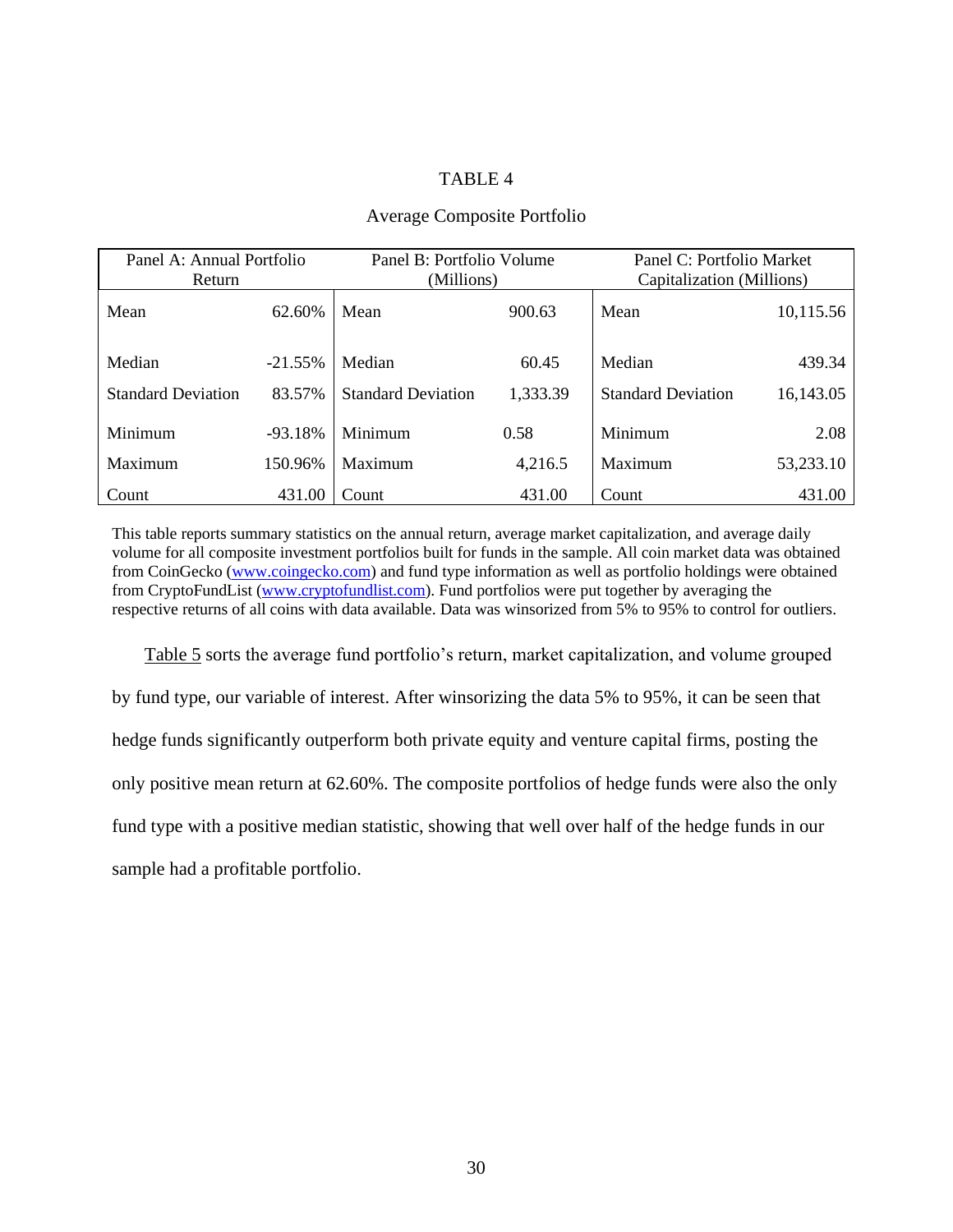TABLE 4

Average Composite Portfolio

| Panel A: Annual Portfolio Return | | Panel B: Portfolio Volume (Millions) | | Panel C: Portfolio Market Capitalization (Millions) | |
|---|---|---|---|---|---|
| Mean | 62.60% | Mean | 900.63 | Mean | 10,115.56 |
| Median | -21.55% | Median | 60.45 | Median | 439.34 |
| Standard Deviation | 83.57% | Standard Deviation | 1,333.39 | Standard Deviation | 16,143.05 |
| Minimum | -93.18% | Minimum | 0.58 | Minimum | 2.08 |
| Maximum | 150.96% | Maximum | 4,216.5 | Maximum | 53,233.10 |
| Count | 431.00 | Count | 431.00 | Count | 431.00 |

This table reports summary statistics on the annual return, average market capitalization, and average daily volume for all composite investment portfolios built for funds in the sample. All coin market data was obtained from CoinGecko (www.coingecko.com) and fund type information as well as portfolio holdings were obtained from CryptoFundList (www.cryptofundlist.com). Fund portfolios were put together by averaging the respective returns of all coins with data available. Data was winsorized from 5% to 95% to control for outliers.

Table 5 sorts the average fund portfolio's return, market capitalization, and volume grouped by fund type, our variable of interest. After winsorizing the data 5% to 95%, it can be seen that hedge funds significantly outperform both private equity and venture capital firms, posting the only positive mean return at 62.60%. The composite portfolios of hedge funds were also the only fund type with a positive median statistic, showing that well over half of the hedge funds in our sample had a profitable portfolio.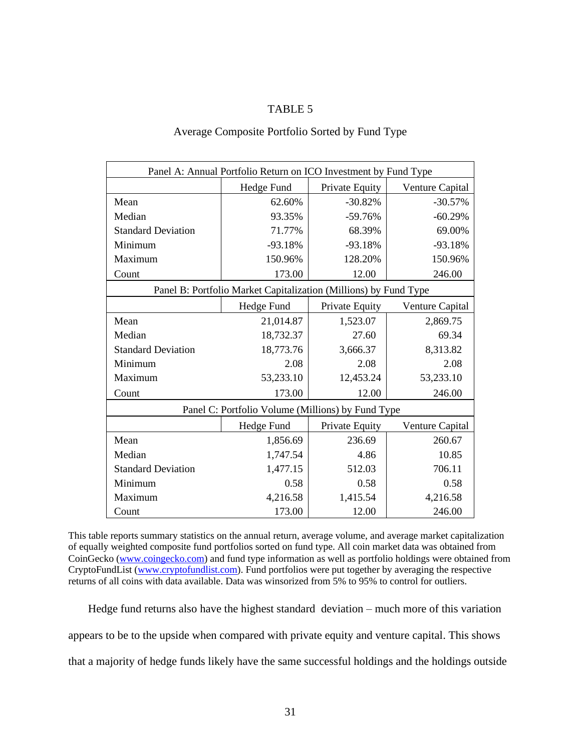TABLE 5

Average Composite Portfolio Sorted by Fund Type

| Panel A: Annual Portfolio Return on ICO Investment by Fund Type | | | |
|---|---|---|---|
| | Hedge Fund | Private Equity | Venture Capital |
| Mean | 62.60% | -30.82% | -30.57% |
| Median | 93.35% | -59.76% | -60.29% |
| Standard Deviation | 71.77% | 68.39% | 69.00% |
| Minimum | -93.18% | -93.18% | -93.18% |
| Maximum | 150.96% | 128.20% | 150.96% |
| Count | 173.00 | 12.00 | 246.00 |
| **Panel B: Portfolio Market Capitalization (Millions) by Fund Type** | | | |
| | Hedge Fund | Private Equity | Venture Capital |
| Mean | 21,014.87 | 1,523.07 | 2,869.75 |
| Median | 18,732.37 | 27.60 | 69.34 |
| Standard Deviation | 18,773.76 | 3,666.37 | 8,313.82 |
| Minimum | 2.08 | 2.08 | 2.08 |
| Maximum | 53,233.10 | 12,453.24 | 53,233.10 |
| Count | 173.00 | 12.00 | 246.00 |
| **Panel C: Portfolio Volume (Millions) by Fund Type** | | | |
| | Hedge Fund | Private Equity | Venture Capital |
| Mean | 1,856.69 | 236.69 | 260.67 |
| Median | 1,747.54 | 4.86 | 10.85 |
| Standard Deviation | 1,477.15 | 512.03 | 706.11 |
| Minimum | 0.58 | 0.58 | 0.58 |
| Maximum | 4,216.58 | 1,415.54 | 4,216.58 |
| Count | 173.00 | 12.00 | 246.00 |

This table reports summary statistics on the annual return, average volume, and average market capitalization of equally weighted composite fund portfolios sorted on fund type. All coin market data was obtained from CoinGecko (www.coingecko.com) and fund type information as well as portfolio holdings were obtained from CryptoFundList (www.cryptofundlist.com). Fund portfolios were put together by averaging the respective returns of all coins with data available. Data was winsorized from 5% to 95% to control for outliers.

Hedge fund returns also have the highest standard deviation – much more of this variation appears to be to the upside when compared with private equity and venture capital. This shows that a majority of hedge funds likely have the same successful holdings and the holdings outside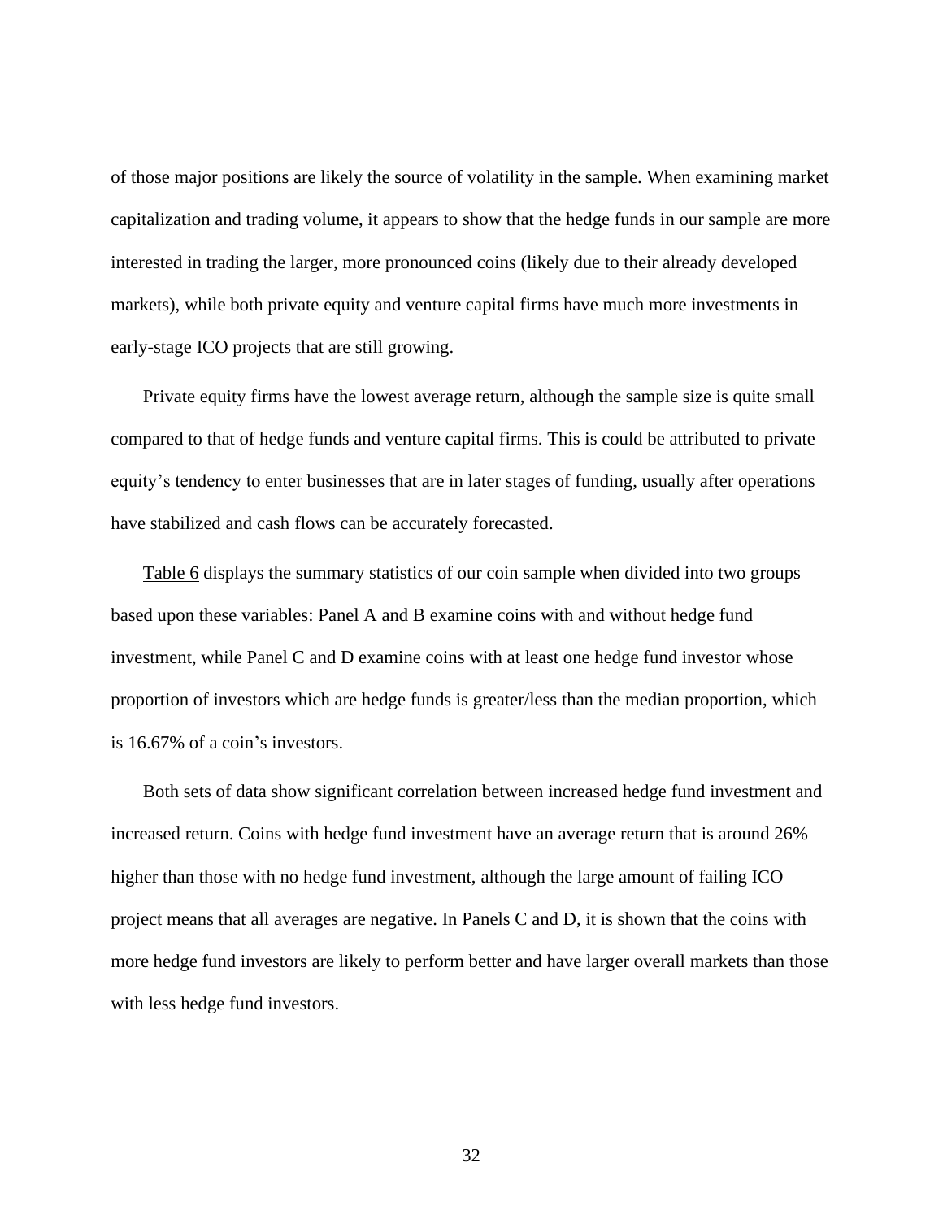of those major positions are likely the source of volatility in the sample. When examining market capitalization and trading volume, it appears to show that the hedge funds in our sample are more interested in trading the larger, more pronounced coins (likely due to their already developed markets), while both private equity and venture capital firms have much more investments in early-stage ICO projects that are still growing.

Private equity firms have the lowest average return, although the sample size is quite small compared to that of hedge funds and venture capital firms. This is could be attributed to private equity's tendency to enter businesses that are in later stages of funding, usually after operations have stabilized and cash flows can be accurately forecasted.

Table 6 displays the summary statistics of our coin sample when divided into two groups based upon these variables: Panel A and B examine coins with and without hedge fund investment, while Panel C and D examine coins with at least one hedge fund investor whose proportion of investors which are hedge funds is greater/less than the median proportion, which is 16.67% of a coin's investors.

Both sets of data show significant correlation between increased hedge fund investment and increased return. Coins with hedge fund investment have an average return that is around 26% higher than those with no hedge fund investment, although the large amount of failing ICO project means that all averages are negative. In Panels C and D, it is shown that the coins with more hedge fund investors are likely to perform better and have larger overall markets than those with less hedge fund investors.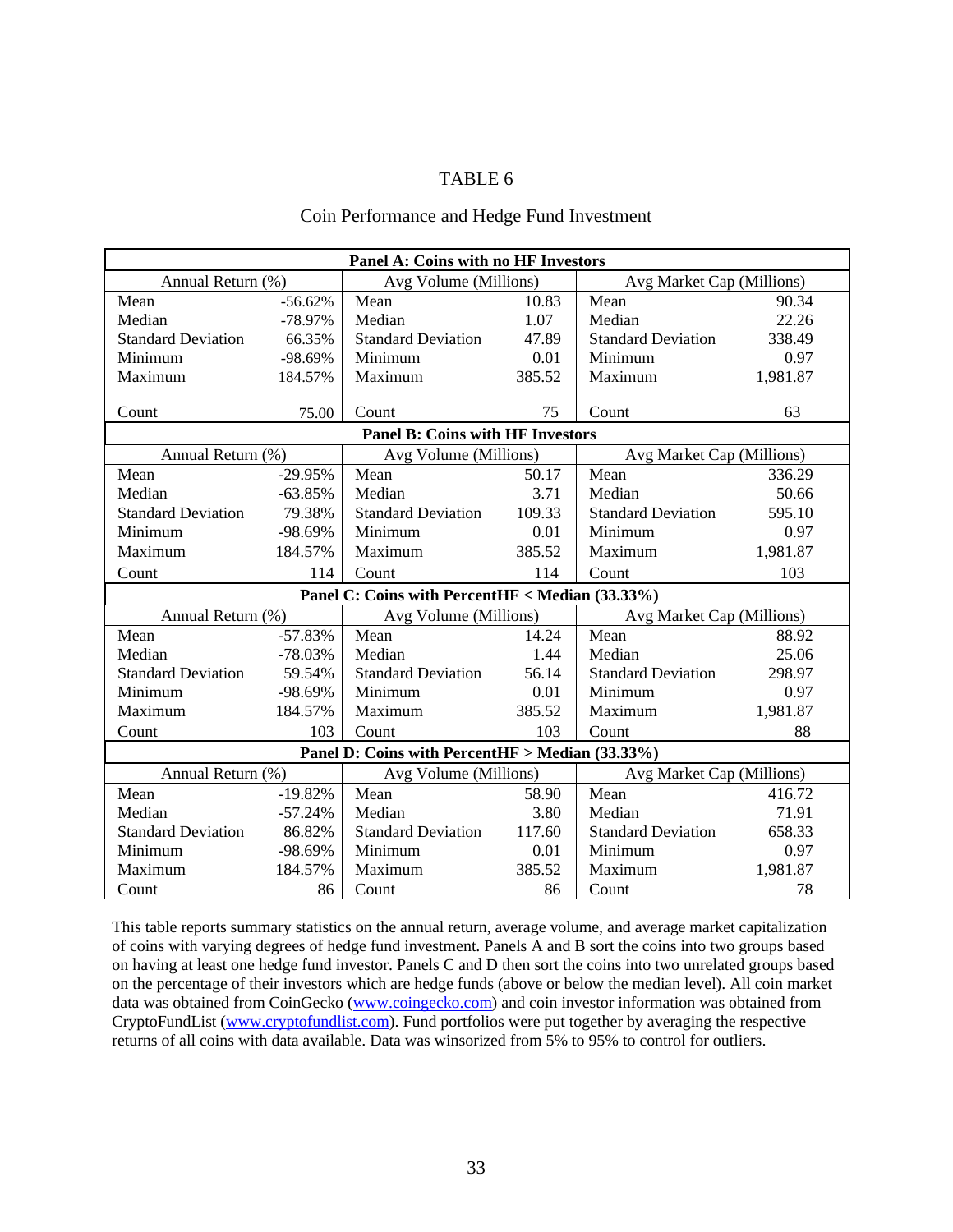# TABLE 6

## Coin Performance and Hedge Fund Investment

| **Panel A: Coins with no HF Investors** | | | | | |
|---|---|---|---|---|---|
| Annual Return (%) | | Avg Volume (Millions) | | Avg Market Cap (Millions) | |
| Mean | -56.62% | Mean | 10.83 | Mean | 90.34 |
| Median | -78.97% | Median | 1.07 | Median | 22.26 |
| Standard Deviation | 66.35% | Standard Deviation | 47.89 | Standard Deviation | 338.49 |
| Minimum | -98.69% | Minimum | 0.01 | Minimum | 0.97 |
| Maximum | 184.57% | Maximum | 385.52 | Maximum | 1,981.87 |
| Count | 75.00 | Count | 75 | Count | 63 |
| **Panel B: Coins with HF Investors** | | | | | |
| Annual Return (%) | | Avg Volume (Millions) | | Avg Market Cap (Millions) | |
| Mean | -29.95% | Mean | 50.17 | Mean | 336.29 |
| Median | -63.85% | Median | 3.71 | Median | 50.66 |
| Standard Deviation | 79.38% | Standard Deviation | 109.33 | Standard Deviation | 595.10 |
| Minimum | -98.69% | Minimum | 0.01 | Minimum | 0.97 |
| Maximum | 184.57% | Maximum | 385.52 | Maximum | 1,981.87 |
| Count | 114 | Count | 114 | Count | 103 |
| **Panel C: Coins with PercentHF < Median (33.33%)** | | | | | |
| Annual Return (%) | | Avg Volume (Millions) | | Avg Market Cap (Millions) | |
| Mean | -57.83% | Mean | 14.24 | Mean | 88.92 |
| Median | -78.03% | Median | 1.44 | Median | 25.06 |
| Standard Deviation | 59.54% | Standard Deviation | 56.14 | Standard Deviation | 298.97 |
| Minimum | -98.69% | Minimum | 0.01 | Minimum | 0.97 |
| Maximum | 184.57% | Maximum | 385.52 | Maximum | 1,981.87 |
| Count | 103 | Count | 103 | Count | 88 |
| **Panel D: Coins with PercentHF > Median (33.33%)** | | | | | |
| Annual Return (%) | | Avg Volume (Millions) | | Avg Market Cap (Millions) | |
| Mean | -19.82% | Mean | 58.90 | Mean | 416.72 |
| Median | -57.24% | Median | 3.80 | Median | 71.91 |
| Standard Deviation | 86.82% | Standard Deviation | 117.60 | Standard Deviation | 658.33 |
| Minimum | -98.69% | Minimum | 0.01 | Minimum | 0.97 |
| Maximum | 184.57% | Maximum | 385.52 | Maximum | 1,981.87 |
| Count | 86 | Count | 86 | Count | 78 |

This table reports summary statistics on the annual return, average volume, and average market capitalization of coins with varying degrees of hedge fund investment. Panels A and B sort the coins into two groups based on having at least one hedge fund investor. Panels C and D then sort the coins into two unrelated groups based on the percentage of their investors which are hedge funds (above or below the median level). All coin market data was obtained from CoinGecko (www.coingecko.com) and coin investor information was obtained from CryptoFundList (www.cryptofundlist.com). Fund portfolios were put together by averaging the respective returns of all coins with data available. Data was winsorized from 5% to 95% to control for outliers.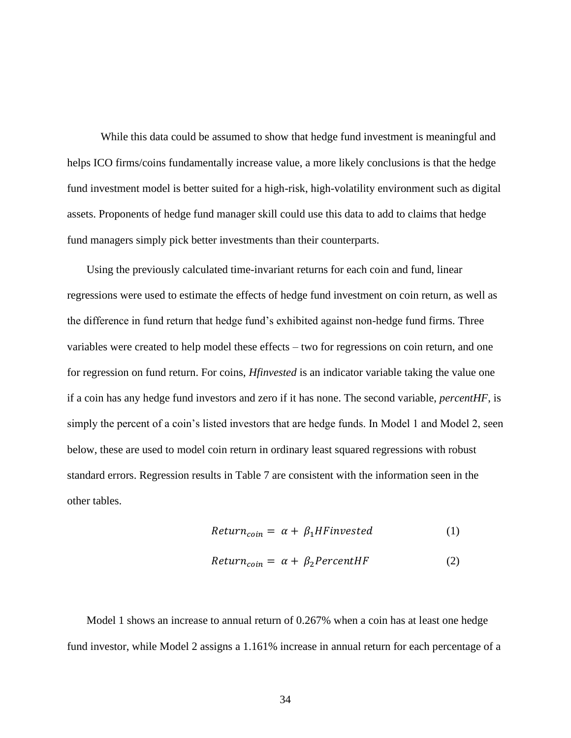While this data could be assumed to show that hedge fund investment is meaningful and helps ICO firms/coins fundamentally increase value, a more likely conclusions is that the hedge fund investment model is better suited for a high-risk, high-volatility environment such as digital assets. Proponents of hedge fund manager skill could use this data to add to claims that hedge fund managers simply pick better investments than their counterparts.

Using the previously calculated time-invariant returns for each coin and fund, linear regressions were used to estimate the effects of hedge fund investment on coin return, as well as the difference in fund return that hedge fund's exhibited against non-hedge fund firms. Three variables were created to help model these effects – two for regressions on coin return, and one for regression on fund return. For coins, ***Hfinvested*** is an indicator variable taking the value one if a coin has any hedge fund investors and zero if it has none. The second variable, *percentHF*, is simply the percent of a coin's listed investors that are hedge funds. In Model 1 and Model 2, seen below, these are used to model coin return in ordinary least squared regressions with robust standard errors. Regression results in Table 7 are consistent with the information seen in the other tables.

$$Return_{coin} = \alpha + \beta_1 HFinvested \tag{1}$$

$$Return_{coin} = \alpha + \beta_2 PercentHF \tag{2}$$

Model 1 shows an increase to annual return of 0.267% when a coin has at least one hedge fund investor, while Model 2 assigns a 1.161% increase in annual return for each percentage of a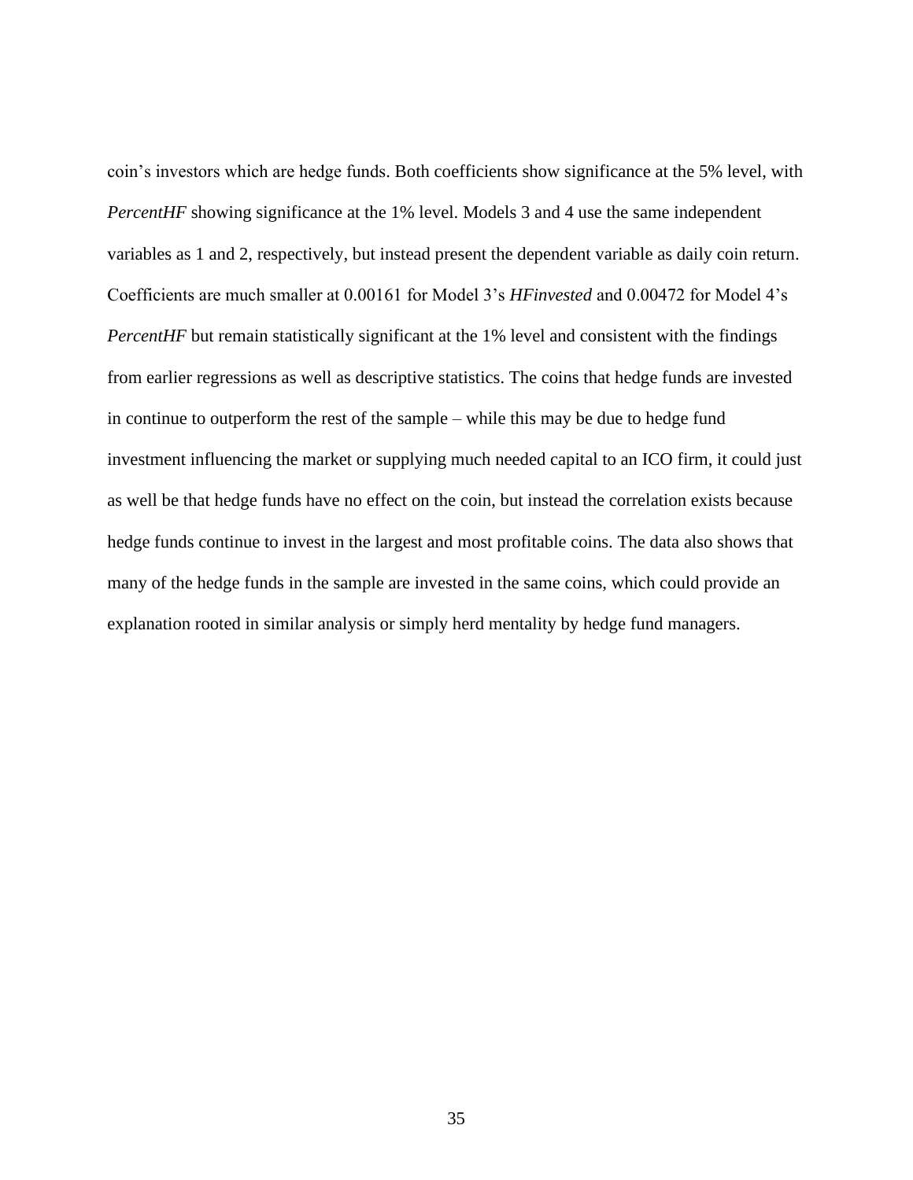coin's investors which are hedge funds. Both coefficients show significance at the 5% level, with *PercentHF* showing significance at the 1% level. Models 3 and 4 use the same independent variables as 1 and 2, respectively, but instead present the dependent variable as daily coin return. Coefficients are much smaller at 0.00161 for Model 3's *HFinvested* and 0.00472 for Model 4's *PercentHF* but remain statistically significant at the 1% level and consistent with the findings from earlier regressions as well as descriptive statistics. The coins that hedge funds are invested in continue to outperform the rest of the sample – while this may be due to hedge fund investment influencing the market or supplying much needed capital to an ICO firm, it could just as well be that hedge funds have no effect on the coin, but instead the correlation exists because hedge funds continue to invest in the largest and most profitable coins. The data also shows that many of the hedge funds in the sample are invested in the same coins, which could provide an explanation rooted in similar analysis or simply herd mentality by hedge fund managers.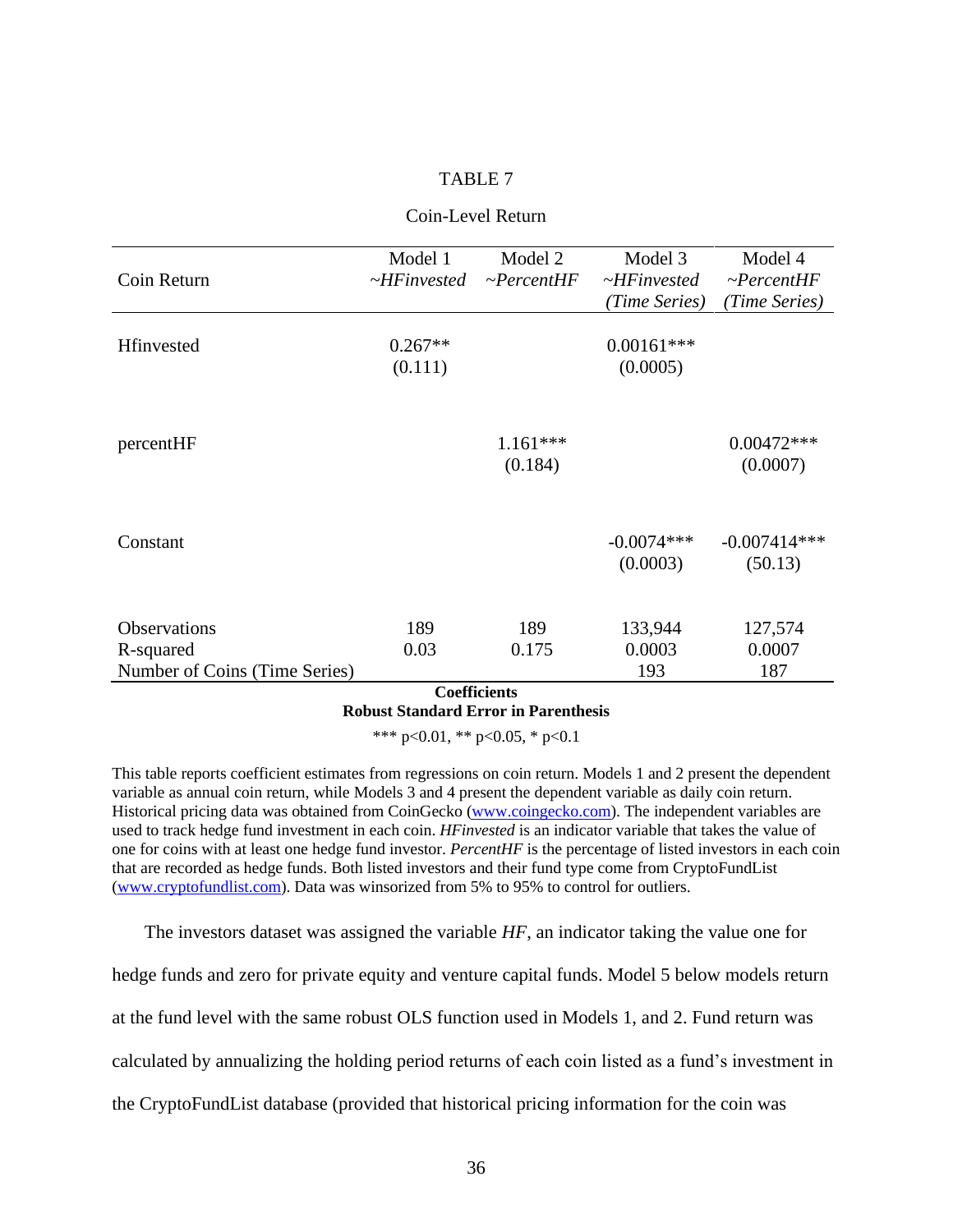TABLE 7

Coin-Level Return

| Coin Return | Model 1 *~HFinvested* | Model 2 *~PercentHF* | Model 3 *~HFinvested (Time Series)* | Model 4 *~PercentHF (Time Series)* |
|---|---|---|---|---|
| Hfinvested | 0.267** | | 0.00161*** | |
| | (0.111) | | (0.0005) | |
| percentHF | | 1.161*** | | 0.00472*** |
| | | (0.184) | | (0.0007) |
| Constant | | | -0.0074*** | -0.007414*** |
| | | | (0.0003) | (50.13) |
| Observations | 189 | 189 | 133,944 | 127,574 |
| R-squared | 0.03 | 0.175 | 0.0003 | 0.0007 |
| Number of Coins (Time Series) | | | 193 | 187 |

**Coefficients**
**Robust Standard Error in Parenthesis**

*** p<0.01, ** p<0.05, * p<0.1

This table reports coefficient estimates from regressions on coin return. Models 1 and 2 present the dependent variable as annual coin return, while Models 3 and 4 present the dependent variable as daily coin return. Historical pricing data was obtained from CoinGecko (www.coingecko.com). The independent variables are used to track hedge fund investment in each coin. *HFinvested* is an indicator variable that takes the value of one for coins with at least one hedge fund investor. *PercentHF* is the percentage of listed investors in each coin that are recorded as hedge funds. Both listed investors and their fund type come from CryptoFundList (www.cryptofundlist.com). Data was winsorized from 5% to 95% to control for outliers.

The investors dataset was assigned the variable *HF*, an indicator taking the value one for hedge funds and zero for private equity and venture capital funds. Model 5 below models return at the fund level with the same robust OLS function used in Models 1, and 2. Fund return was calculated by annualizing the holding period returns of each coin listed as a fund's investment in the CryptoFundList database (provided that historical pricing information for the coin was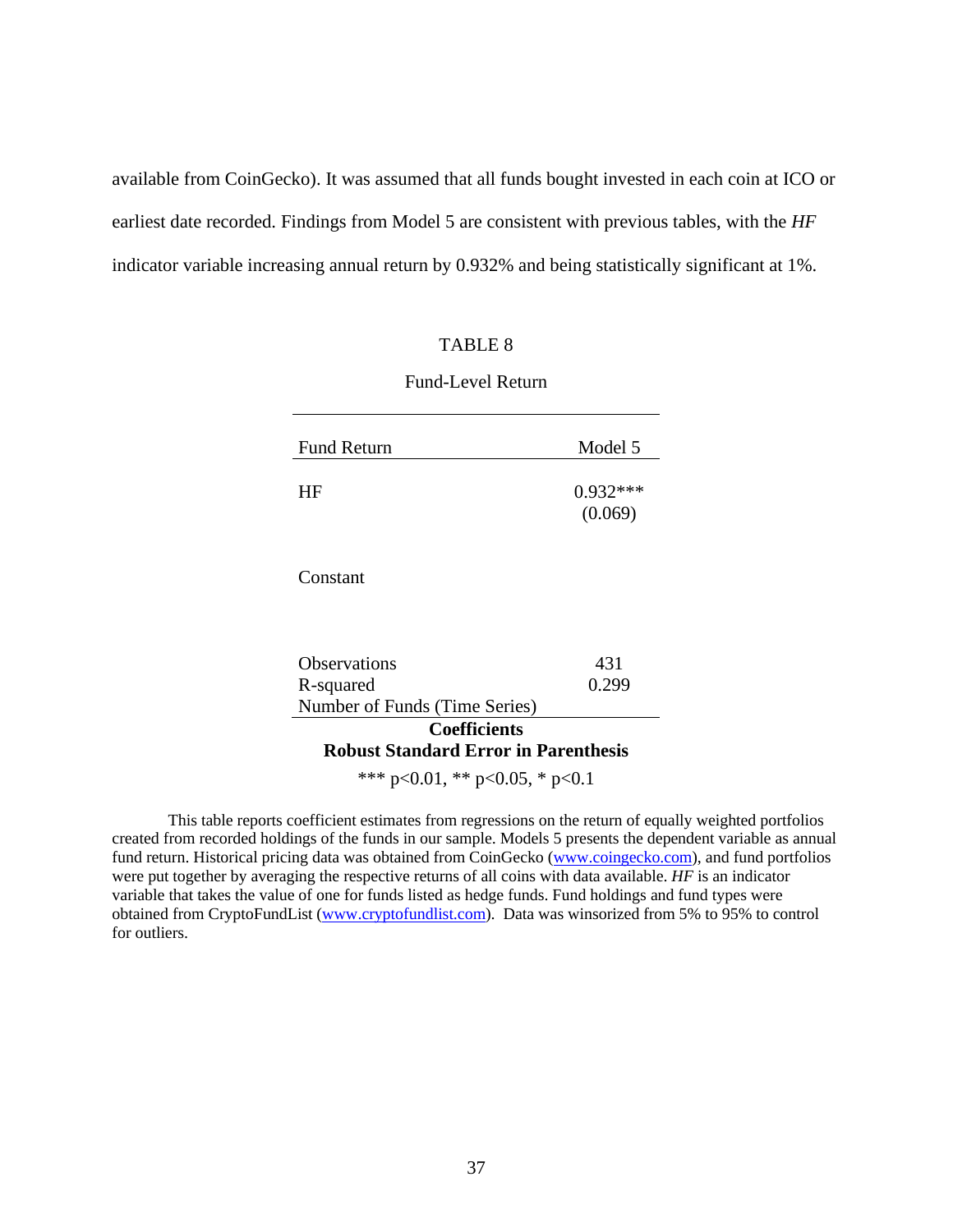available from CoinGecko). It was assumed that all funds bought invested in each coin at ICO or earliest date recorded. Findings from Model 5 are consistent with previous tables, with the *HF* indicator variable increasing annual return by 0.932% and being statistically significant at 1%.

TABLE 8

Fund-Level Return

| Fund Return | Model 5 |
|---|---|
| HF | 0.932*** |
| | (0.069) |
| Constant | |
| Observations | 431 |
| R-squared | 0.299 |
| Number of Funds (Time Series) | |

**Coefficients**
**Robust Standard Error in Parenthesis**

*** p<0.01, ** p<0.05, * p<0.1

This table reports coefficient estimates from regressions on the return of equally weighted portfolios created from recorded holdings of the funds in our sample. Models 5 presents the dependent variable as annual fund return. Historical pricing data was obtained from CoinGecko (www.coingecko.com), and fund portfolios were put together by averaging the respective returns of all coins with data available. *HF* is an indicator variable that takes the value of one for funds listed as hedge funds. Fund holdings and fund types were obtained from CryptoFundList (www.cryptofundlist.com). Data was winsorized from 5% to 95% to control for outliers.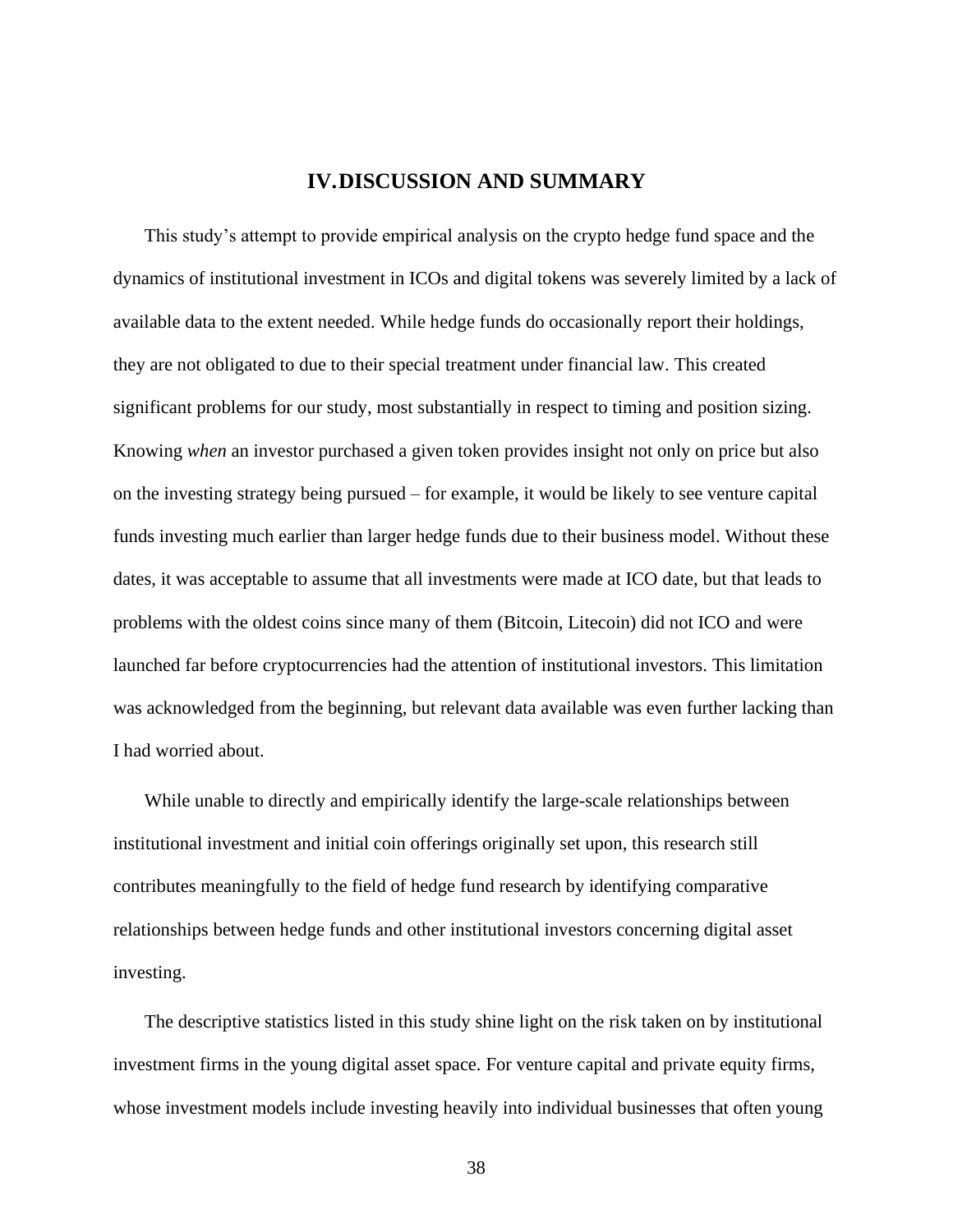# IV. DISCUSSION AND SUMMARY

This study's attempt to provide empirical analysis on the crypto hedge fund space and the dynamics of institutional investment in ICOs and digital tokens was severely limited by a lack of available data to the extent needed. While hedge funds do occasionally report their holdings, they are not obligated to due to their special treatment under financial law. This created significant problems for our study, most substantially in respect to timing and position sizing. Knowing *when* an investor purchased a given token provides insight not only on price but also on the investing strategy being pursued – for example, it would be likely to see venture capital funds investing much earlier than larger hedge funds due to their business model. Without these dates, it was acceptable to assume that all investments were made at ICO date, but that leads to problems with the oldest coins since many of them (Bitcoin, Litecoin) did not ICO and were launched far before cryptocurrencies had the attention of institutional investors. This limitation was acknowledged from the beginning, but relevant data available was even further lacking than I had worried about.

While unable to directly and empirically identify the large-scale relationships between institutional investment and initial coin offerings originally set upon, this research still contributes meaningfully to the field of hedge fund research by identifying comparative relationships between hedge funds and other institutional investors concerning digital asset investing.

The descriptive statistics listed in this study shine light on the risk taken on by institutional investment firms in the young digital asset space. For venture capital and private equity firms, whose investment models include investing heavily into individual businesses that often young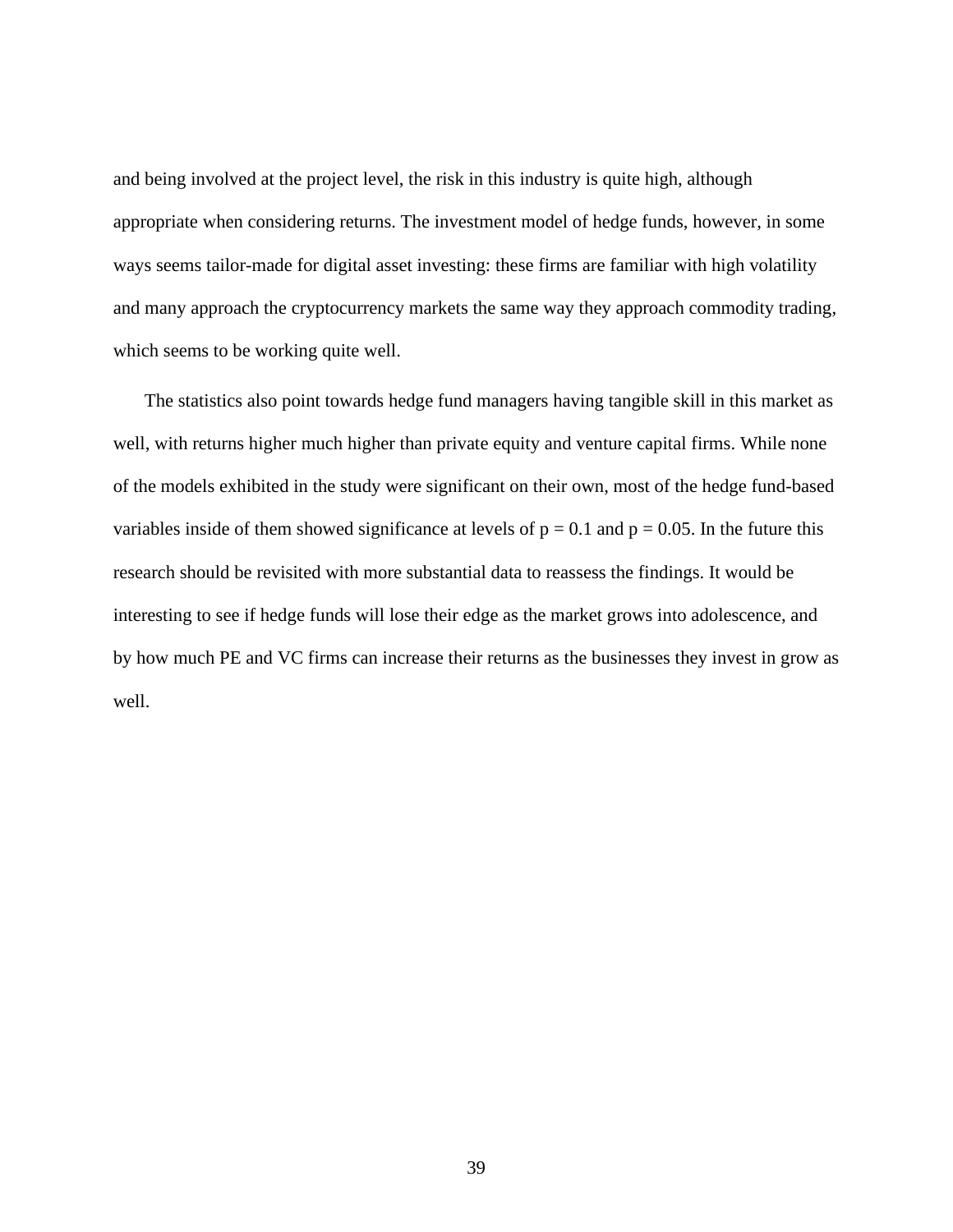and being involved at the project level, the risk in this industry is quite high, although appropriate when considering returns. The investment model of hedge funds, however, in some ways seems tailor-made for digital asset investing: these firms are familiar with high volatility and many approach the cryptocurrency markets the same way they approach commodity trading, which seems to be working quite well.

The statistics also point towards hedge fund managers having tangible skill in this market as well, with returns higher much higher than private equity and venture capital firms. While none of the models exhibited in the study were significant on their own, most of the hedge fund-based variables inside of them showed significance at levels of $p = 0.1$ and $p = 0.05$. In the future this research should be revisited with more substantial data to reassess the findings. It would be interesting to see if hedge funds will lose their edge as the market grows into adolescence, and by how much PE and VC firms can increase their returns as the businesses they invest in grow as well.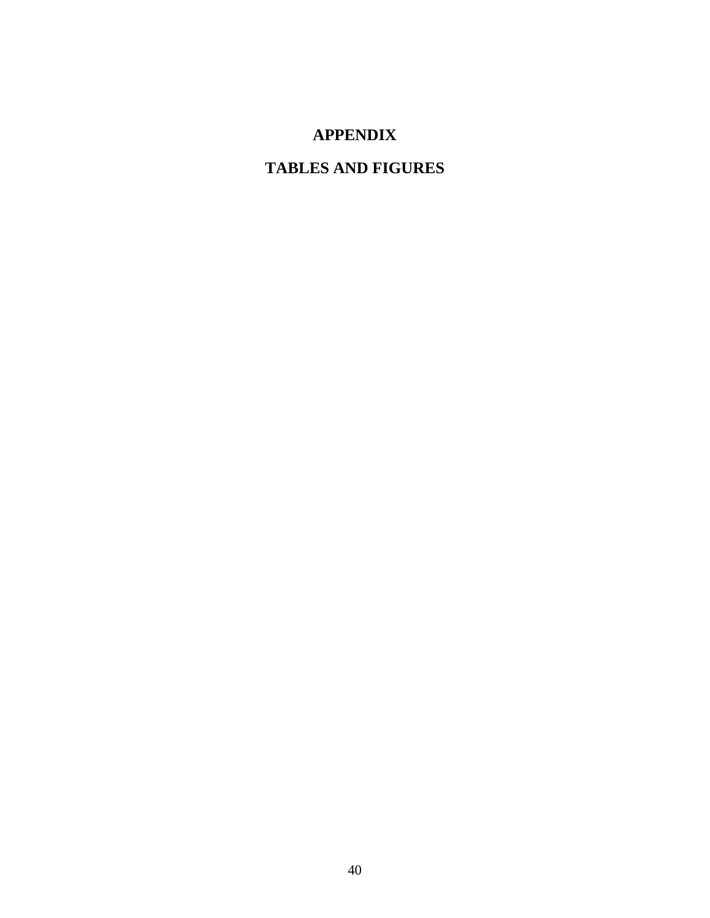# APPENDIX

## TABLES AND FIGURES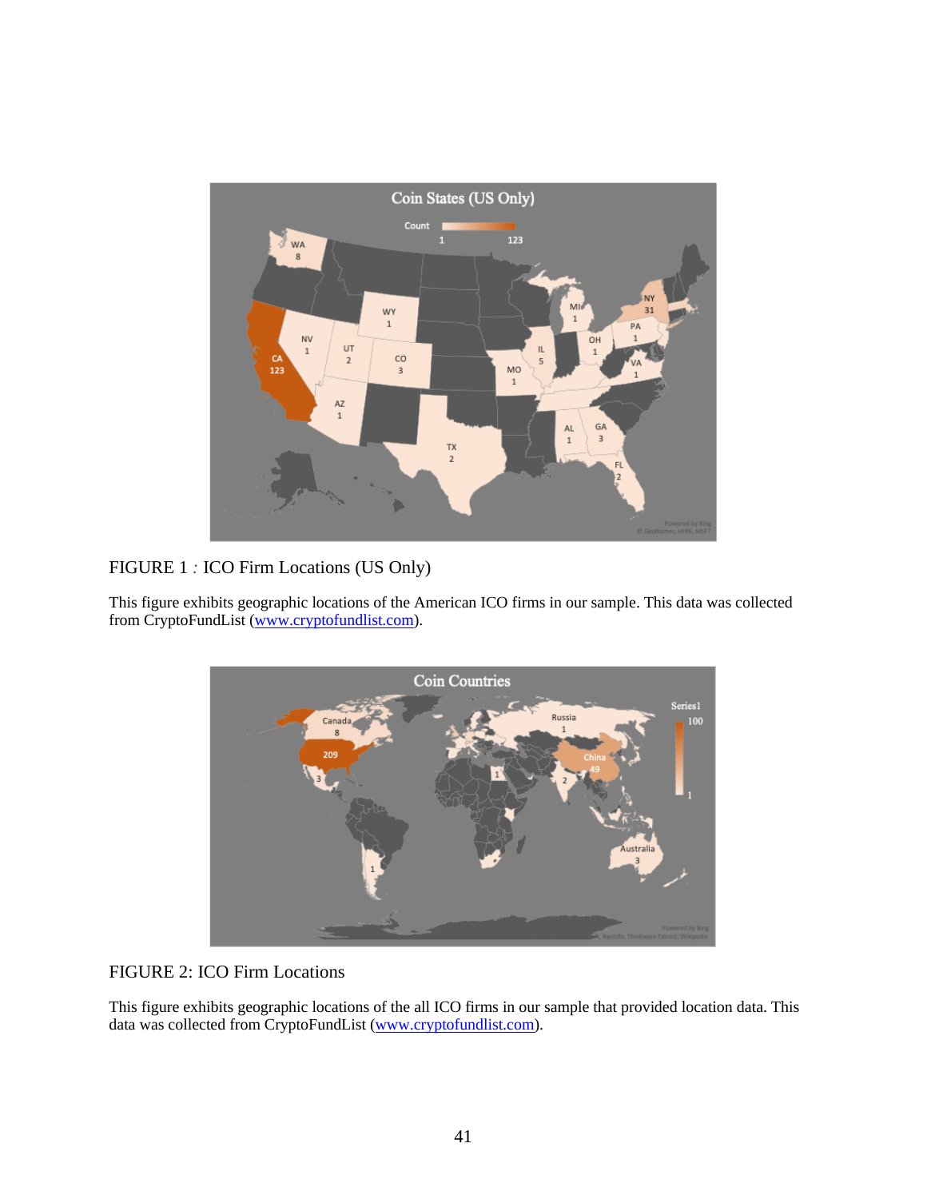FIGURE 1 *:* ICO Firm Locations (US Only)

This figure exhibits geographic locations of the American ICO firms in our sample. This data was collected from CryptoFundList (www.cryptofundlist.com).

FIGURE 2: ICO Firm Locations

This figure exhibits geographic locations of the all ICO firms in our sample that provided location data. This data was collected from CryptoFundList (www.cryptofundlist.com).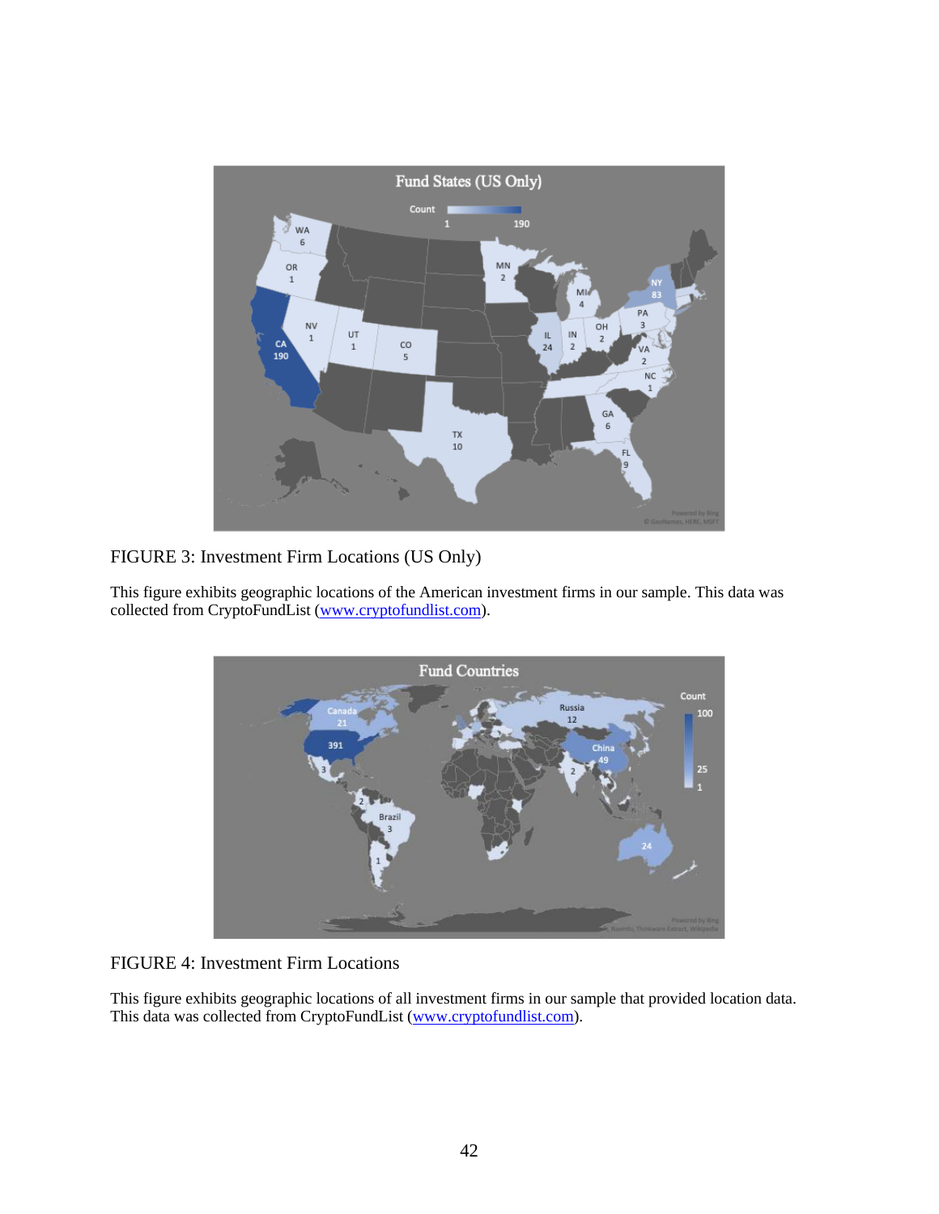FIGURE 3: Investment Firm Locations (US Only)

This figure exhibits geographic locations of the American investment firms in our sample. This data was collected from CryptoFundList (www.cryptofundlist.com).

FIGURE 4: Investment Firm Locations

This figure exhibits geographic locations of all investment firms in our sample that provided location data. This data was collected from CryptoFundList (www.cryptofundlist.com).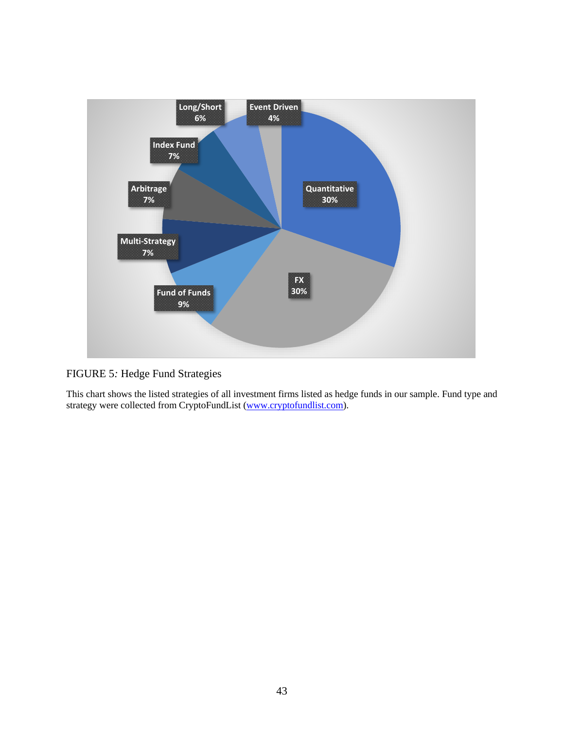FIGURE 5: Hedge Fund Strategies

This chart shows the listed strategies of all investment firms listed as hedge funds in our sample. Fund type and strategy were collected from CryptoFundList (www.cryptofundlist.com).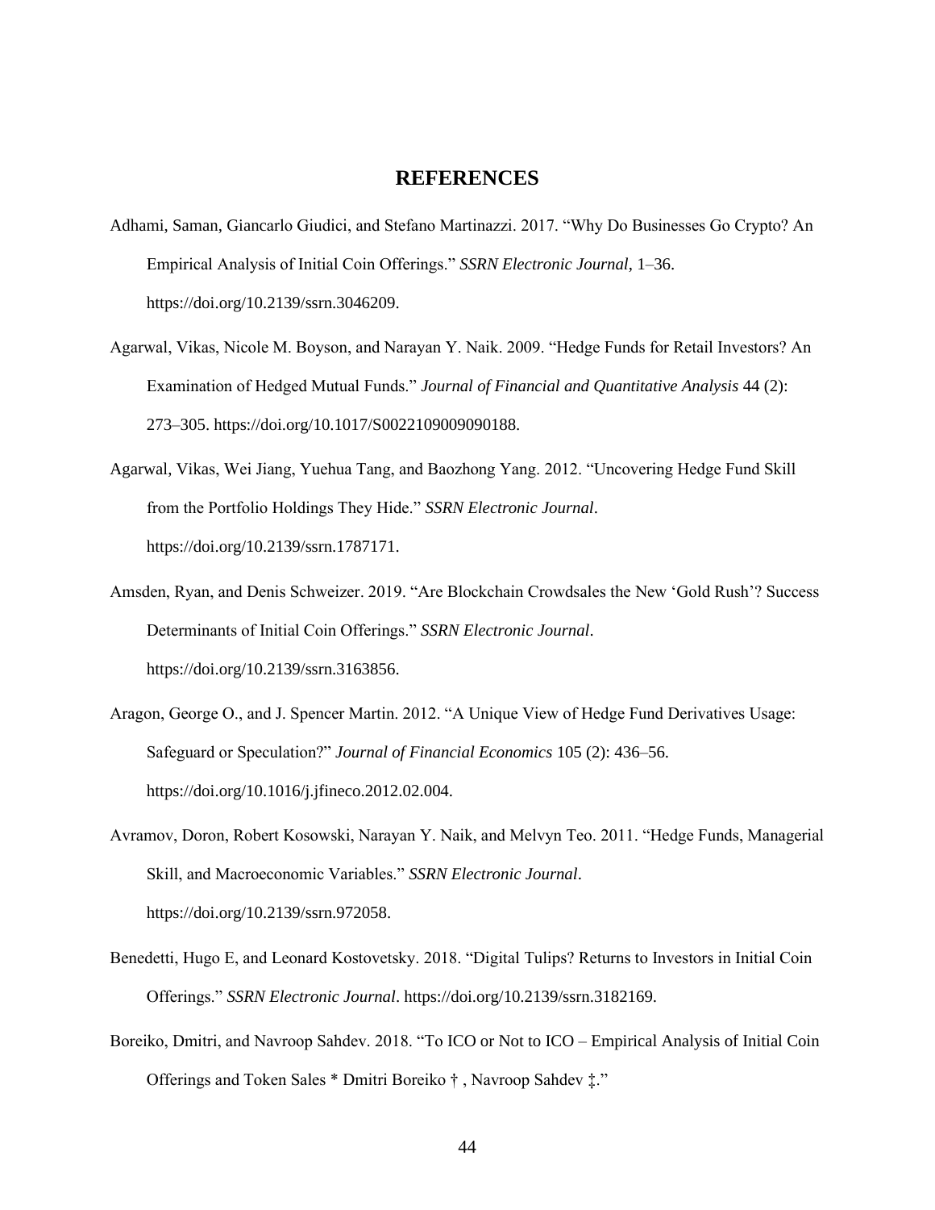# REFERENCES

Adhami, Saman, Giancarlo Giudici, and Stefano Martinazzi. 2017. “Why Do Businesses Go Crypto? An Empirical Analysis of Initial Coin Offerings.” *SSRN Electronic Journal*, 1–36. https://doi.org/10.2139/ssrn.3046209.

Agarwal, Vikas, Nicole M. Boyson, and Narayan Y. Naik. 2009. “Hedge Funds for Retail Investors? An Examination of Hedged Mutual Funds.” *Journal of Financial and Quantitative Analysis* 44 (2): 273–305. https://doi.org/10.1017/S0022109009090188.

Agarwal, Vikas, Wei Jiang, Yuehua Tang, and Baozhong Yang. 2012. “Uncovering Hedge Fund Skill from the Portfolio Holdings They Hide.” *SSRN Electronic Journal*. https://doi.org/10.2139/ssrn.1787171.

Amsden, Ryan, and Denis Schweizer. 2019. “Are Blockchain Crowdsales the New ‘Gold Rush’? Success Determinants of Initial Coin Offerings.” *SSRN Electronic Journal*. https://doi.org/10.2139/ssrn.3163856.

Aragon, George O., and J. Spencer Martin. 2012. “A Unique View of Hedge Fund Derivatives Usage: Safeguard or Speculation?” *Journal of Financial Economics* 105 (2): 436–56. https://doi.org/10.1016/j.jfineco.2012.02.004.

Avramov, Doron, Robert Kosowski, Narayan Y. Naik, and Melvyn Teo. 2011. “Hedge Funds, Managerial Skill, and Macroeconomic Variables.” *SSRN Electronic Journal*. https://doi.org/10.2139/ssrn.972058.

Benedetti, Hugo E, and Leonard Kostovetsky. 2018. “Digital Tulips? Returns to Investors in Initial Coin Offerings.” *SSRN Electronic Journal*. https://doi.org/10.2139/ssrn.3182169.

Boreiko, Dmitri, and Navroop Sahdev. 2018. “To ICO or Not to ICO – Empirical Analysis of Initial Coin Offerings and Token Sales * Dmitri Boreiko † , Navroop Sahdev ‡.”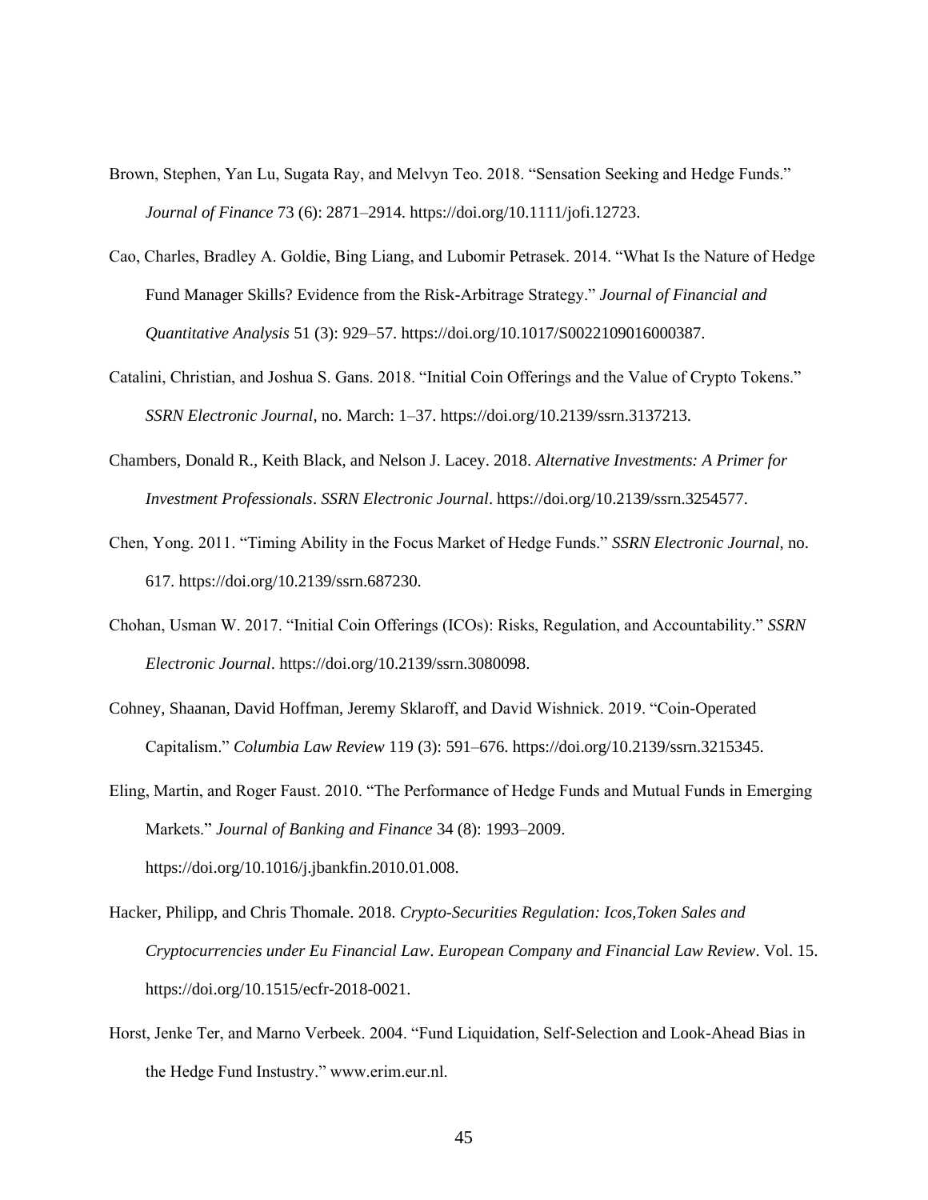Brown, Stephen, Yan Lu, Sugata Ray, and Melvyn Teo. 2018. "Sensation Seeking and Hedge Funds." *Journal of Finance* 73 (6): 2871–2914. https://doi.org/10.1111/jofi.12723.

Cao, Charles, Bradley A. Goldie, Bing Liang, and Lubomir Petrasek. 2014. "What Is the Nature of Hedge Fund Manager Skills? Evidence from the Risk-Arbitrage Strategy." *Journal of Financial and Quantitative Analysis* 51 (3): 929–57. https://doi.org/10.1017/S0022109016000387.

Catalini, Christian, and Joshua S. Gans. 2018. "Initial Coin Offerings and the Value of Crypto Tokens." *SSRN Electronic Journal*, no. March: 1–37. https://doi.org/10.2139/ssrn.3137213.

Chambers, Donald R., Keith Black, and Nelson J. Lacey. 2018. *Alternative Investments: A Primer for Investment Professionals*. *SSRN Electronic Journal*. https://doi.org/10.2139/ssrn.3254577.

Chen, Yong. 2011. "Timing Ability in the Focus Market of Hedge Funds." *SSRN Electronic Journal*, no. 617. https://doi.org/10.2139/ssrn.687230.

Chohan, Usman W. 2017. "Initial Coin Offerings (ICOs): Risks, Regulation, and Accountability." *SSRN Electronic Journal*. https://doi.org/10.2139/ssrn.3080098.

Cohney, Shaanan, David Hoffman, Jeremy Sklaroff, and David Wishnick. 2019. "Coin-Operated Capitalism." *Columbia Law Review* 119 (3): 591–676. https://doi.org/10.2139/ssrn.3215345.

Eling, Martin, and Roger Faust. 2010. "The Performance of Hedge Funds and Mutual Funds in Emerging Markets." *Journal of Banking and Finance* 34 (8): 1993–2009. https://doi.org/10.1016/j.jbankfin.2010.01.008.

Hacker, Philipp, and Chris Thomale. 2018. *Crypto-Securities Regulation: Icos,Token Sales and Cryptocurrencies under Eu Financial Law*. *European Company and Financial Law Review*. Vol. 15. https://doi.org/10.1515/ecfr-2018-0021.

Horst, Jenke Ter, and Marno Verbeek. 2004. "Fund Liquidation, Self-Selection and Look-Ahead Bias in the Hedge Fund Instustry." www.erim.eur.nl.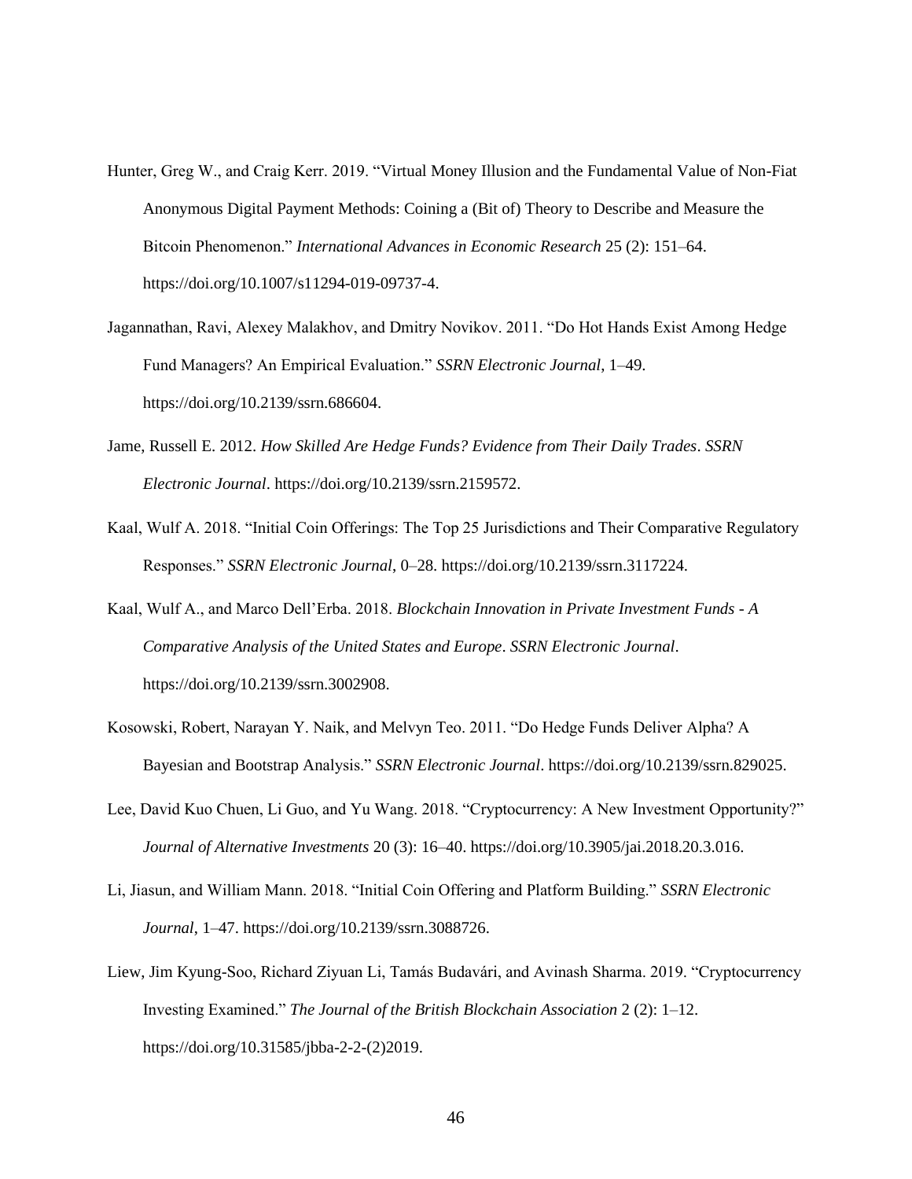Hunter, Greg W., and Craig Kerr. 2019. "Virtual Money Illusion and the Fundamental Value of Non-Fiat Anonymous Digital Payment Methods: Coining a (Bit of) Theory to Describe and Measure the Bitcoin Phenomenon." *International Advances in Economic Research* 25 (2): 151–64. https://doi.org/10.1007/s11294-019-09737-4.

Jagannathan, Ravi, Alexey Malakhov, and Dmitry Novikov. 2011. "Do Hot Hands Exist Among Hedge Fund Managers? An Empirical Evaluation." *SSRN Electronic Journal*, 1–49. https://doi.org/10.2139/ssrn.686604.

Jame, Russell E. 2012. *How Skilled Are Hedge Funds? Evidence from Their Daily Trades*. *SSRN Electronic Journal*. https://doi.org/10.2139/ssrn.2159572.

Kaal, Wulf A. 2018. "Initial Coin Offerings: The Top 25 Jurisdictions and Their Comparative Regulatory Responses." *SSRN Electronic Journal*, 0–28. https://doi.org/10.2139/ssrn.3117224.

Kaal, Wulf A., and Marco Dell'Erba. 2018. *Blockchain Innovation in Private Investment Funds - A Comparative Analysis of the United States and Europe*. *SSRN Electronic Journal*. https://doi.org/10.2139/ssrn.3002908.

Kosowski, Robert, Narayan Y. Naik, and Melvyn Teo. 2011. "Do Hedge Funds Deliver Alpha? A Bayesian and Bootstrap Analysis." *SSRN Electronic Journal*. https://doi.org/10.2139/ssrn.829025.

Lee, David Kuo Chuen, Li Guo, and Yu Wang. 2018. "Cryptocurrency: A New Investment Opportunity?" *Journal of Alternative Investments* 20 (3): 16–40. https://doi.org/10.3905/jai.2018.20.3.016.

Li, Jiasun, and William Mann. 2018. "Initial Coin Offering and Platform Building." *SSRN Electronic Journal*, 1–47. https://doi.org/10.2139/ssrn.3088726.

Liew, Jim Kyung-Soo, Richard Ziyuan Li, Tamás Budavári, and Avinash Sharma. 2019. "Cryptocurrency Investing Examined." *The Journal of the British Blockchain Association* 2 (2): 1–12. https://doi.org/10.31585/jbba-2-2-(2)2019.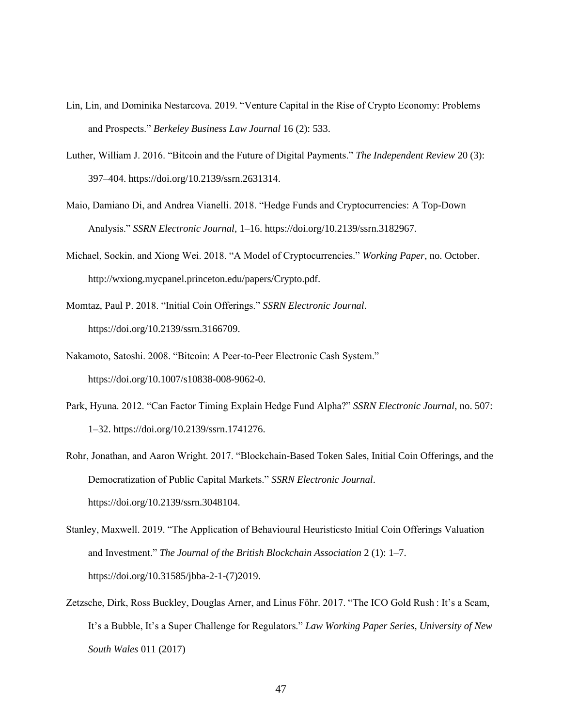Lin, Lin, and Dominika Nestarcova. 2019. "Venture Capital in the Rise of Crypto Economy: Problems and Prospects." *Berkeley Business Law Journal* 16 (2): 533.

Luther, William J. 2016. "Bitcoin and the Future of Digital Payments." *The Independent Review* 20 (3): 397–404. https://doi.org/10.2139/ssrn.2631314.

Maio, Damiano Di, and Andrea Vianelli. 2018. "Hedge Funds and Cryptocurrencies: A Top-Down Analysis." *SSRN Electronic Journal*, 1–16. https://doi.org/10.2139/ssrn.3182967.

Michael, Sockin, and Xiong Wei. 2018. "A Model of Cryptocurrencies." *Working Paper*, no. October. http://wxiong.mycpanel.princeton.edu/papers/Crypto.pdf.

Momtaz, Paul P. 2018. "Initial Coin Offerings." *SSRN Electronic Journal*. https://doi.org/10.2139/ssrn.3166709.

Nakamoto, Satoshi. 2008. "Bitcoin: A Peer-to-Peer Electronic Cash System." https://doi.org/10.1007/s10838-008-9062-0.

Park, Hyuna. 2012. "Can Factor Timing Explain Hedge Fund Alpha?" *SSRN Electronic Journal*, no. 507: 1–32. https://doi.org/10.2139/ssrn.1741276.

Rohr, Jonathan, and Aaron Wright. 2017. "Blockchain-Based Token Sales, Initial Coin Offerings, and the Democratization of Public Capital Markets." *SSRN Electronic Journal*. https://doi.org/10.2139/ssrn.3048104.

Stanley, Maxwell. 2019. "The Application of Behavioural Heuristicsto Initial Coin Offerings Valuation and Investment." *The Journal of the British Blockchain Association* 2 (1): 1–7. https://doi.org/10.31585/jbba-2-1-(7)2019.

Zetzsche, Dirk, Ross Buckley, Douglas Arner, and Linus Föhr. 2017. "The ICO Gold Rush : It's a Scam, It's a Bubble, It's a Super Challenge for Regulators." *Law Working Paper Series, University of New South Wales* 011 (2017)